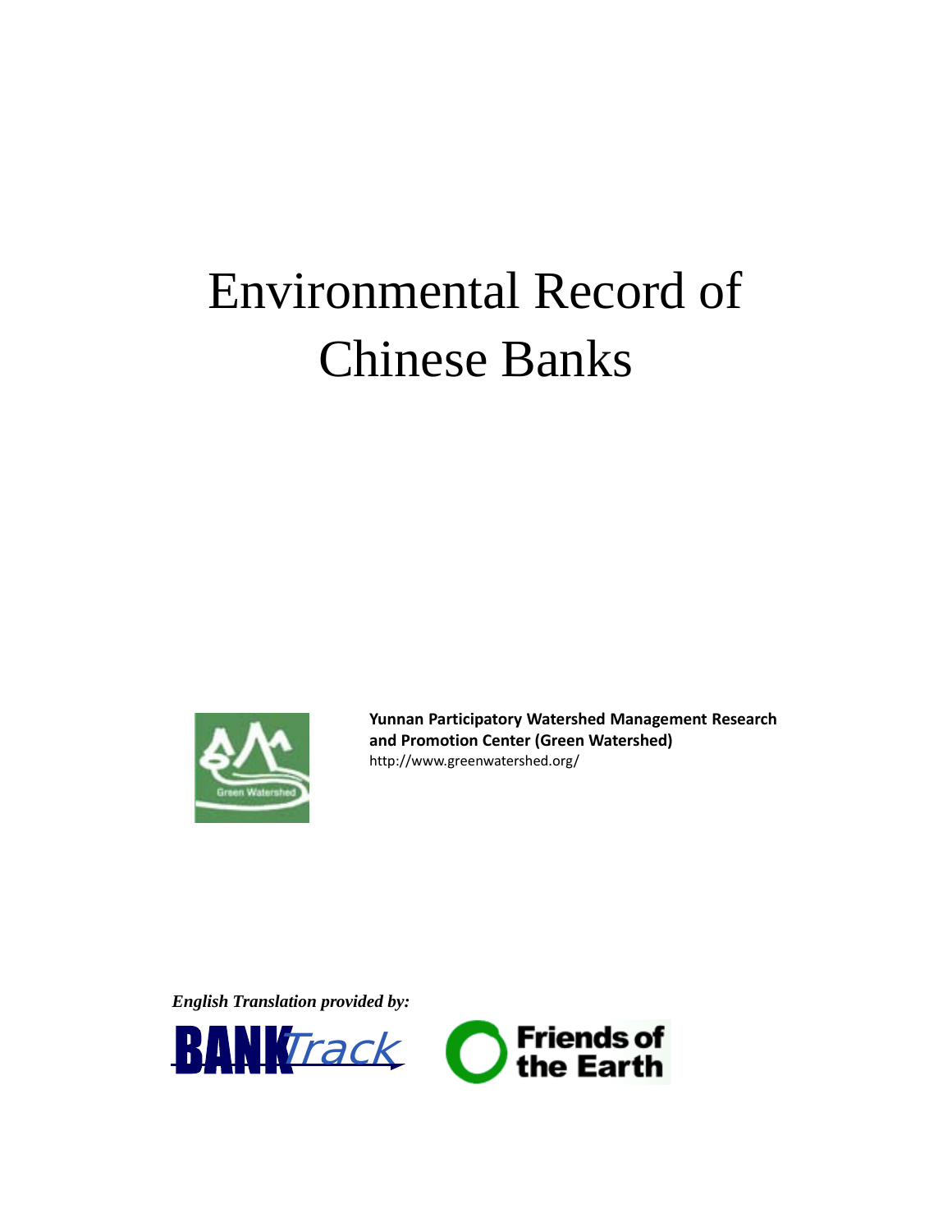# Environmental Record of Chinese Banks

**Yunnan Participatory Watershed Management Research and Promotion Center (Green Watershed)**
http://www.greenwatershed.org/

***English Translation provided by:***

BANKTrack

Friends of the Earth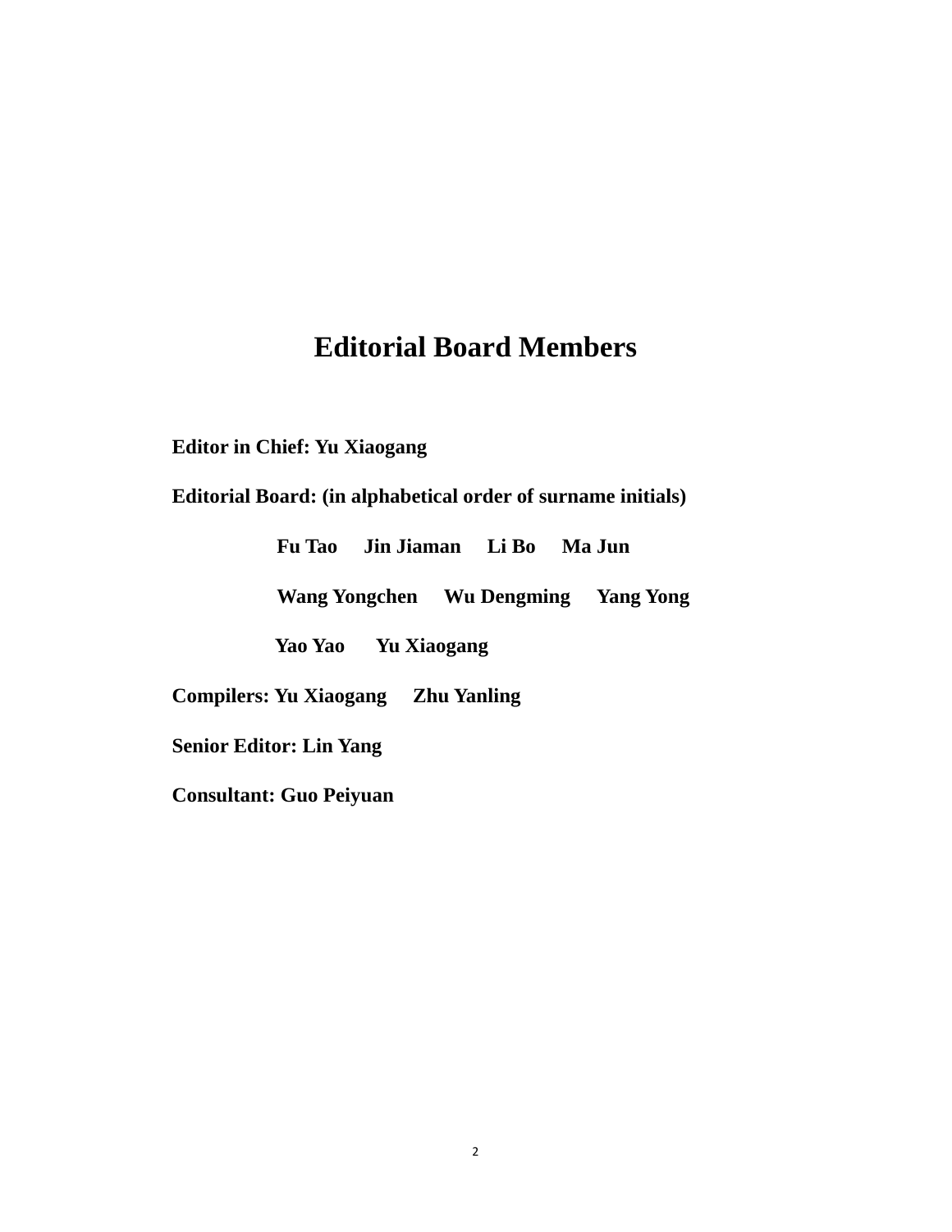# Editorial Board Members

**Editor in Chief: Yu Xiaogang**

**Editorial Board: (in alphabetical order of surname initials)**

**Fu Tao Jin Jiaman Li Bo Ma Jun**

**Wang Yongchen Wu Dengming Yang Yong**

**Yao Yao Yu Xiaogang**

**Compilers: Yu Xiaogang Zhu Yanling**

**Senior Editor: Lin Yang**

**Consultant: Guo Peiyuan**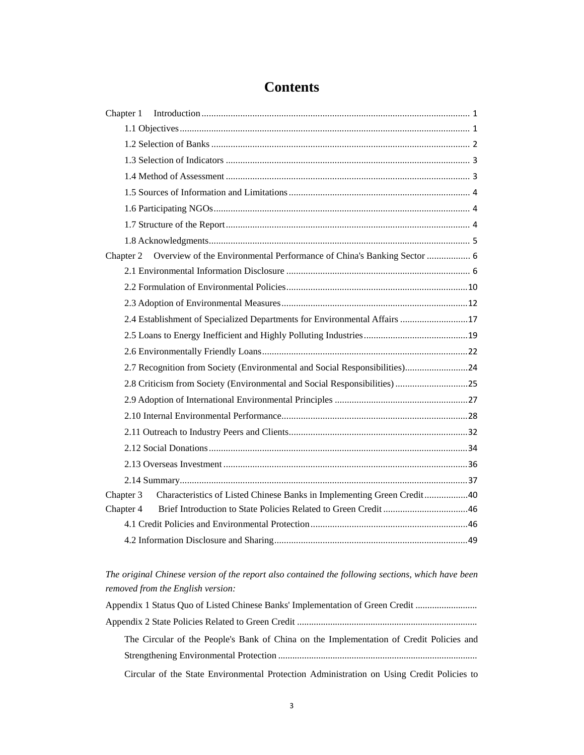# Contents

Chapter 1 Introduction ........ 1

- 1.1 Objectives ........ 1
- 1.2 Selection of Banks ........ 2
- 1.3 Selection of Indicators ........ 3
- 1.4 Method of Assessment ........ 3
- 1.5 Sources of Information and Limitations ........ 4
- 1.6 Participating NGOs ........ 4
- 1.7 Structure of the Report ........ 4
- 1.8 Acknowledgments ........ 5

Chapter 2 Overview of the Environmental Performance of China's Banking Sector ........ 6

- 2.1 Environmental Information Disclosure ........ 6
- 2.2 Formulation of Environmental Policies ........ 10
- 2.3 Adoption of Environmental Measures ........ 12
- 2.4 Establishment of Specialized Departments for Environmental Affairs ........ 17
- 2.5 Loans to Energy Inefficient and Highly Polluting Industries ........ 19
- 2.6 Environmentally Friendly Loans ........ 22
- 2.7 Recognition from Society (Environmental and Social Responsibilities) ........ 24
- 2.8 Criticism from Society (Environmental and Social Responsibilities) ........ 25
- 2.9 Adoption of International Environmental Principles ........ 27
- 2.10 Internal Environmental Performance ........ 28
- 2.11 Outreach to Industry Peers and Clients ........ 32
- 2.12 Social Donations ........ 34
- 2.13 Overseas Investment ........ 36
- 2.14 Summary ........ 37

Chapter 3 Characteristics of Listed Chinese Banks in Implementing Green Credit ........ 40

Chapter 4 Brief Introduction to State Policies Related to Green Credit ........ 46

- 4.1 Credit Policies and Environmental Protection ........ 46
- 4.2 Information Disclosure and Sharing ........ 49

*The original Chinese version of the report also contained the following sections, which have been removed from the English version:*

Appendix 1 Status Quo of Listed Chinese Banks' Implementation of Green Credit ........

Appendix 2 State Policies Related to Green Credit ........

- The Circular of the People's Bank of China on the Implementation of Credit Policies and Strengthening Environmental Protection ........
- Circular of the State Environmental Protection Administration on Using Credit Policies to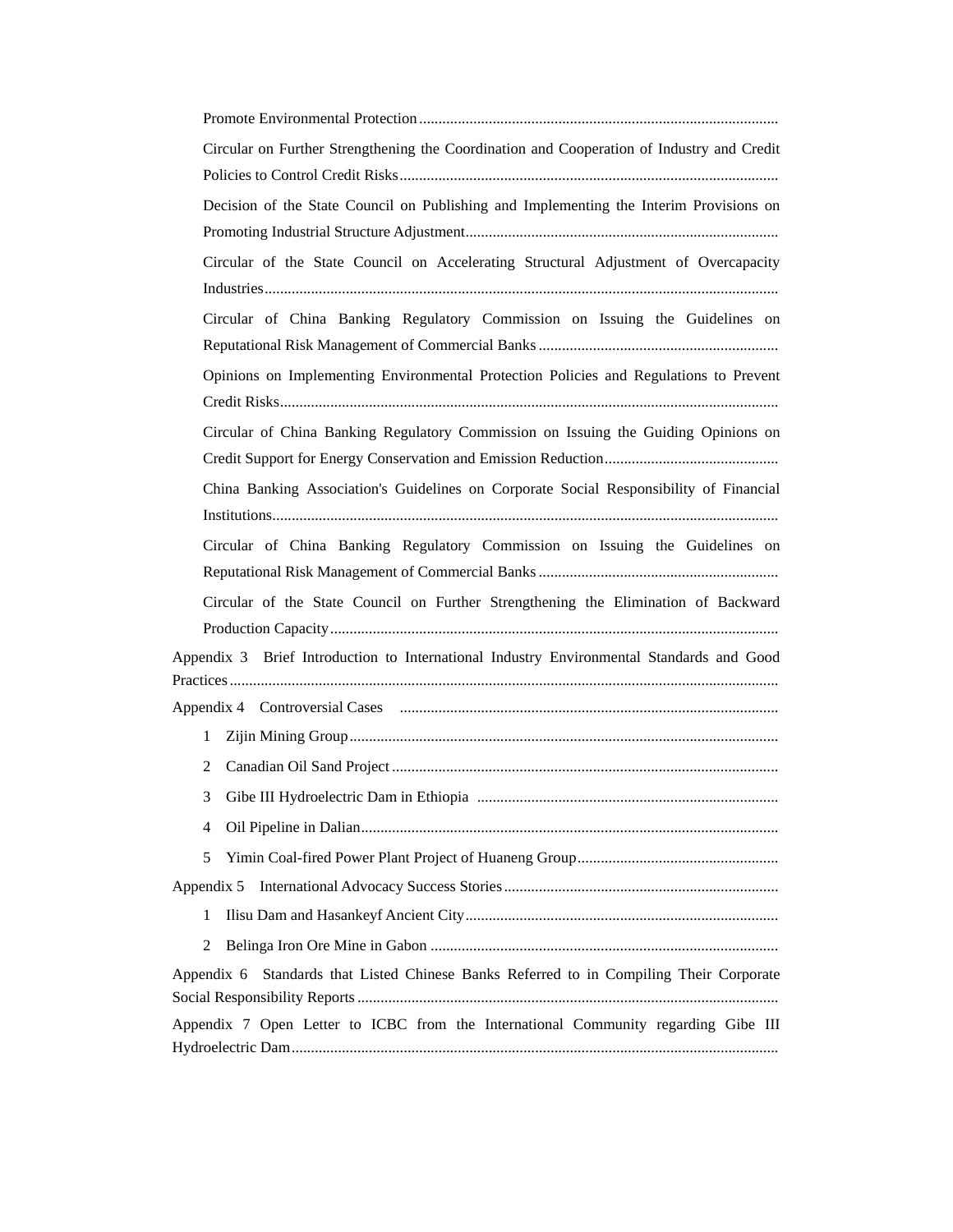- Promote Environmental Protection
- Circular on Further Strengthening the Coordination and Cooperation of Industry and Credit Policies to Control Credit Risks
- Decision of the State Council on Publishing and Implementing the Interim Provisions on Promoting Industrial Structure Adjustment
- Circular of the State Council on Accelerating Structural Adjustment of Overcapacity Industries
- Circular of China Banking Regulatory Commission on Issuing the Guidelines on Reputational Risk Management of Commercial Banks
- Opinions on Implementing Environmental Protection Policies and Regulations to Prevent Credit Risks
- Circular of China Banking Regulatory Commission on Issuing the Guiding Opinions on Credit Support for Energy Conservation and Emission Reduction
- China Banking Association's Guidelines on Corporate Social Responsibility of Financial Institutions
- Circular of China Banking Regulatory Commission on Issuing the Guidelines on Reputational Risk Management of Commercial Banks
- Circular of the State Council on Further Strengthening the Elimination of Backward Production Capacity

Appendix 3 Brief Introduction to International Industry Environmental Standards and Good Practices

Appendix 4 Controversial Cases

1. Zijin Mining Group
2. Canadian Oil Sand Project
3. Gibe III Hydroelectric Dam in Ethiopia
4. Oil Pipeline in Dalian
5. Yimin Coal-fired Power Plant Project of Huaneng Group

Appendix 5 International Advocacy Success Stories

1. Ilisu Dam and Hasankeyf Ancient City
2. Belinga Iron Ore Mine in Gabon

Appendix 6 Standards that Listed Chinese Banks Referred to in Compiling Their Corporate Social Responsibility Reports

Appendix 7 Open Letter to ICBC from the International Community regarding Gibe III Hydroelectric Dam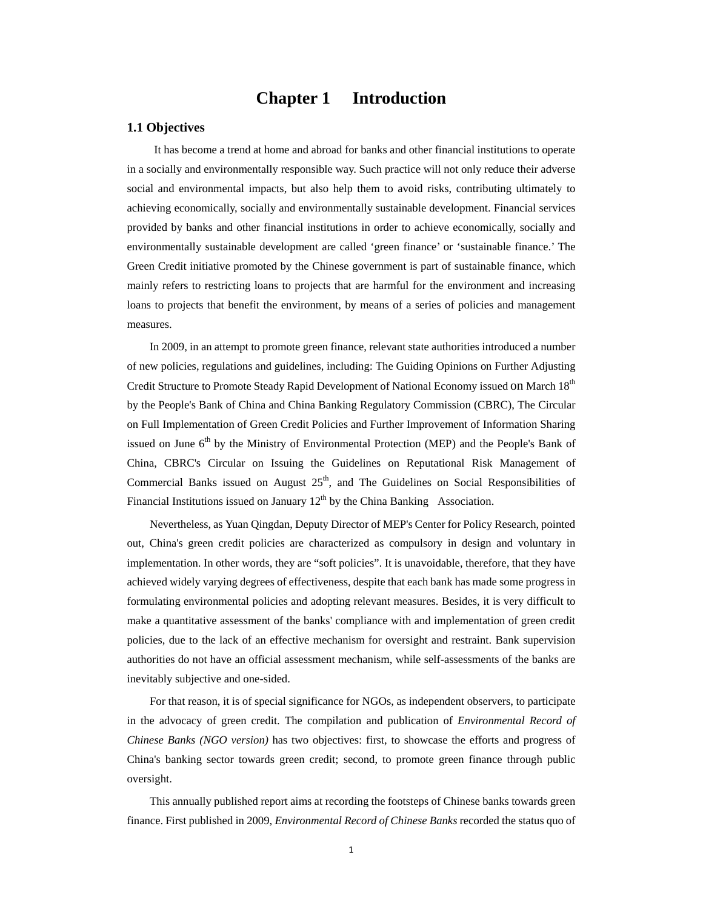# Chapter 1 Introduction

## 1.1 Objectives

It has become a trend at home and abroad for banks and other financial institutions to operate in a socially and environmentally responsible way. Such practice will not only reduce their adverse social and environmental impacts, but also help them to avoid risks, contributing ultimately to achieving economically, socially and environmentally sustainable development. Financial services provided by banks and other financial institutions in order to achieve economically, socially and environmentally sustainable development are called 'green finance' or 'sustainable finance.' The Green Credit initiative promoted by the Chinese government is part of sustainable finance, which mainly refers to restricting loans to projects that are harmful for the environment and increasing loans to projects that benefit the environment, by means of a series of policies and management measures.

In 2009, in an attempt to promote green finance, relevant state authorities introduced a number of new policies, regulations and guidelines, including: The Guiding Opinions on Further Adjusting Credit Structure to Promote Steady Rapid Development of National Economy issued on March 18th by the People's Bank of China and China Banking Regulatory Commission (CBRC), The Circular on Full Implementation of Green Credit Policies and Further Improvement of Information Sharing issued on June 6th by the Ministry of Environmental Protection (MEP) and the People's Bank of China, CBRC's Circular on Issuing the Guidelines on Reputational Risk Management of Commercial Banks issued on August 25th, and The Guidelines on Social Responsibilities of Financial Institutions issued on January 12th by the China Banking Association.

Nevertheless, as Yuan Qingdan, Deputy Director of MEP's Center for Policy Research, pointed out, China's green credit policies are characterized as compulsory in design and voluntary in implementation. In other words, they are "soft policies". It is unavoidable, therefore, that they have achieved widely varying degrees of effectiveness, despite that each bank has made some progress in formulating environmental policies and adopting relevant measures. Besides, it is very difficult to make a quantitative assessment of the banks' compliance with and implementation of green credit policies, due to the lack of an effective mechanism for oversight and restraint. Bank supervision authorities do not have an official assessment mechanism, while self-assessments of the banks are inevitably subjective and one-sided.

For that reason, it is of special significance for NGOs, as independent observers, to participate in the advocacy of green credit. The compilation and publication of *Environmental Record of Chinese Banks (NGO version)* has two objectives: first, to showcase the efforts and progress of China's banking sector towards green credit; second, to promote green finance through public oversight.

This annually published report aims at recording the footsteps of Chinese banks towards green finance. First published in 2009, *Environmental Record of Chinese Banks* recorded the status quo of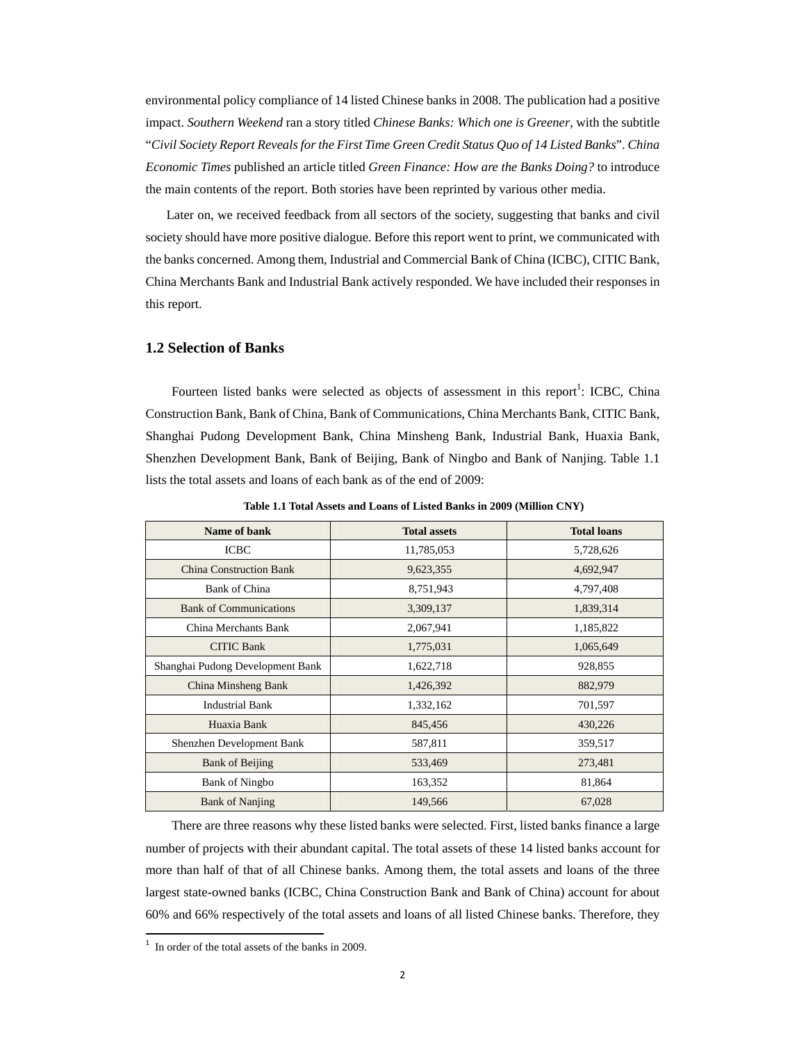environmental policy compliance of 14 listed Chinese banks in 2008. The publication had a positive impact. *Southern Weekend* ran a story titled *Chinese Banks: Which one is Greener*, with the subtitle "*Civil Society Report Reveals for the First Time Green Credit Status Quo of 14 Listed Banks*". *China Economic Times* published an article titled *Green Finance: How are the Banks Doing?* to introduce the main contents of the report. Both stories have been reprinted by various other media.

Later on, we received feedback from all sectors of the society, suggesting that banks and civil society should have more positive dialogue. Before this report went to print, we communicated with the banks concerned. Among them, Industrial and Commercial Bank of China (ICBC), CITIC Bank, China Merchants Bank and Industrial Bank actively responded. We have included their responses in this report.

## 1.2 Selection of Banks

Fourteen listed banks were selected as objects of assessment in this report[1]: ICBC, China Construction Bank, Bank of China, Bank of Communications, China Merchants Bank, CITIC Bank, Shanghai Pudong Development Bank, China Minsheng Bank, Industrial Bank, Huaxia Bank, Shenzhen Development Bank, Bank of Beijing, Bank of Ningbo and Bank of Nanjing. Table 1.1 lists the total assets and loans of each bank as of the end of 2009:

**Table 1.1 Total Assets and Loans of Listed Banks in 2009 (Million CNY)**

| Name of bank | Total assets | Total loans |
|---|---|---|
| ICBC | 11,785,053 | 5,728,626 |
| China Construction Bank | 9,623,355 | 4,692,947 |
| Bank of China | 8,751,943 | 4,797,408 |
| Bank of Communications | 3,309,137 | 1,839,314 |
| China Merchants Bank | 2,067,941 | 1,185,822 |
| CITIC Bank | 1,775,031 | 1,065,649 |
| Shanghai Pudong Development Bank | 1,622,718 | 928,855 |
| China Minsheng Bank | 1,426,392 | 882,979 |
| Industrial Bank | 1,332,162 | 701,597 |
| Huaxia Bank | 845,456 | 430,226 |
| Shenzhen Development Bank | 587,811 | 359,517 |
| Bank of Beijing | 533,469 | 273,481 |
| Bank of Ningbo | 163,352 | 81,864 |
| Bank of Nanjing | 149,566 | 67,028 |

There are three reasons why these listed banks were selected. First, listed banks finance a large number of projects with their abundant capital. The total assets of these 14 listed banks account for more than half of that of all Chinese banks. Among them, the total assets and loans of the three largest state-owned banks (ICBC, China Construction Bank and Bank of China) account for about 60% and 66% respectively of the total assets and loans of all listed Chinese banks. Therefore, they

[1] In order of the total assets of the banks in 2009.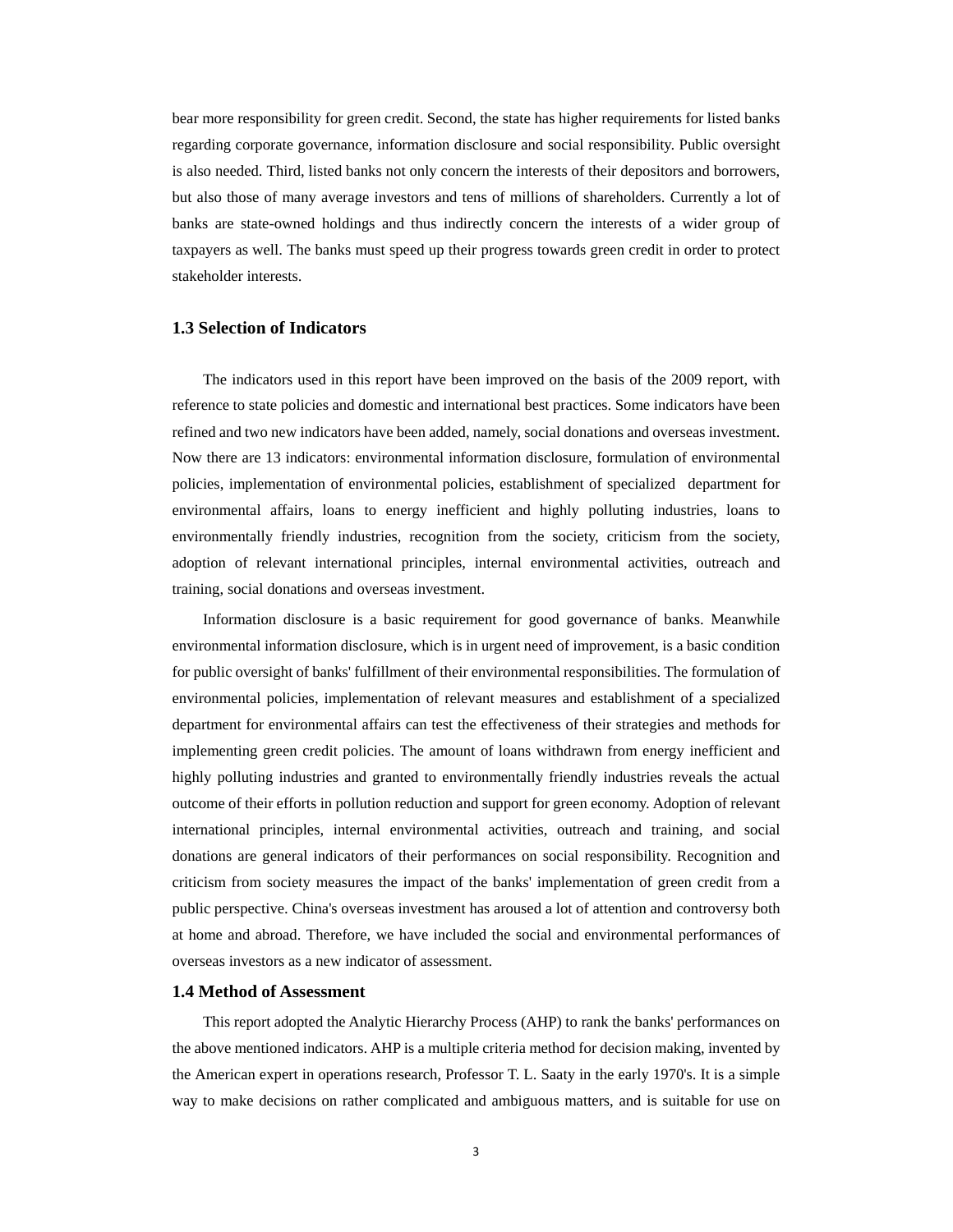bear more responsibility for green credit. Second, the state has higher requirements for listed banks regarding corporate governance, information disclosure and social responsibility. Public oversight is also needed. Third, listed banks not only concern the interests of their depositors and borrowers, but also those of many average investors and tens of millions of shareholders. Currently a lot of banks are state-owned holdings and thus indirectly concern the interests of a wider group of taxpayers as well. The banks must speed up their progress towards green credit in order to protect stakeholder interests.

### 1.3 Selection of Indicators

The indicators used in this report have been improved on the basis of the 2009 report, with reference to state policies and domestic and international best practices. Some indicators have been refined and two new indicators have been added, namely, social donations and overseas investment. Now there are 13 indicators: environmental information disclosure, formulation of environmental policies, implementation of environmental policies, establishment of specialized department for environmental affairs, loans to energy inefficient and highly polluting industries, loans to environmentally friendly industries, recognition from the society, criticism from the society, adoption of relevant international principles, internal environmental activities, outreach and training, social donations and overseas investment.

Information disclosure is a basic requirement for good governance of banks. Meanwhile environmental information disclosure, which is in urgent need of improvement, is a basic condition for public oversight of banks' fulfillment of their environmental responsibilities. The formulation of environmental policies, implementation of relevant measures and establishment of a specialized department for environmental affairs can test the effectiveness of their strategies and methods for implementing green credit policies. The amount of loans withdrawn from energy inefficient and highly polluting industries and granted to environmentally friendly industries reveals the actual outcome of their efforts in pollution reduction and support for green economy. Adoption of relevant international principles, internal environmental activities, outreach and training, and social donations are general indicators of their performances on social responsibility. Recognition and criticism from society measures the impact of the banks' implementation of green credit from a public perspective. China's overseas investment has aroused a lot of attention and controversy both at home and abroad. Therefore, we have included the social and environmental performances of overseas investors as a new indicator of assessment.

### 1.4 Method of Assessment

This report adopted the Analytic Hierarchy Process (AHP) to rank the banks' performances on the above mentioned indicators. AHP is a multiple criteria method for decision making, invented by the American expert in operations research, Professor T. L. Saaty in the early 1970's. It is a simple way to make decisions on rather complicated and ambiguous matters, and is suitable for use on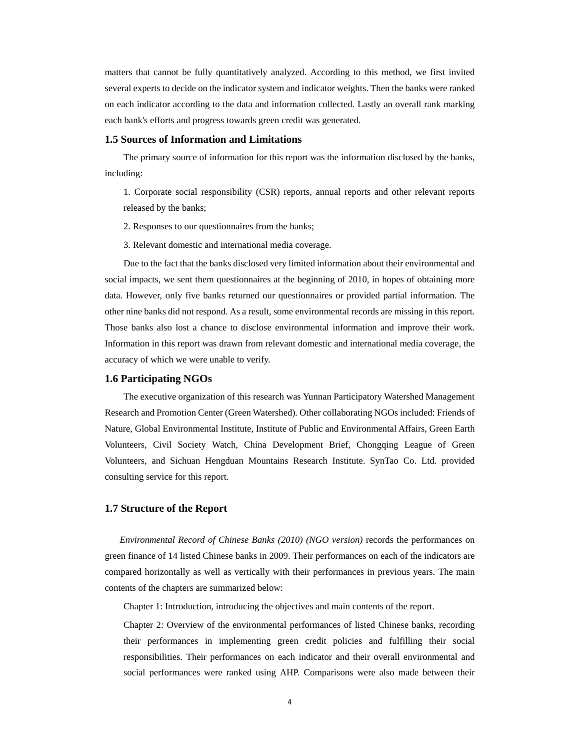matters that cannot be fully quantitatively analyzed. According to this method, we first invited several experts to decide on the indicator system and indicator weights. Then the banks were ranked on each indicator according to the data and information collected. Lastly an overall rank marking each bank's efforts and progress towards green credit was generated.

### 1.5 Sources of Information and Limitations

The primary source of information for this report was the information disclosed by the banks, including:

1. Corporate social responsibility (CSR) reports, annual reports and other relevant reports released by the banks;
2. Responses to our questionnaires from the banks;
3. Relevant domestic and international media coverage.

Due to the fact that the banks disclosed very limited information about their environmental and social impacts, we sent them questionnaires at the beginning of 2010, in hopes of obtaining more data. However, only five banks returned our questionnaires or provided partial information. The other nine banks did not respond. As a result, some environmental records are missing in this report. Those banks also lost a chance to disclose environmental information and improve their work. Information in this report was drawn from relevant domestic and international media coverage, the accuracy of which we were unable to verify.

### 1.6 Participating NGOs

The executive organization of this research was Yunnan Participatory Watershed Management Research and Promotion Center (Green Watershed). Other collaborating NGOs included: Friends of Nature, Global Environmental Institute, Institute of Public and Environmental Affairs, Green Earth Volunteers, Civil Society Watch, China Development Brief, Chongqing League of Green Volunteers, and Sichuan Hengduan Mountains Research Institute. SynTao Co. Ltd. provided consulting service for this report.

### 1.7 Structure of the Report

*Environmental Record of Chinese Banks (2010) (NGO version)* records the performances on green finance of 14 listed Chinese banks in 2009. Their performances on each of the indicators are compared horizontally as well as vertically with their performances in previous years. The main contents of the chapters are summarized below:

Chapter 1: Introduction, introducing the objectives and main contents of the report.

Chapter 2: Overview of the environmental performances of listed Chinese banks, recording their performances in implementing green credit policies and fulfilling their social responsibilities. Their performances on each indicator and their overall environmental and social performances were ranked using AHP. Comparisons were also made between their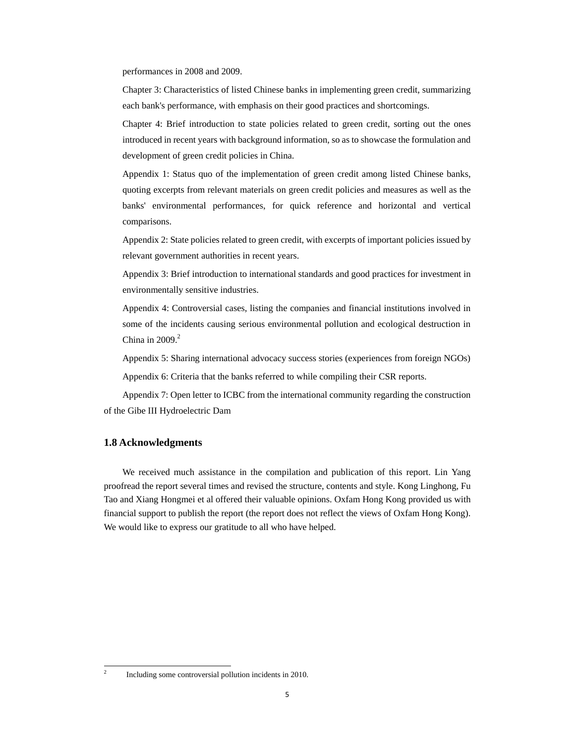performances in 2008 and 2009.

Chapter 3: Characteristics of listed Chinese banks in implementing green credit, summarizing each bank's performance, with emphasis on their good practices and shortcomings.

Chapter 4: Brief introduction to state policies related to green credit, sorting out the ones introduced in recent years with background information, so as to showcase the formulation and development of green credit policies in China.

Appendix 1: Status quo of the implementation of green credit among listed Chinese banks, quoting excerpts from relevant materials on green credit policies and measures as well as the banks' environmental performances, for quick reference and horizontal and vertical comparisons.

Appendix 2: State policies related to green credit, with excerpts of important policies issued by relevant government authorities in recent years.

Appendix 3: Brief introduction to international standards and good practices for investment in environmentally sensitive industries.

Appendix 4: Controversial cases, listing the companies and financial institutions involved in some of the incidents causing serious environmental pollution and ecological destruction in China in 2009.[2]

Appendix 5: Sharing international advocacy success stories (experiences from foreign NGOs)

Appendix 6: Criteria that the banks referred to while compiling their CSR reports.

Appendix 7: Open letter to ICBC from the international community regarding the construction of the Gibe III Hydroelectric Dam

## 1.8 Acknowledgments

We received much assistance in the compilation and publication of this report. Lin Yang proofread the report several times and revised the structure, contents and style. Kong Linghong, Fu Tao and Xiang Hongmei et al offered their valuable opinions. Oxfam Hong Kong provided us with financial support to publish the report (the report does not reflect the views of Oxfam Hong Kong). We would like to express our gratitude to all who have helped.

[2] Including some controversial pollution incidents in 2010.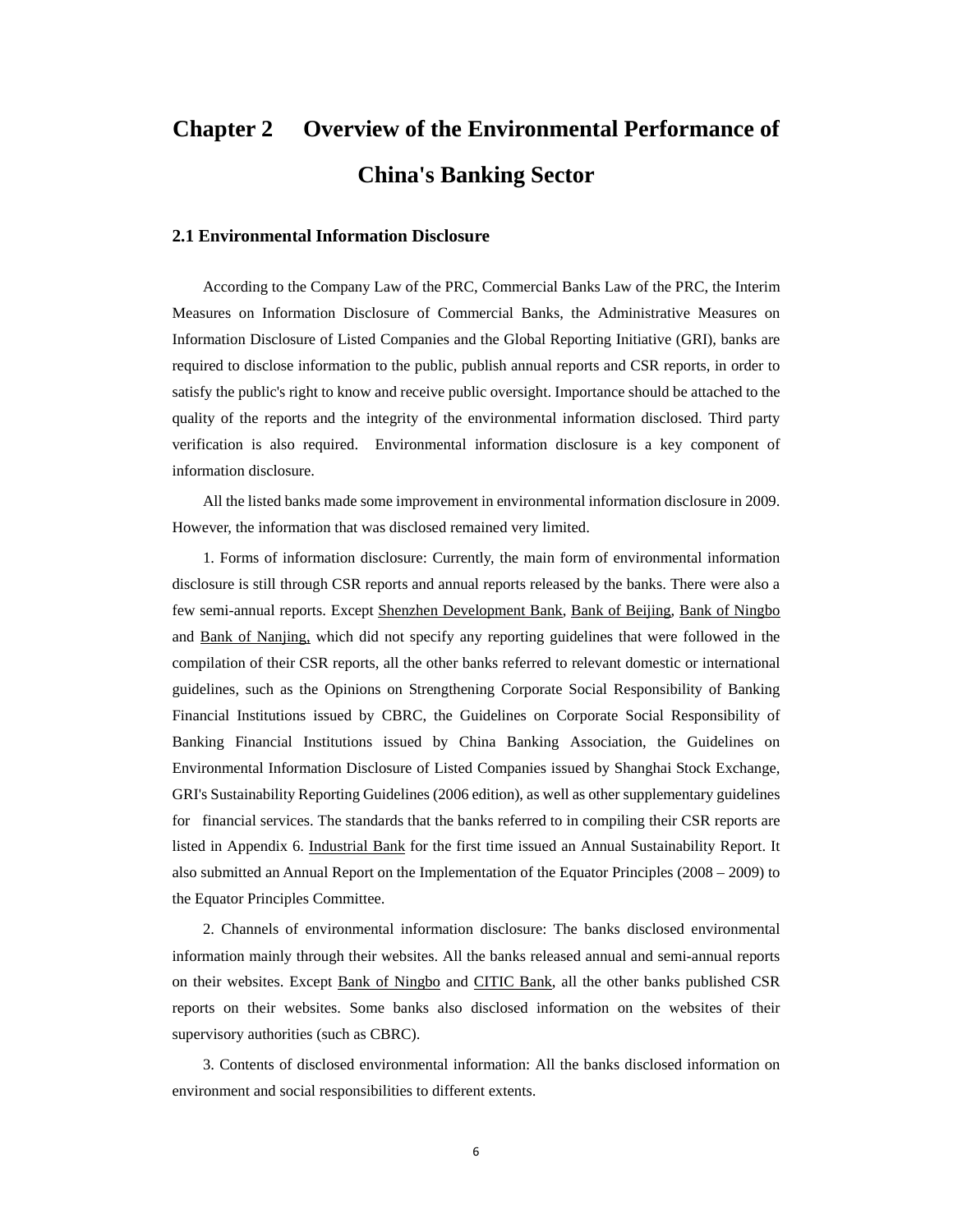# Chapter 2 Overview of the Environmental Performance of China's Banking Sector

## 2.1 Environmental Information Disclosure

According to the Company Law of the PRC, Commercial Banks Law of the PRC, the Interim Measures on Information Disclosure of Commercial Banks, the Administrative Measures on Information Disclosure of Listed Companies and the Global Reporting Initiative (GRI), banks are required to disclose information to the public, publish annual reports and CSR reports, in order to satisfy the public's right to know and receive public oversight. Importance should be attached to the quality of the reports and the integrity of the environmental information disclosed. Third party verification is also required. Environmental information disclosure is a key component of information disclosure.

All the listed banks made some improvement in environmental information disclosure in 2009. However, the information that was disclosed remained very limited.

1. Forms of information disclosure: Currently, the main form of environmental information disclosure is still through CSR reports and annual reports released by the banks. There were also a few semi-annual reports. Except Shenzhen Development Bank, Bank of Beijing, Bank of Ningbo and Bank of Nanjing, which did not specify any reporting guidelines that were followed in the compilation of their CSR reports, all the other banks referred to relevant domestic or international guidelines, such as the Opinions on Strengthening Corporate Social Responsibility of Banking Financial Institutions issued by CBRC, the Guidelines on Corporate Social Responsibility of Banking Financial Institutions issued by China Banking Association, the Guidelines on Environmental Information Disclosure of Listed Companies issued by Shanghai Stock Exchange, GRI's Sustainability Reporting Guidelines (2006 edition), as well as other supplementary guidelines for financial services. The standards that the banks referred to in compiling their CSR reports are listed in Appendix 6. Industrial Bank for the first time issued an Annual Sustainability Report. It also submitted an Annual Report on the Implementation of the Equator Principles (2008 – 2009) to the Equator Principles Committee.

2. Channels of environmental information disclosure: The banks disclosed environmental information mainly through their websites. All the banks released annual and semi-annual reports on their websites. Except Bank of Ningbo and CITIC Bank, all the other banks published CSR reports on their websites. Some banks also disclosed information on the websites of their supervisory authorities (such as CBRC).

3. Contents of disclosed environmental information: All the banks disclosed information on environment and social responsibilities to different extents.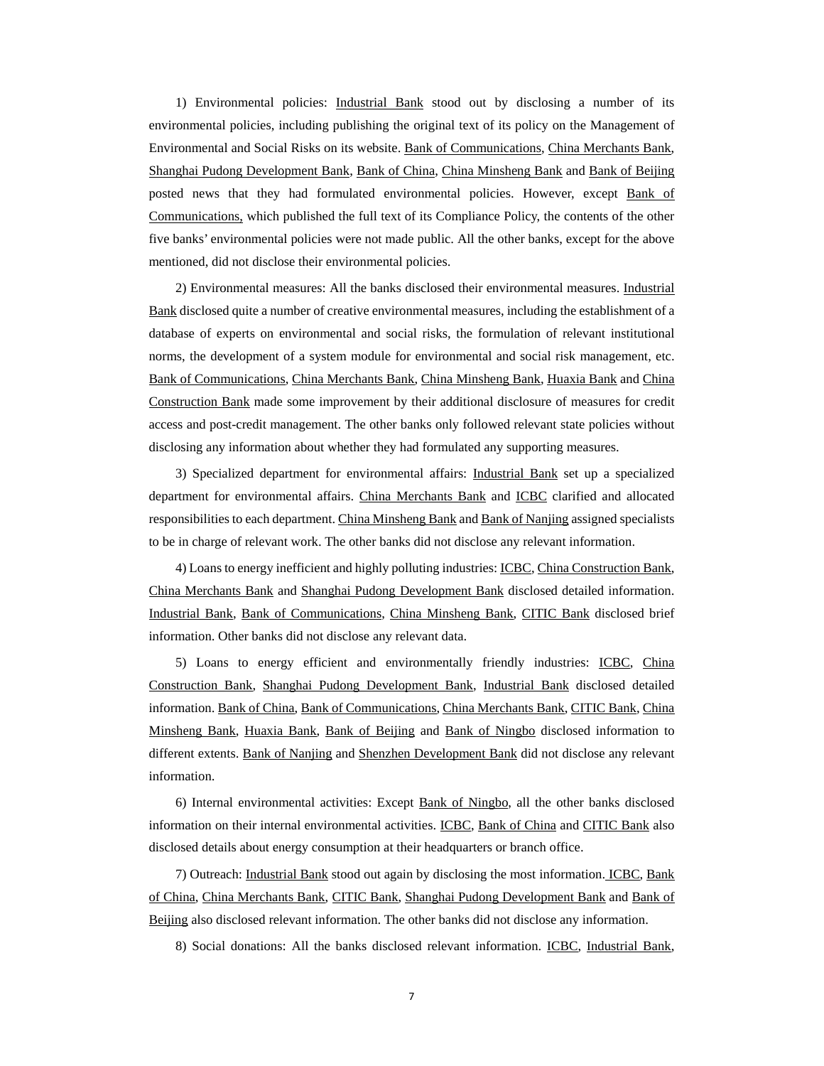1) Environmental policies: Industrial Bank stood out by disclosing a number of its environmental policies, including publishing the original text of its policy on the Management of Environmental and Social Risks on its website. Bank of Communications, China Merchants Bank, Shanghai Pudong Development Bank, Bank of China, China Minsheng Bank and Bank of Beijing posted news that they had formulated environmental policies. However, except Bank of Communications, which published the full text of its Compliance Policy, the contents of the other five banks' environmental policies were not made public. All the other banks, except for the above mentioned, did not disclose their environmental policies.

2) Environmental measures: All the banks disclosed their environmental measures. Industrial Bank disclosed quite a number of creative environmental measures, including the establishment of a database of experts on environmental and social risks, the formulation of relevant institutional norms, the development of a system module for environmental and social risk management, etc. Bank of Communications, China Merchants Bank, China Minsheng Bank, Huaxia Bank and China Construction Bank made some improvement by their additional disclosure of measures for credit access and post-credit management. The other banks only followed relevant state policies without disclosing any information about whether they had formulated any supporting measures.

3) Specialized department for environmental affairs: Industrial Bank set up a specialized department for environmental affairs. China Merchants Bank and ICBC clarified and allocated responsibilities to each department. China Minsheng Bank and Bank of Nanjing assigned specialists to be in charge of relevant work. The other banks did not disclose any relevant information.

4) Loans to energy inefficient and highly polluting industries: ICBC, China Construction Bank, China Merchants Bank and Shanghai Pudong Development Bank disclosed detailed information. Industrial Bank, Bank of Communications, China Minsheng Bank, CITIC Bank disclosed brief information. Other banks did not disclose any relevant data.

5) Loans to energy efficient and environmentally friendly industries: ICBC, China Construction Bank, Shanghai Pudong Development Bank, Industrial Bank disclosed detailed information. Bank of China, Bank of Communications, China Merchants Bank, CITIC Bank, China Minsheng Bank, Huaxia Bank, Bank of Beijing and Bank of Ningbo disclosed information to different extents. Bank of Nanjing and Shenzhen Development Bank did not disclose any relevant information.

6) Internal environmental activities: Except Bank of Ningbo, all the other banks disclosed information on their internal environmental activities. ICBC, Bank of China and CITIC Bank also disclosed details about energy consumption at their headquarters or branch office.

7) Outreach: Industrial Bank stood out again by disclosing the most information. ICBC, Bank of China, China Merchants Bank, CITIC Bank, Shanghai Pudong Development Bank and Bank of Beijing also disclosed relevant information. The other banks did not disclose any information.

8) Social donations: All the banks disclosed relevant information. ICBC, Industrial Bank,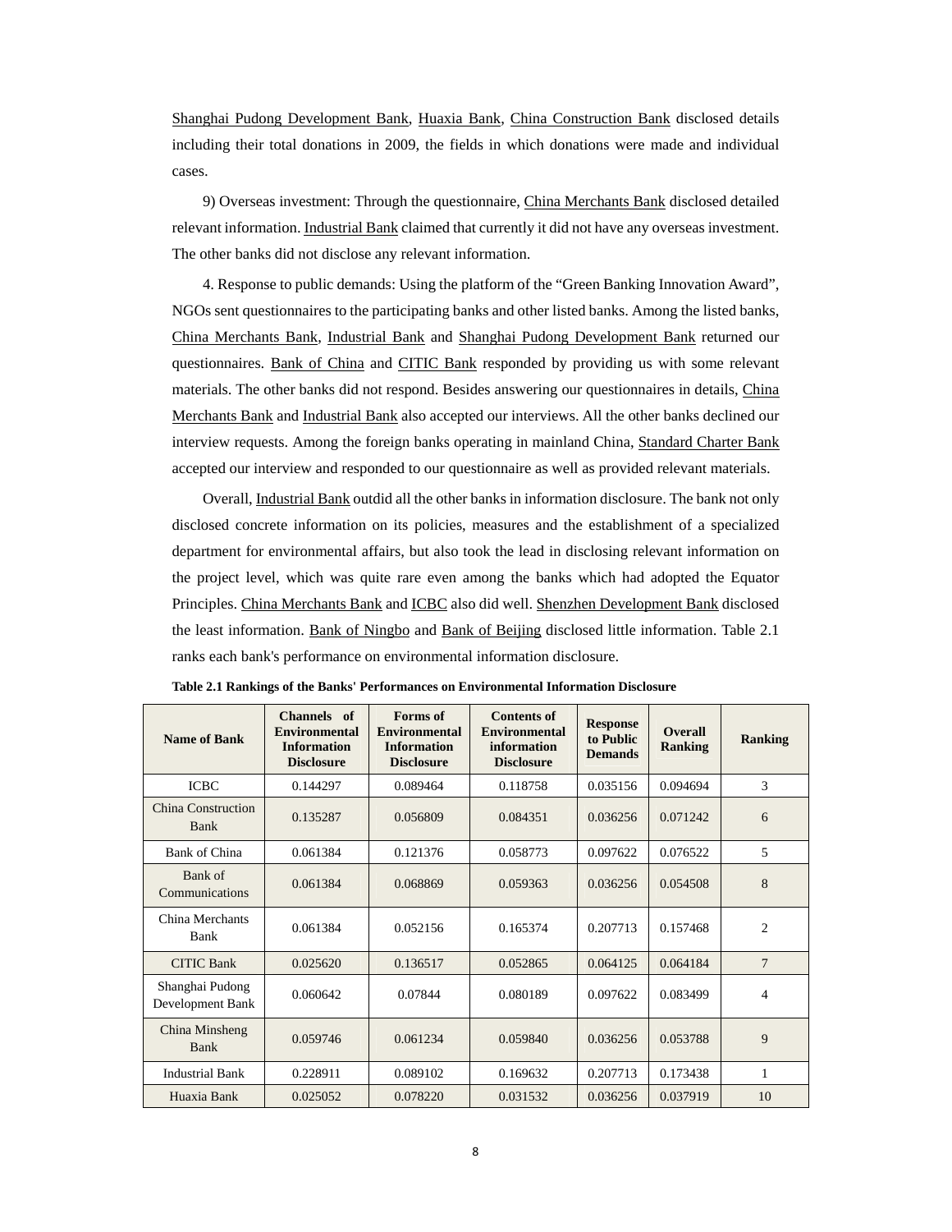Shanghai Pudong Development Bank, Huaxia Bank, China Construction Bank disclosed details including their total donations in 2009, the fields in which donations were made and individual cases.

9) Overseas investment: Through the questionnaire, China Merchants Bank disclosed detailed relevant information. Industrial Bank claimed that currently it did not have any overseas investment. The other banks did not disclose any relevant information.

4. Response to public demands: Using the platform of the "Green Banking Innovation Award", NGOs sent questionnaires to the participating banks and other listed banks. Among the listed banks, China Merchants Bank, Industrial Bank and Shanghai Pudong Development Bank returned our questionnaires. Bank of China and CITIC Bank responded by providing us with some relevant materials. The other banks did not respond. Besides answering our questionnaires in details, China Merchants Bank and Industrial Bank also accepted our interviews. All the other banks declined our interview requests. Among the foreign banks operating in mainland China, Standard Charter Bank accepted our interview and responded to our questionnaire as well as provided relevant materials.

Overall, Industrial Bank outdid all the other banks in information disclosure. The bank not only disclosed concrete information on its policies, measures and the establishment of a specialized department for environmental affairs, but also took the lead in disclosing relevant information on the project level, which was quite rare even among the banks which had adopted the Equator Principles. China Merchants Bank and ICBC also did well. Shenzhen Development Bank disclosed the least information. Bank of Ningbo and Bank of Beijing disclosed little information. Table 2.1 ranks each bank's performance on environmental information disclosure.

**Table 2.1 Rankings of the Banks' Performances on Environmental Information Disclosure**

| Name of Bank | Channels of Environmental Information Disclosure | Forms of Environmental Information Disclosure | Contents of Environmental information Disclosure | Response to Public Demands | Overall Ranking | Ranking |
|---|---|---|---|---|---|---|
| ICBC | 0.144297 | 0.089464 | 0.118758 | 0.035156 | 0.094694 | 3 |
| China Construction Bank | 0.135287 | 0.056809 | 0.084351 | 0.036256 | 0.071242 | 6 |
| Bank of China | 0.061384 | 0.121376 | 0.058773 | 0.097622 | 0.076522 | 5 |
| Bank of Communications | 0.061384 | 0.068869 | 0.059363 | 0.036256 | 0.054508 | 8 |
| China Merchants Bank | 0.061384 | 0.052156 | 0.165374 | 0.207713 | 0.157468 | 2 |
| CITIC Bank | 0.025620 | 0.136517 | 0.052865 | 0.064125 | 0.064184 | 7 |
| Shanghai Pudong Development Bank | 0.060642 | 0.07844 | 0.080189 | 0.097622 | 0.083499 | 4 |
| China Minsheng Bank | 0.059746 | 0.061234 | 0.059840 | 0.036256 | 0.053788 | 9 |
| Industrial Bank | 0.228911 | 0.089102 | 0.169632 | 0.207713 | 0.173438 | 1 |
| Huaxia Bank | 0.025052 | 0.078220 | 0.031532 | 0.036256 | 0.037919 | 10 |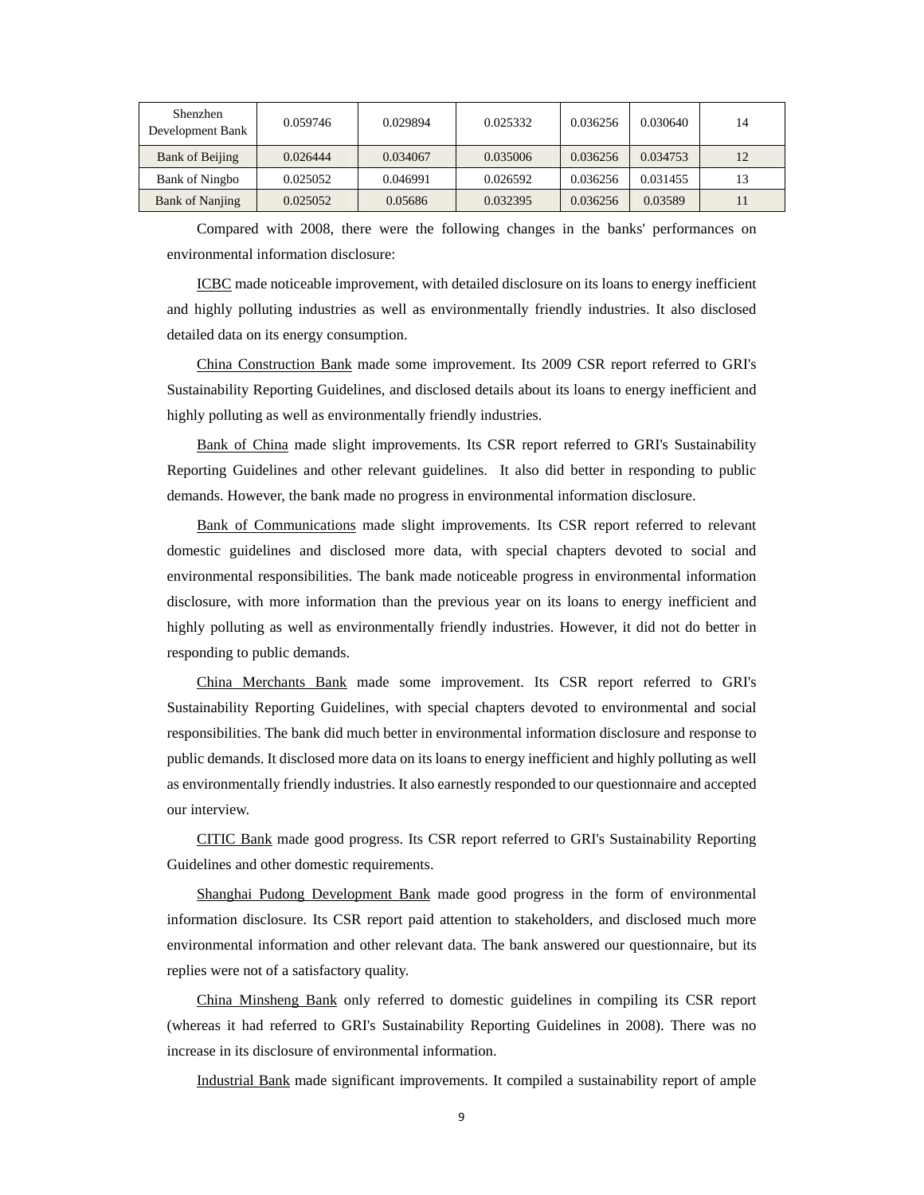| Shenzhen Development Bank | 0.059746 | 0.029894 | 0.025332 | 0.036256 | 0.030640 | 14 |
|---|---|---|---|---|---|---|
| Bank of Beijing | 0.026444 | 0.034067 | 0.035006 | 0.036256 | 0.034753 | 12 |
| Bank of Ningbo | 0.025052 | 0.046991 | 0.026592 | 0.036256 | 0.031455 | 13 |
| Bank of Nanjing | 0.025052 | 0.05686 | 0.032395 | 0.036256 | 0.03589 | 11 |

Compared with 2008, there were the following changes in the banks' performances on environmental information disclosure:

ICBC made noticeable improvement, with detailed disclosure on its loans to energy inefficient and highly polluting industries as well as environmentally friendly industries. It also disclosed detailed data on its energy consumption.

China Construction Bank made some improvement. Its 2009 CSR report referred to GRI's Sustainability Reporting Guidelines, and disclosed details about its loans to energy inefficient and highly polluting as well as environmentally friendly industries.

Bank of China made slight improvements. Its CSR report referred to GRI's Sustainability Reporting Guidelines and other relevant guidelines. It also did better in responding to public demands. However, the bank made no progress in environmental information disclosure.

Bank of Communications made slight improvements. Its CSR report referred to relevant domestic guidelines and disclosed more data, with special chapters devoted to social and environmental responsibilities. The bank made noticeable progress in environmental information disclosure, with more information than the previous year on its loans to energy inefficient and highly polluting as well as environmentally friendly industries. However, it did not do better in responding to public demands.

China Merchants Bank made some improvement. Its CSR report referred to GRI's Sustainability Reporting Guidelines, with special chapters devoted to environmental and social responsibilities. The bank did much better in environmental information disclosure and response to public demands. It disclosed more data on its loans to energy inefficient and highly polluting as well as environmentally friendly industries. It also earnestly responded to our questionnaire and accepted our interview.

CITIC Bank made good progress. Its CSR report referred to GRI's Sustainability Reporting Guidelines and other domestic requirements.

Shanghai Pudong Development Bank made good progress in the form of environmental information disclosure. Its CSR report paid attention to stakeholders, and disclosed much more environmental information and other relevant data. The bank answered our questionnaire, but its replies were not of a satisfactory quality.

China Minsheng Bank only referred to domestic guidelines in compiling its CSR report (whereas it had referred to GRI's Sustainability Reporting Guidelines in 2008). There was no increase in its disclosure of environmental information.

Industrial Bank made significant improvements. It compiled a sustainability report of ample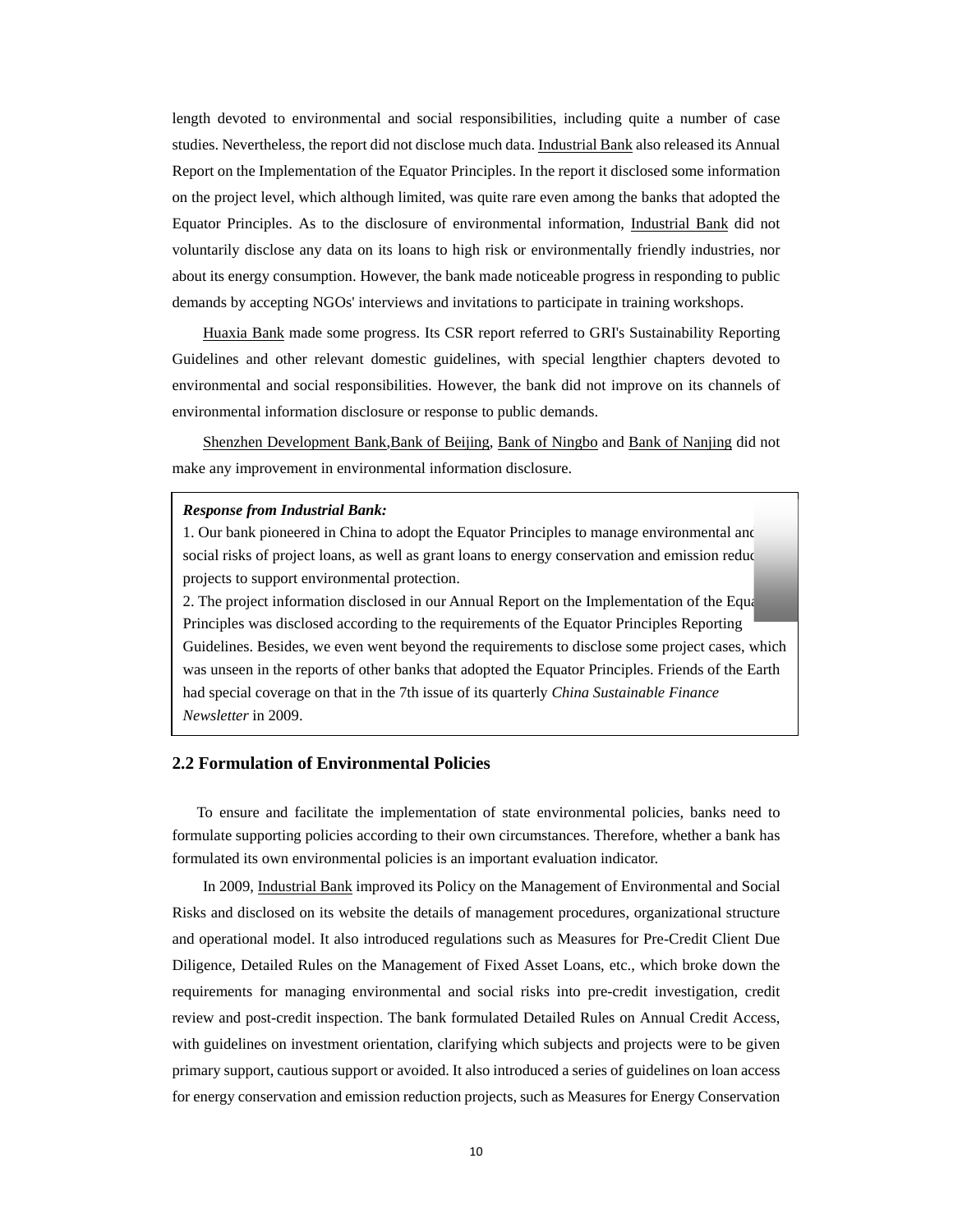length devoted to environmental and social responsibilities, including quite a number of case studies. Nevertheless, the report did not disclose much data. Industrial Bank also released its Annual Report on the Implementation of the Equator Principles. In the report it disclosed some information on the project level, which although limited, was quite rare even among the banks that adopted the Equator Principles. As to the disclosure of environmental information, Industrial Bank did not voluntarily disclose any data on its loans to high risk or environmentally friendly industries, nor about its energy consumption. However, the bank made noticeable progress in responding to public demands by accepting NGOs' interviews and invitations to participate in training workshops.

Huaxia Bank made some progress. Its CSR report referred to GRI's Sustainability Reporting Guidelines and other relevant domestic guidelines, with special lengthier chapters devoted to environmental and social responsibilities. However, the bank did not improve on its channels of environmental information disclosure or response to public demands.

Shenzhen Development Bank, Bank of Beijing, Bank of Ningbo and Bank of Nanjing did not make any improvement in environmental information disclosure.

> ***Response from Industrial Bank:***
>
> 1. Our bank pioneered in China to adopt the Equator Principles to manage environmental and social risks of project loans, as well as grant loans to energy conservation and emission reduction projects to support environmental protection.
> 2. The project information disclosed in our Annual Report on the Implementation of the Equator Principles was disclosed according to the requirements of the Equator Principles Reporting Guidelines. Besides, we even went beyond the requirements to disclose some project cases, which was unseen in the reports of other banks that adopted the Equator Principles. Friends of the Earth had special coverage on that in the 7th issue of its quarterly *China Sustainable Finance Newsletter* in 2009.

## 2.2 Formulation of Environmental Policies

To ensure and facilitate the implementation of state environmental policies, banks need to formulate supporting policies according to their own circumstances. Therefore, whether a bank has formulated its own environmental policies is an important evaluation indicator.

In 2009, Industrial Bank improved its Policy on the Management of Environmental and Social Risks and disclosed on its website the details of management procedures, organizational structure and operational model. It also introduced regulations such as Measures for Pre-Credit Client Due Diligence, Detailed Rules on the Management of Fixed Asset Loans, etc., which broke down the requirements for managing environmental and social risks into pre-credit investigation, credit review and post-credit inspection. The bank formulated Detailed Rules on Annual Credit Access, with guidelines on investment orientation, clarifying which subjects and projects were to be given primary support, cautious support or avoided. It also introduced a series of guidelines on loan access for energy conservation and emission reduction projects, such as Measures for Energy Conservation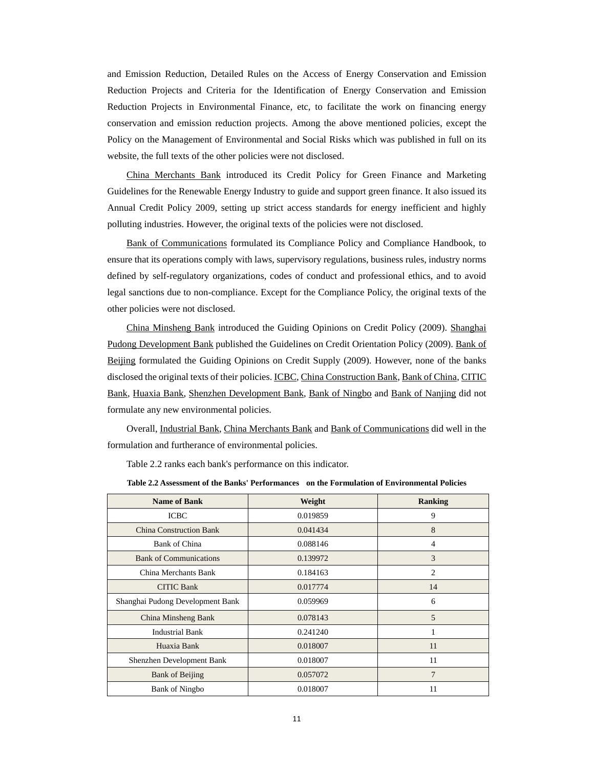and Emission Reduction, Detailed Rules on the Access of Energy Conservation and Emission Reduction Projects and Criteria for the Identification of Energy Conservation and Emission Reduction Projects in Environmental Finance, etc, to facilitate the work on financing energy conservation and emission reduction projects. Among the above mentioned policies, except the Policy on the Management of Environmental and Social Risks which was published in full on its website, the full texts of the other policies were not disclosed.

China Merchants Bank introduced its Credit Policy for Green Finance and Marketing Guidelines for the Renewable Energy Industry to guide and support green finance. It also issued its Annual Credit Policy 2009, setting up strict access standards for energy inefficient and highly polluting industries. However, the original texts of the policies were not disclosed.

Bank of Communications formulated its Compliance Policy and Compliance Handbook, to ensure that its operations comply with laws, supervisory regulations, business rules, industry norms defined by self-regulatory organizations, codes of conduct and professional ethics, and to avoid legal sanctions due to non-compliance. Except for the Compliance Policy, the original texts of the other policies were not disclosed.

China Minsheng Bank introduced the Guiding Opinions on Credit Policy (2009). Shanghai Pudong Development Bank published the Guidelines on Credit Orientation Policy (2009). Bank of Beijing formulated the Guiding Opinions on Credit Supply (2009). However, none of the banks disclosed the original texts of their policies. ICBC, China Construction Bank, Bank of China, CITIC Bank, Huaxia Bank, Shenzhen Development Bank, Bank of Ningbo and Bank of Nanjing did not formulate any new environmental policies.

Overall, Industrial Bank, China Merchants Bank and Bank of Communications did well in the formulation and furtherance of environmental policies.

Table 2.2 ranks each bank's performance on this indicator.

**Table 2.2 Assessment of the Banks' Performances on the Formulation of Environmental Policies**

| Name of Bank | Weight | Ranking |
|---|---|---|
| ICBC | 0.019859 | 9 |
| China Construction Bank | 0.041434 | 8 |
| Bank of China | 0.088146 | 4 |
| Bank of Communications | 0.139972 | 3 |
| China Merchants Bank | 0.184163 | 2 |
| CITIC Bank | 0.017774 | 14 |
| Shanghai Pudong Development Bank | 0.059969 | 6 |
| China Minsheng Bank | 0.078143 | 5 |
| Industrial Bank | 0.241240 | 1 |
| Huaxia Bank | 0.018007 | 11 |
| Shenzhen Development Bank | 0.018007 | 11 |
| Bank of Beijing | 0.057072 | 7 |
| Bank of Ningbo | 0.018007 | 11 |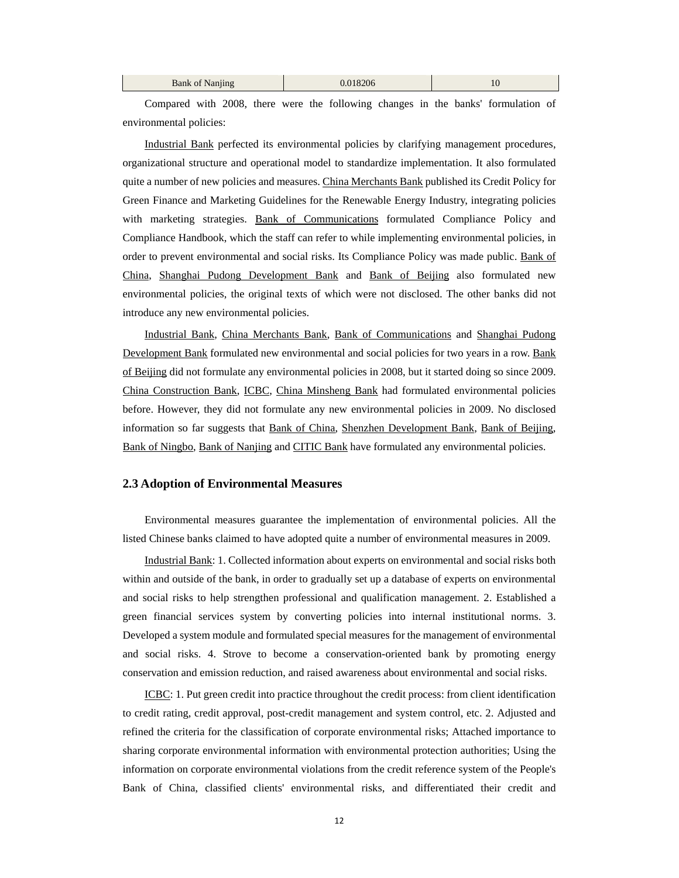| Bank of Nanjing | 0.018206 | 10 |
|---|---|---|

Compared with 2008, there were the following changes in the banks' formulation of environmental policies:

Industrial Bank perfected its environmental policies by clarifying management procedures, organizational structure and operational model to standardize implementation. It also formulated quite a number of new policies and measures. China Merchants Bank published its Credit Policy for Green Finance and Marketing Guidelines for the Renewable Energy Industry, integrating policies with marketing strategies. Bank of Communications formulated Compliance Policy and Compliance Handbook, which the staff can refer to while implementing environmental policies, in order to prevent environmental and social risks. Its Compliance Policy was made public. Bank of China, Shanghai Pudong Development Bank and Bank of Beijing also formulated new environmental policies, the original texts of which were not disclosed. The other banks did not introduce any new environmental policies.

Industrial Bank, China Merchants Bank, Bank of Communications and Shanghai Pudong Development Bank formulated new environmental and social policies for two years in a row. Bank of Beijing did not formulate any environmental policies in 2008, but it started doing so since 2009. China Construction Bank, ICBC, China Minsheng Bank had formulated environmental policies before. However, they did not formulate any new environmental policies in 2009. No disclosed information so far suggests that Bank of China, Shenzhen Development Bank, Bank of Beijing, Bank of Ningbo, Bank of Nanjing and CITIC Bank have formulated any environmental policies.

## 2.3 Adoption of Environmental Measures

Environmental measures guarantee the implementation of environmental policies. All the listed Chinese banks claimed to have adopted quite a number of environmental measures in 2009.

Industrial Bank: 1. Collected information about experts on environmental and social risks both within and outside of the bank, in order to gradually set up a database of experts on environmental and social risks to help strengthen professional and qualification management. 2. Established a green financial services system by converting policies into internal institutional norms. 3. Developed a system module and formulated special measures for the management of environmental and social risks. 4. Strove to become a conservation-oriented bank by promoting energy conservation and emission reduction, and raised awareness about environmental and social risks.

ICBC: 1. Put green credit into practice throughout the credit process: from client identification to credit rating, credit approval, post-credit management and system control, etc. 2. Adjusted and refined the criteria for the classification of corporate environmental risks; Attached importance to sharing corporate environmental information with environmental protection authorities; Using the information on corporate environmental violations from the credit reference system of the People's Bank of China, classified clients' environmental risks, and differentiated their credit and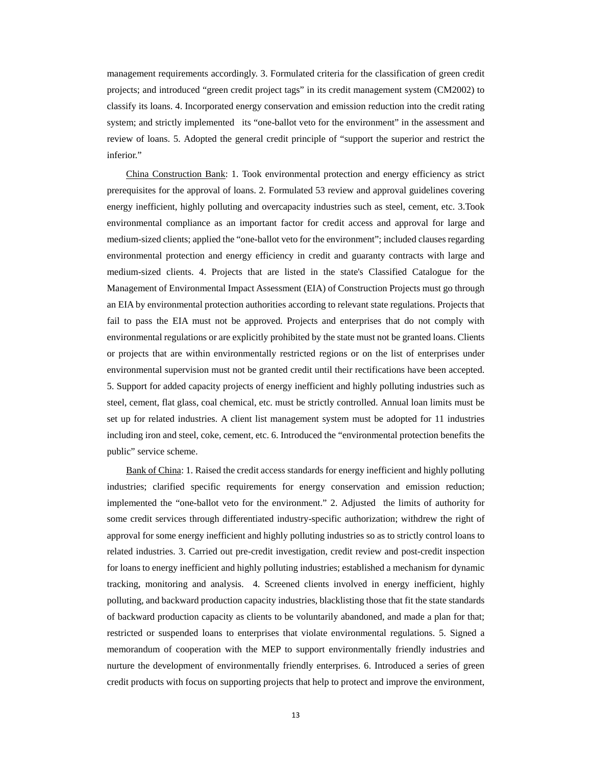management requirements accordingly. 3. Formulated criteria for the classification of green credit projects; and introduced "green credit project tags" in its credit management system (CM2002) to classify its loans. 4. Incorporated energy conservation and emission reduction into the credit rating system; and strictly implemented its "one-ballot veto for the environment" in the assessment and review of loans. 5. Adopted the general credit principle of "support the superior and restrict the inferior."

China Construction Bank: 1. Took environmental protection and energy efficiency as strict prerequisites for the approval of loans. 2. Formulated 53 review and approval guidelines covering energy inefficient, highly polluting and overcapacity industries such as steel, cement, etc. 3.Took environmental compliance as an important factor for credit access and approval for large and medium-sized clients; applied the "one-ballot veto for the environment"; included clauses regarding environmental protection and energy efficiency in credit and guaranty contracts with large and medium-sized clients. 4. Projects that are listed in the state's Classified Catalogue for the Management of Environmental Impact Assessment (EIA) of Construction Projects must go through an EIA by environmental protection authorities according to relevant state regulations. Projects that fail to pass the EIA must not be approved. Projects and enterprises that do not comply with environmental regulations or are explicitly prohibited by the state must not be granted loans. Clients or projects that are within environmentally restricted regions or on the list of enterprises under environmental supervision must not be granted credit until their rectifications have been accepted. 5. Support for added capacity projects of energy inefficient and highly polluting industries such as steel, cement, flat glass, coal chemical, etc. must be strictly controlled. Annual loan limits must be set up for related industries. A client list management system must be adopted for 11 industries including iron and steel, coke, cement, etc. 6. Introduced the "environmental protection benefits the public" service scheme.

Bank of China: 1. Raised the credit access standards for energy inefficient and highly polluting industries; clarified specific requirements for energy conservation and emission reduction; implemented the "one-ballot veto for the environment." 2. Adjusted the limits of authority for some credit services through differentiated industry-specific authorization; withdrew the right of approval for some energy inefficient and highly polluting industries so as to strictly control loans to related industries. 3. Carried out pre-credit investigation, credit review and post-credit inspection for loans to energy inefficient and highly polluting industries; established a mechanism for dynamic tracking, monitoring and analysis. 4. Screened clients involved in energy inefficient, highly polluting, and backward production capacity industries, blacklisting those that fit the state standards of backward production capacity as clients to be voluntarily abandoned, and made a plan for that; restricted or suspended loans to enterprises that violate environmental regulations. 5. Signed a memorandum of cooperation with the MEP to support environmentally friendly industries and nurture the development of environmentally friendly enterprises. 6. Introduced a series of green credit products with focus on supporting projects that help to protect and improve the environment,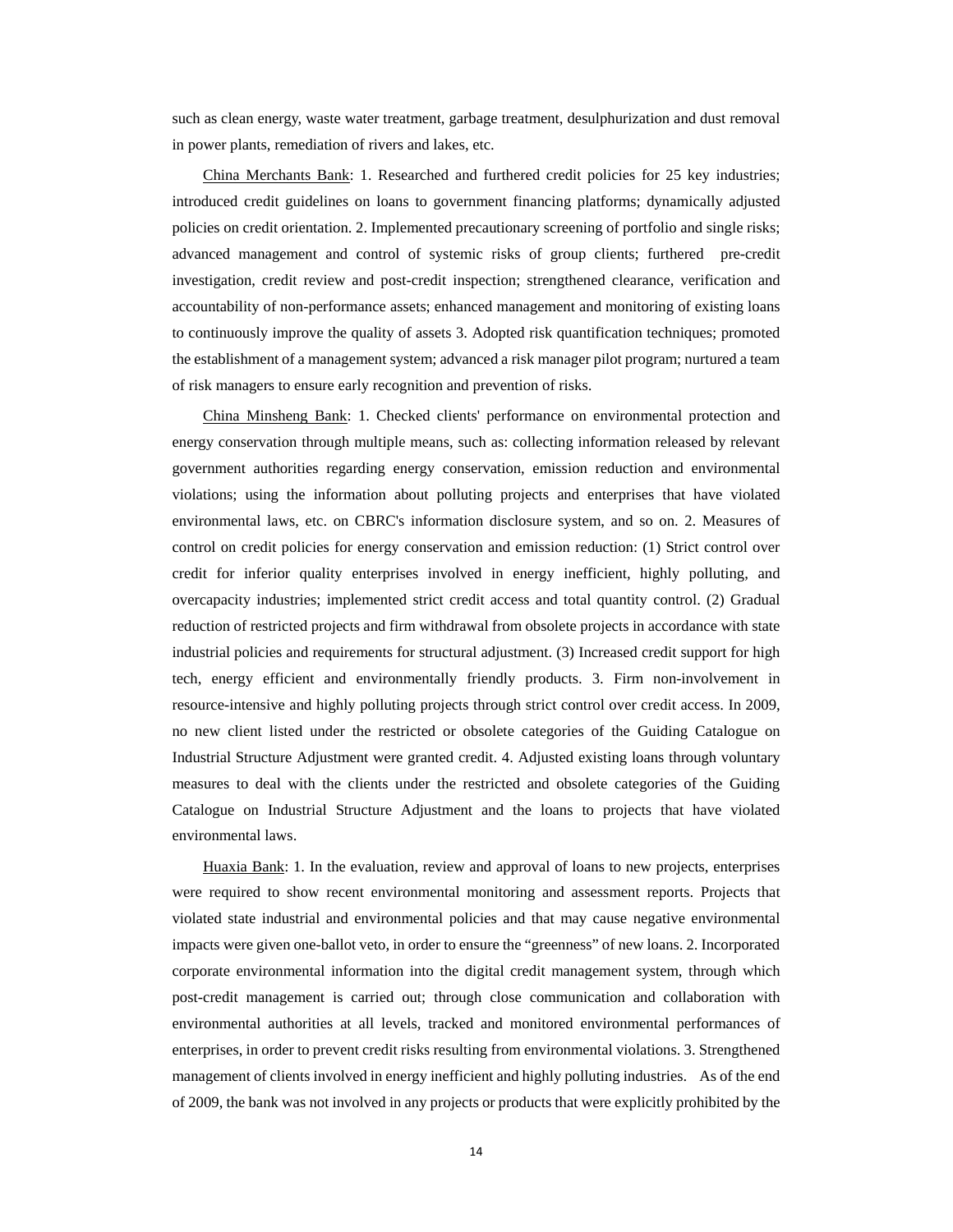such as clean energy, waste water treatment, garbage treatment, desulphurization and dust removal in power plants, remediation of rivers and lakes, etc.

China Merchants Bank: 1. Researched and furthered credit policies for 25 key industries; introduced credit guidelines on loans to government financing platforms; dynamically adjusted policies on credit orientation. 2. Implemented precautionary screening of portfolio and single risks; advanced management and control of systemic risks of group clients; furthered pre-credit investigation, credit review and post-credit inspection; strengthened clearance, verification and accountability of non-performance assets; enhanced management and monitoring of existing loans to continuously improve the quality of assets 3. Adopted risk quantification techniques; promoted the establishment of a management system; advanced a risk manager pilot program; nurtured a team of risk managers to ensure early recognition and prevention of risks.

China Minsheng Bank: 1. Checked clients' performance on environmental protection and energy conservation through multiple means, such as: collecting information released by relevant government authorities regarding energy conservation, emission reduction and environmental violations; using the information about polluting projects and enterprises that have violated environmental laws, etc. on CBRC's information disclosure system, and so on. 2. Measures of control on credit policies for energy conservation and emission reduction: (1) Strict control over credit for inferior quality enterprises involved in energy inefficient, highly polluting, and overcapacity industries; implemented strict credit access and total quantity control. (2) Gradual reduction of restricted projects and firm withdrawal from obsolete projects in accordance with state industrial policies and requirements for structural adjustment. (3) Increased credit support for high tech, energy efficient and environmentally friendly products. 3. Firm non-involvement in resource-intensive and highly polluting projects through strict control over credit access. In 2009, no new client listed under the restricted or obsolete categories of the Guiding Catalogue on Industrial Structure Adjustment were granted credit. 4. Adjusted existing loans through voluntary measures to deal with the clients under the restricted and obsolete categories of the Guiding Catalogue on Industrial Structure Adjustment and the loans to projects that have violated environmental laws.

Huaxia Bank: 1. In the evaluation, review and approval of loans to new projects, enterprises were required to show recent environmental monitoring and assessment reports. Projects that violated state industrial and environmental policies and that may cause negative environmental impacts were given one-ballot veto, in order to ensure the "greenness" of new loans. 2. Incorporated corporate environmental information into the digital credit management system, through which post-credit management is carried out; through close communication and collaboration with environmental authorities at all levels, tracked and monitored environmental performances of enterprises, in order to prevent credit risks resulting from environmental violations. 3. Strengthened management of clients involved in energy inefficient and highly polluting industries. As of the end of 2009, the bank was not involved in any projects or products that were explicitly prohibited by the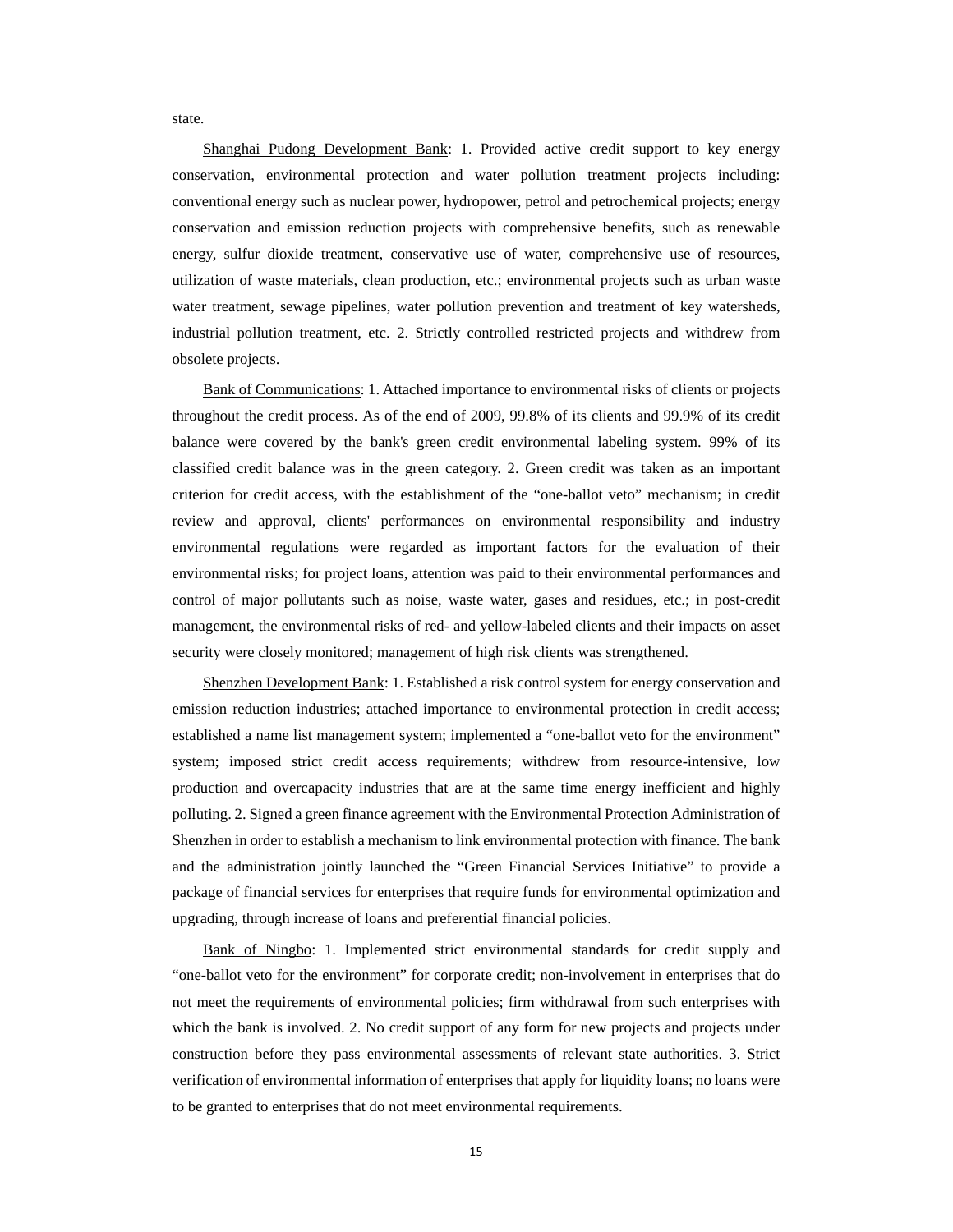state.

Shanghai Pudong Development Bank: 1. Provided active credit support to key energy conservation, environmental protection and water pollution treatment projects including: conventional energy such as nuclear power, hydropower, petrol and petrochemical projects; energy conservation and emission reduction projects with comprehensive benefits, such as renewable energy, sulfur dioxide treatment, conservative use of water, comprehensive use of resources, utilization of waste materials, clean production, etc.; environmental projects such as urban waste water treatment, sewage pipelines, water pollution prevention and treatment of key watersheds, industrial pollution treatment, etc. 2. Strictly controlled restricted projects and withdrew from obsolete projects.

Bank of Communications: 1. Attached importance to environmental risks of clients or projects throughout the credit process. As of the end of 2009, 99.8% of its clients and 99.9% of its credit balance were covered by the bank's green credit environmental labeling system. 99% of its classified credit balance was in the green category. 2. Green credit was taken as an important criterion for credit access, with the establishment of the "one-ballot veto" mechanism; in credit review and approval, clients' performances on environmental responsibility and industry environmental regulations were regarded as important factors for the evaluation of their environmental risks; for project loans, attention was paid to their environmental performances and control of major pollutants such as noise, waste water, gases and residues, etc.; in post-credit management, the environmental risks of red- and yellow-labeled clients and their impacts on asset security were closely monitored; management of high risk clients was strengthened.

Shenzhen Development Bank: 1. Established a risk control system for energy conservation and emission reduction industries; attached importance to environmental protection in credit access; established a name list management system; implemented a "one-ballot veto for the environment" system; imposed strict credit access requirements; withdrew from resource-intensive, low production and overcapacity industries that are at the same time energy inefficient and highly polluting. 2. Signed a green finance agreement with the Environmental Protection Administration of Shenzhen in order to establish a mechanism to link environmental protection with finance. The bank and the administration jointly launched the "Green Financial Services Initiative" to provide a package of financial services for enterprises that require funds for environmental optimization and upgrading, through increase of loans and preferential financial policies.

Bank of Ningbo: 1. Implemented strict environmental standards for credit supply and "one-ballot veto for the environment" for corporate credit; non-involvement in enterprises that do not meet the requirements of environmental policies; firm withdrawal from such enterprises with which the bank is involved. 2. No credit support of any form for new projects and projects under construction before they pass environmental assessments of relevant state authorities. 3. Strict verification of environmental information of enterprises that apply for liquidity loans; no loans were to be granted to enterprises that do not meet environmental requirements.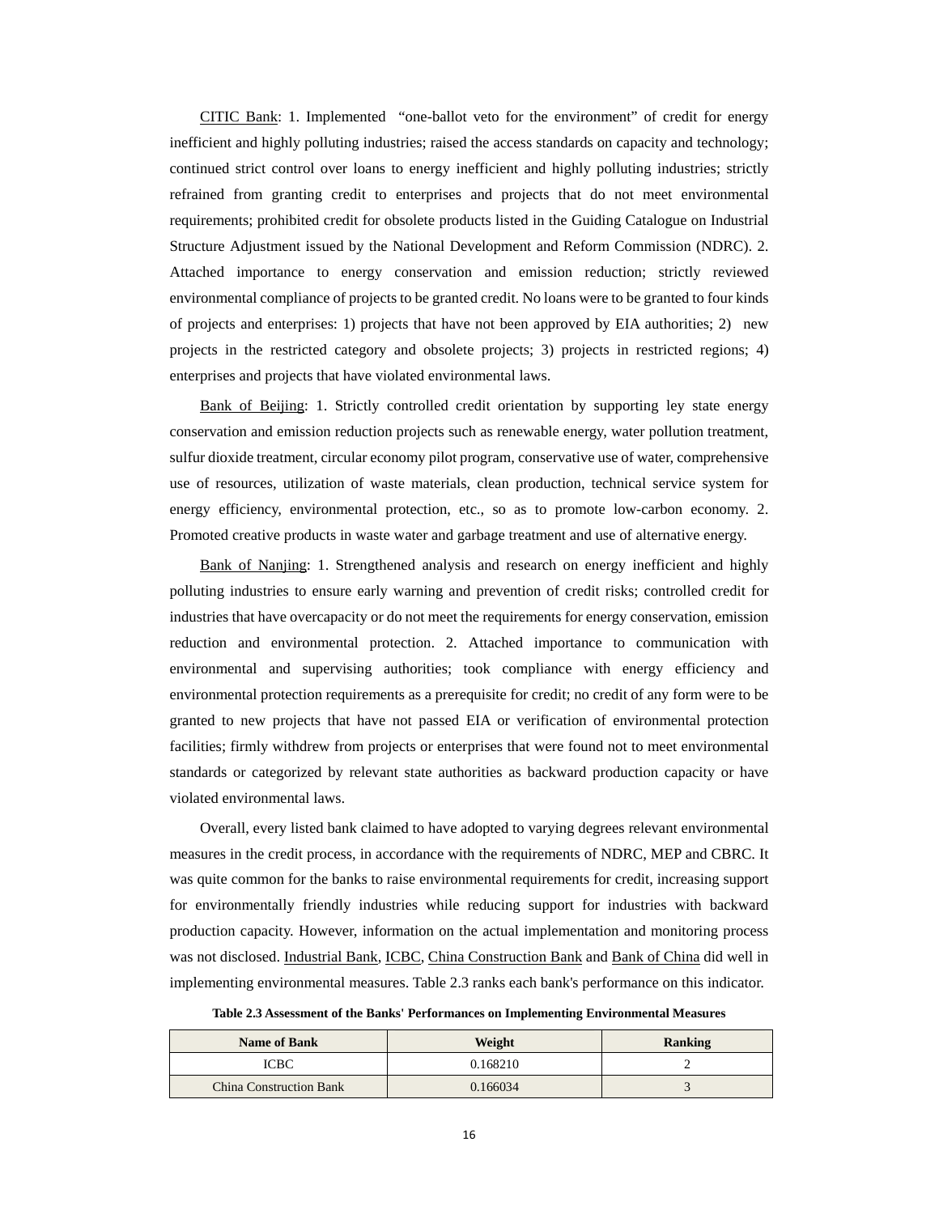CITIC Bank: 1. Implemented "one-ballot veto for the environment" of credit for energy inefficient and highly polluting industries; raised the access standards on capacity and technology; continued strict control over loans to energy inefficient and highly polluting industries; strictly refrained from granting credit to enterprises and projects that do not meet environmental requirements; prohibited credit for obsolete products listed in the Guiding Catalogue on Industrial Structure Adjustment issued by the National Development and Reform Commission (NDRC). 2. Attached importance to energy conservation and emission reduction; strictly reviewed environmental compliance of projects to be granted credit. No loans were to be granted to four kinds of projects and enterprises: 1) projects that have not been approved by EIA authorities; 2) new projects in the restricted category and obsolete projects; 3) projects in restricted regions; 4) enterprises and projects that have violated environmental laws.

Bank of Beijing: 1. Strictly controlled credit orientation by supporting ley state energy conservation and emission reduction projects such as renewable energy, water pollution treatment, sulfur dioxide treatment, circular economy pilot program, conservative use of water, comprehensive use of resources, utilization of waste materials, clean production, technical service system for energy efficiency, environmental protection, etc., so as to promote low-carbon economy. 2. Promoted creative products in waste water and garbage treatment and use of alternative energy.

Bank of Nanjing: 1. Strengthened analysis and research on energy inefficient and highly polluting industries to ensure early warning and prevention of credit risks; controlled credit for industries that have overcapacity or do not meet the requirements for energy conservation, emission reduction and environmental protection. 2. Attached importance to communication with environmental and supervising authorities; took compliance with energy efficiency and environmental protection requirements as a prerequisite for credit; no credit of any form were to be granted to new projects that have not passed EIA or verification of environmental protection facilities; firmly withdrew from projects or enterprises that were found not to meet environmental standards or categorized by relevant state authorities as backward production capacity or have violated environmental laws.

Overall, every listed bank claimed to have adopted to varying degrees relevant environmental measures in the credit process, in accordance with the requirements of NDRC, MEP and CBRC. It was quite common for the banks to raise environmental requirements for credit, increasing support for environmentally friendly industries while reducing support for industries with backward production capacity. However, information on the actual implementation and monitoring process was not disclosed. Industrial Bank, ICBC, China Construction Bank and Bank of China did well in implementing environmental measures. Table 2.3 ranks each bank's performance on this indicator.

**Table 2.3 Assessment of the Banks' Performances on Implementing Environmental Measures**

| Name of Bank | Weight | Ranking |
|---|---|---|
| ICBC | 0.168210 | 2 |
| China Construction Bank | 0.166034 | 3 |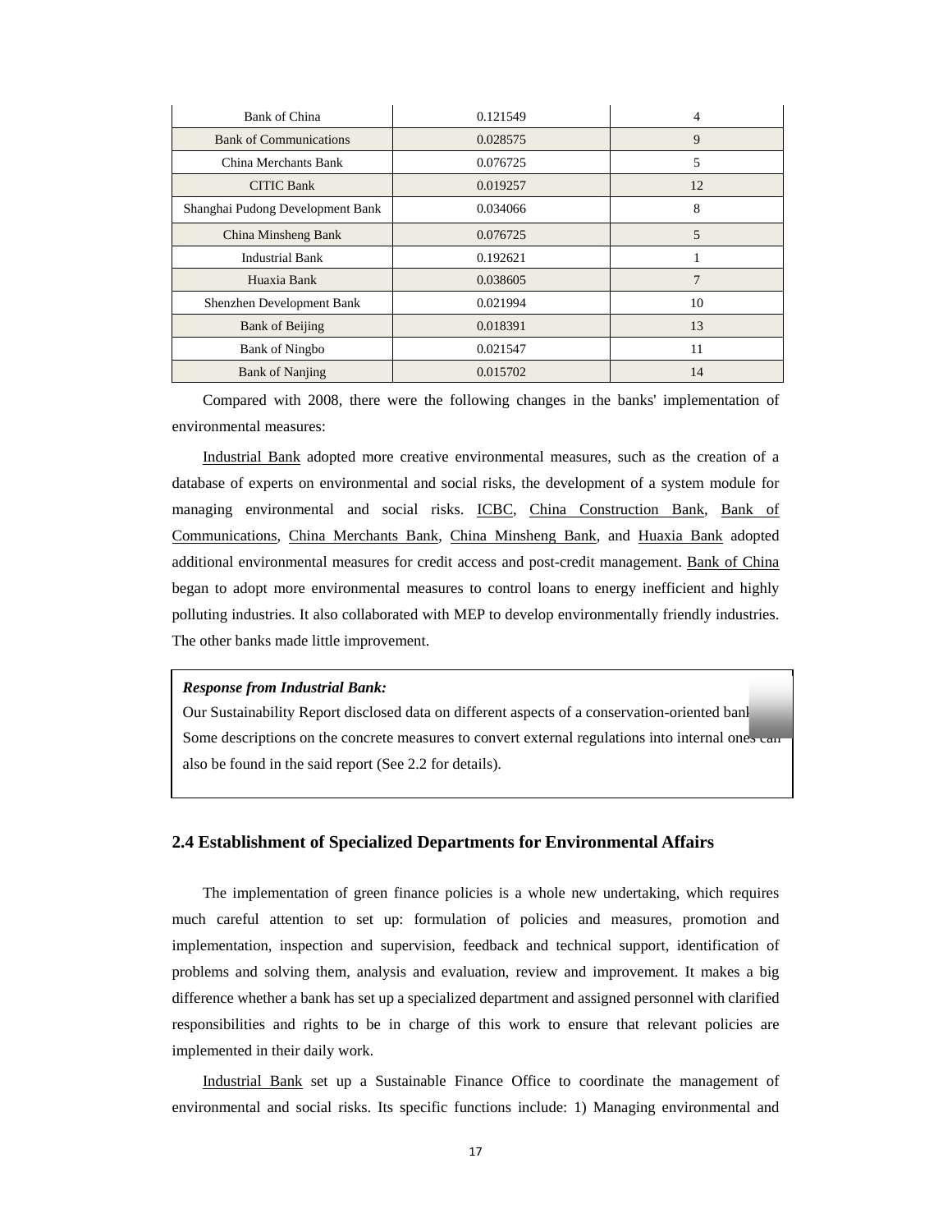| | | |
|---|---|---|
| Bank of China | 0.121549 | 4 |
| Bank of Communications | 0.028575 | 9 |
| China Merchants Bank | 0.076725 | 5 |
| CITIC Bank | 0.019257 | 12 |
| Shanghai Pudong Development Bank | 0.034066 | 8 |
| China Minsheng Bank | 0.076725 | 5 |
| Industrial Bank | 0.192621 | 1 |
| Huaxia Bank | 0.038605 | 7 |
| Shenzhen Development Bank | 0.021994 | 10 |
| Bank of Beijing | 0.018391 | 13 |
| Bank of Ningbo | 0.021547 | 11 |
| Bank of Nanjing | 0.015702 | 14 |

Compared with 2008, there were the following changes in the banks' implementation of environmental measures:

Industrial Bank adopted more creative environmental measures, such as the creation of a database of experts on environmental and social risks, the development of a system module for managing environmental and social risks. ICBC, China Construction Bank, Bank of Communications, China Merchants Bank, China Minsheng Bank, and Huaxia Bank adopted additional environmental measures for credit access and post-credit management. Bank of China began to adopt more environmental measures to control loans to energy inefficient and highly polluting industries. It also collaborated with MEP to develop environmentally friendly industries. The other banks made little improvement.

> ***Response from Industrial Bank:***
> Our Sustainability Report disclosed data on different aspects of a conservation-oriented bank. Some descriptions on the concrete measures to convert external regulations into internal ones can also be found in the said report (See 2.2 for details).

## 2.4 Establishment of Specialized Departments for Environmental Affairs

The implementation of green finance policies is a whole new undertaking, which requires much careful attention to set up: formulation of policies and measures, promotion and implementation, inspection and supervision, feedback and technical support, identification of problems and solving them, analysis and evaluation, review and improvement. It makes a big difference whether a bank has set up a specialized department and assigned personnel with clarified responsibilities and rights to be in charge of this work to ensure that relevant policies are implemented in their daily work.

Industrial Bank set up a Sustainable Finance Office to coordinate the management of environmental and social risks. Its specific functions include: 1) Managing environmental and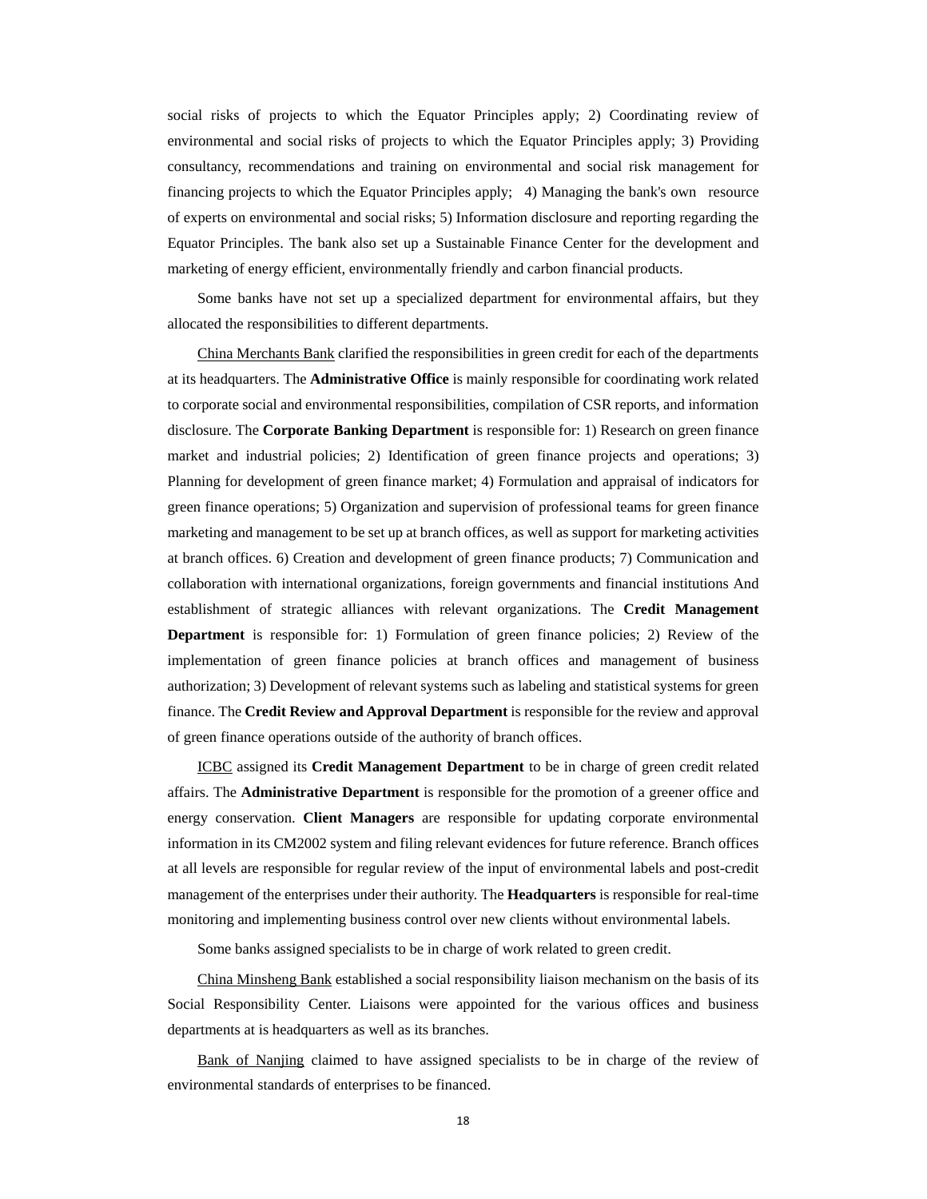social risks of projects to which the Equator Principles apply; 2) Coordinating review of environmental and social risks of projects to which the Equator Principles apply; 3) Providing consultancy, recommendations and training on environmental and social risk management for financing projects to which the Equator Principles apply; 4) Managing the bank's own resource of experts on environmental and social risks; 5) Information disclosure and reporting regarding the Equator Principles. The bank also set up a Sustainable Finance Center for the development and marketing of energy efficient, environmentally friendly and carbon financial products.

Some banks have not set up a specialized department for environmental affairs, but they allocated the responsibilities to different departments.

China Merchants Bank clarified the responsibilities in green credit for each of the departments at its headquarters. The **Administrative Office** is mainly responsible for coordinating work related to corporate social and environmental responsibilities, compilation of CSR reports, and information disclosure. The **Corporate Banking Department** is responsible for: 1) Research on green finance market and industrial policies; 2) Identification of green finance projects and operations; 3) Planning for development of green finance market; 4) Formulation and appraisal of indicators for green finance operations; 5) Organization and supervision of professional teams for green finance marketing and management to be set up at branch offices, as well as support for marketing activities at branch offices. 6) Creation and development of green finance products; 7) Communication and collaboration with international organizations, foreign governments and financial institutions And establishment of strategic alliances with relevant organizations. The **Credit Management Department** is responsible for: 1) Formulation of green finance policies; 2) Review of the implementation of green finance policies at branch offices and management of business authorization; 3) Development of relevant systems such as labeling and statistical systems for green finance. The **Credit Review and Approval Department** is responsible for the review and approval of green finance operations outside of the authority of branch offices.

ICBC assigned its **Credit Management Department** to be in charge of green credit related affairs. The **Administrative Department** is responsible for the promotion of a greener office and energy conservation. **Client Managers** are responsible for updating corporate environmental information in its CM2002 system and filing relevant evidences for future reference. Branch offices at all levels are responsible for regular review of the input of environmental labels and post-credit management of the enterprises under their authority. The **Headquarters** is responsible for real-time monitoring and implementing business control over new clients without environmental labels.

Some banks assigned specialists to be in charge of work related to green credit.

China Minsheng Bank established a social responsibility liaison mechanism on the basis of its Social Responsibility Center. Liaisons were appointed for the various offices and business departments at is headquarters as well as its branches.

Bank of Nanjing claimed to have assigned specialists to be in charge of the review of environmental standards of enterprises to be financed.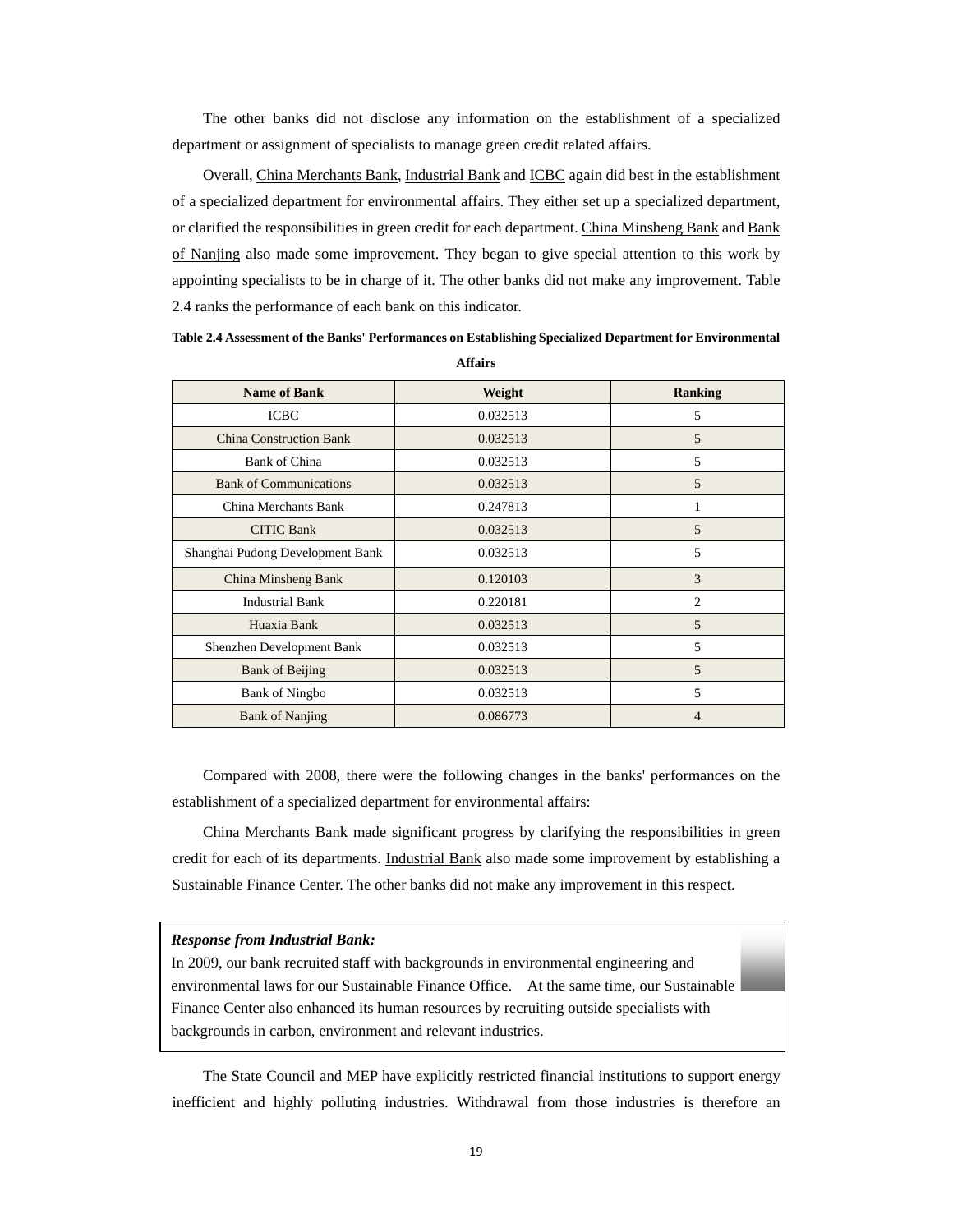The other banks did not disclose any information on the establishment of a specialized department or assignment of specialists to manage green credit related affairs.

Overall, China Merchants Bank, Industrial Bank and ICBC again did best in the establishment of a specialized department for environmental affairs. They either set up a specialized department, or clarified the responsibilities in green credit for each department. China Minsheng Bank and Bank of Nanjing also made some improvement. They began to give special attention to this work by appointing specialists to be in charge of it. The other banks did not make any improvement. Table 2.4 ranks the performance of each bank on this indicator.

**Table 2.4 Assessment of the Banks' Performances on Establishing Specialized Department for Environmental Affairs**

| Name of Bank | Weight | Ranking |
|---|---|---|
| ICBC | 0.032513 | 5 |
| China Construction Bank | 0.032513 | 5 |
| Bank of China | 0.032513 | 5 |
| Bank of Communications | 0.032513 | 5 |
| China Merchants Bank | 0.247813 | 1 |
| CITIC Bank | 0.032513 | 5 |
| Shanghai Pudong Development Bank | 0.032513 | 5 |
| China Minsheng Bank | 0.120103 | 3 |
| Industrial Bank | 0.220181 | 2 |
| Huaxia Bank | 0.032513 | 5 |
| Shenzhen Development Bank | 0.032513 | 5 |
| Bank of Beijing | 0.032513 | 5 |
| Bank of Ningbo | 0.032513 | 5 |
| Bank of Nanjing | 0.086773 | 4 |

Compared with 2008, there were the following changes in the banks' performances on the establishment of a specialized department for environmental affairs:

China Merchants Bank made significant progress by clarifying the responsibilities in green credit for each of its departments. Industrial Bank also made some improvement by establishing a Sustainable Finance Center. The other banks did not make any improvement in this respect.

> ***Response from Industrial Bank:***
> In 2009, our bank recruited staff with backgrounds in environmental engineering and environmental laws for our Sustainable Finance Office. At the same time, our Sustainable Finance Center also enhanced its human resources by recruiting outside specialists with backgrounds in carbon, environment and relevant industries.

The State Council and MEP have explicitly restricted financial institutions to support energy inefficient and highly polluting industries. Withdrawal from those industries is therefore an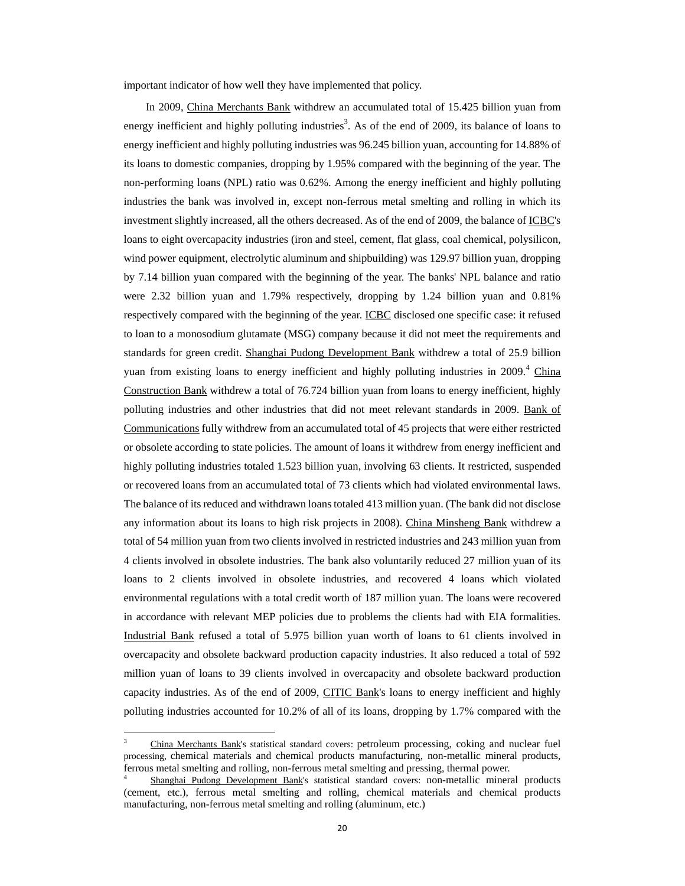important indicator of how well they have implemented that policy.

In 2009, China Merchants Bank withdrew an accumulated total of 15.425 billion yuan from energy inefficient and highly polluting industries[3]. As of the end of 2009, its balance of loans to energy inefficient and highly polluting industries was 96.245 billion yuan, accounting for 14.88% of its loans to domestic companies, dropping by 1.95% compared with the beginning of the year. The non-performing loans (NPL) ratio was 0.62%. Among the energy inefficient and highly polluting industries the bank was involved in, except non-ferrous metal smelting and rolling in which its investment slightly increased, all the others decreased. As of the end of 2009, the balance of ICBC's loans to eight overcapacity industries (iron and steel, cement, flat glass, coal chemical, polysilicon, wind power equipment, electrolytic aluminum and shipbuilding) was 129.97 billion yuan, dropping by 7.14 billion yuan compared with the beginning of the year. The banks' NPL balance and ratio were 2.32 billion yuan and 1.79% respectively, dropping by 1.24 billion yuan and 0.81% respectively compared with the beginning of the year. ICBC disclosed one specific case: it refused to loan to a monosodium glutamate (MSG) company because it did not meet the requirements and standards for green credit. Shanghai Pudong Development Bank withdrew a total of 25.9 billion yuan from existing loans to energy inefficient and highly polluting industries in 2009.[4] China Construction Bank withdrew a total of 76.724 billion yuan from loans to energy inefficient, highly polluting industries and other industries that did not meet relevant standards in 2009. Bank of Communications fully withdrew from an accumulated total of 45 projects that were either restricted or obsolete according to state policies. The amount of loans it withdrew from energy inefficient and highly polluting industries totaled 1.523 billion yuan, involving 63 clients. It restricted, suspended or recovered loans from an accumulated total of 73 clients which had violated environmental laws. The balance of its reduced and withdrawn loans totaled 413 million yuan. (The bank did not disclose any information about its loans to high risk projects in 2008). China Minsheng Bank withdrew a total of 54 million yuan from two clients involved in restricted industries and 243 million yuan from 4 clients involved in obsolete industries. The bank also voluntarily reduced 27 million yuan of its loans to 2 clients involved in obsolete industries, and recovered 4 loans which violated environmental regulations with a total credit worth of 187 million yuan. The loans were recovered in accordance with relevant MEP policies due to problems the clients had with EIA formalities. Industrial Bank refused a total of 5.975 billion yuan worth of loans to 61 clients involved in overcapacity and obsolete backward production capacity industries. It also reduced a total of 592 million yuan of loans to 39 clients involved in overcapacity and obsolete backward production capacity industries. As of the end of 2009, CITIC Bank's loans to energy inefficient and highly polluting industries accounted for 10.2% of all of its loans, dropping by 1.7% compared with the

---

[3] China Merchants Bank's statistical standard covers: petroleum processing, coking and nuclear fuel processing, chemical materials and chemical products manufacturing, non-metallic mineral products, ferrous metal smelting and rolling, non-ferrous metal smelting and pressing, thermal power.

[4] Shanghai Pudong Development Bank's statistical standard covers: non-metallic mineral products (cement, etc.), ferrous metal smelting and rolling, chemical materials and chemical products manufacturing, non-ferrous metal smelting and rolling (aluminum, etc.)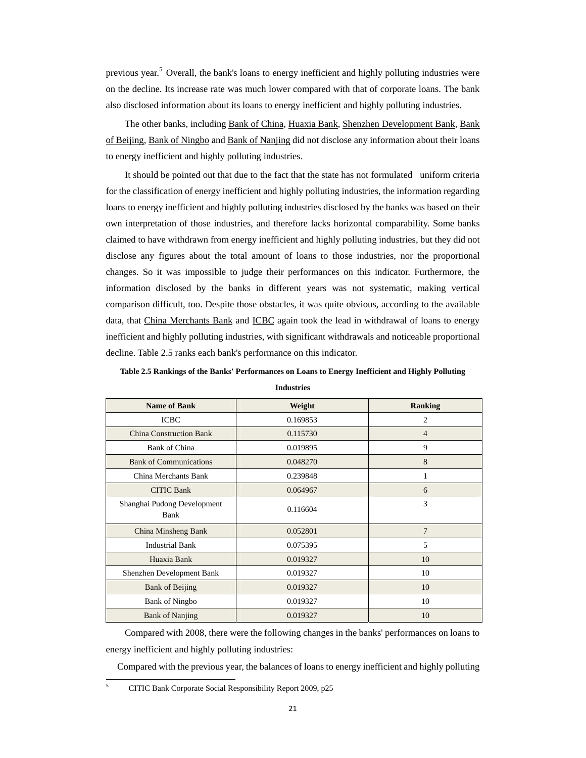previous year.[5] Overall, the bank's loans to energy inefficient and highly polluting industries were on the decline. Its increase rate was much lower compared with that of corporate loans. The bank also disclosed information about its loans to energy inefficient and highly polluting industries.

The other banks, including Bank of China, Huaxia Bank, Shenzhen Development Bank, Bank of Beijing, Bank of Ningbo and Bank of Nanjing did not disclose any information about their loans to energy inefficient and highly polluting industries.

It should be pointed out that due to the fact that the state has not formulated uniform criteria for the classification of energy inefficient and highly polluting industries, the information regarding loans to energy inefficient and highly polluting industries disclosed by the banks was based on their own interpretation of those industries, and therefore lacks horizontal comparability. Some banks claimed to have withdrawn from energy inefficient and highly polluting industries, but they did not disclose any figures about the total amount of loans to those industries, nor the proportional changes. So it was impossible to judge their performances on this indicator. Furthermore, the information disclosed by the banks in different years was not systematic, making vertical comparison difficult, too. Despite those obstacles, it was quite obvious, according to the available data, that China Merchants Bank and ICBC again took the lead in withdrawal of loans to energy inefficient and highly polluting industries, with significant withdrawals and noticeable proportional decline. Table 2.5 ranks each bank's performance on this indicator.

**Table 2.5 Rankings of the Banks' Performances on Loans to Energy Inefficient and Highly Polluting Industries**

| Name of Bank | Weight | Ranking |
|---|---|---|
| ICBC | 0.169853 | 2 |
| China Construction Bank | 0.115730 | 4 |
| Bank of China | 0.019895 | 9 |
| Bank of Communications | 0.048270 | 8 |
| China Merchants Bank | 0.239848 | 1 |
| CITIC Bank | 0.064967 | 6 |
| Shanghai Pudong Development Bank | 0.116604 | 3 |
| China Minsheng Bank | 0.052801 | 7 |
| Industrial Bank | 0.075395 | 5 |
| Huaxia Bank | 0.019327 | 10 |
| Shenzhen Development Bank | 0.019327 | 10 |
| Bank of Beijing | 0.019327 | 10 |
| Bank of Ningbo | 0.019327 | 10 |
| Bank of Nanjing | 0.019327 | 10 |

Compared with 2008, there were the following changes in the banks' performances on loans to energy inefficient and highly polluting industries:

Compared with the previous year, the balances of loans to energy inefficient and highly polluting

[5] CITIC Bank Corporate Social Responsibility Report 2009, p25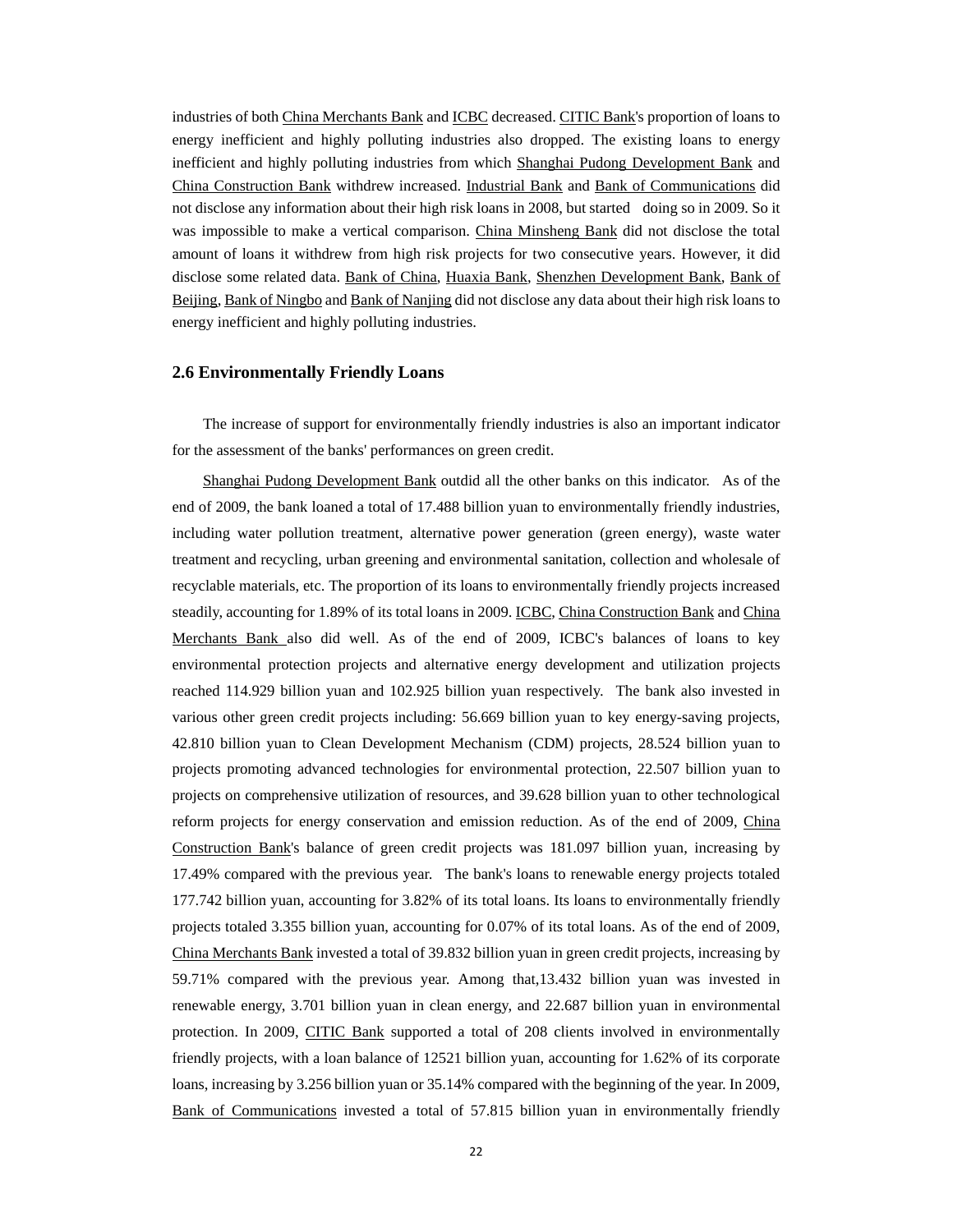industries of both China Merchants Bank and ICBC decreased. CITIC Bank's proportion of loans to energy inefficient and highly polluting industries also dropped. The existing loans to energy inefficient and highly polluting industries from which Shanghai Pudong Development Bank and China Construction Bank withdrew increased. Industrial Bank and Bank of Communications did not disclose any information about their high risk loans in 2008, but started doing so in 2009. So it was impossible to make a vertical comparison. China Minsheng Bank did not disclose the total amount of loans it withdrew from high risk projects for two consecutive years. However, it did disclose some related data. Bank of China, Huaxia Bank, Shenzhen Development Bank, Bank of Beijing, Bank of Ningbo and Bank of Nanjing did not disclose any data about their high risk loans to energy inefficient and highly polluting industries.

### 2.6 Environmentally Friendly Loans

The increase of support for environmentally friendly industries is also an important indicator for the assessment of the banks' performances on green credit.

Shanghai Pudong Development Bank outdid all the other banks on this indicator. As of the end of 2009, the bank loaned a total of 17.488 billion yuan to environmentally friendly industries, including water pollution treatment, alternative power generation (green energy), waste water treatment and recycling, urban greening and environmental sanitation, collection and wholesale of recyclable materials, etc. The proportion of its loans to environmentally friendly projects increased steadily, accounting for 1.89% of its total loans in 2009. ICBC, China Construction Bank and China Merchants Bank also did well. As of the end of 2009, ICBC's balances of loans to key environmental protection projects and alternative energy development and utilization projects reached 114.929 billion yuan and 102.925 billion yuan respectively. The bank also invested in various other green credit projects including: 56.669 billion yuan to key energy-saving projects, 42.810 billion yuan to Clean Development Mechanism (CDM) projects, 28.524 billion yuan to projects promoting advanced technologies for environmental protection, 22.507 billion yuan to projects on comprehensive utilization of resources, and 39.628 billion yuan to other technological reform projects for energy conservation and emission reduction. As of the end of 2009, China Construction Bank's balance of green credit projects was 181.097 billion yuan, increasing by 17.49% compared with the previous year. The bank's loans to renewable energy projects totaled 177.742 billion yuan, accounting for 3.82% of its total loans. Its loans to environmentally friendly projects totaled 3.355 billion yuan, accounting for 0.07% of its total loans. As of the end of 2009, China Merchants Bank invested a total of 39.832 billion yuan in green credit projects, increasing by 59.71% compared with the previous year. Among that,13.432 billion yuan was invested in renewable energy, 3.701 billion yuan in clean energy, and 22.687 billion yuan in environmental protection. In 2009, CITIC Bank supported a total of 208 clients involved in environmentally friendly projects, with a loan balance of 12521 billion yuan, accounting for 1.62% of its corporate loans, increasing by 3.256 billion yuan or 35.14% compared with the beginning of the year. In 2009, Bank of Communications invested a total of 57.815 billion yuan in environmentally friendly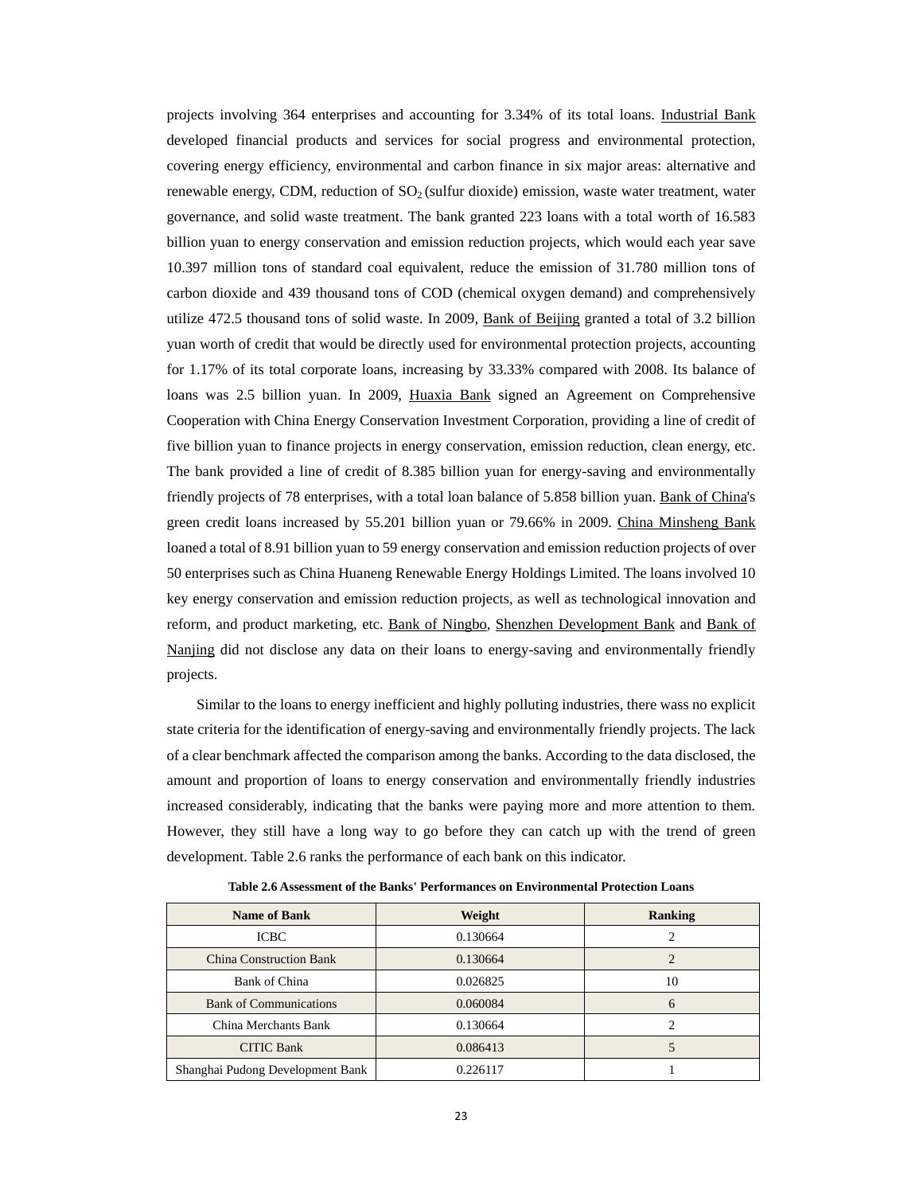projects involving 364 enterprises and accounting for 3.34% of its total loans. Industrial Bank developed financial products and services for social progress and environmental protection, covering energy efficiency, environmental and carbon finance in six major areas: alternative and renewable energy, CDM, reduction of $SO_2$ (sulfur dioxide) emission, waste water treatment, water governance, and solid waste treatment. The bank granted 223 loans with a total worth of 16.583 billion yuan to energy conservation and emission reduction projects, which would each year save 10.397 million tons of standard coal equivalent, reduce the emission of 31.780 million tons of carbon dioxide and 439 thousand tons of COD (chemical oxygen demand) and comprehensively utilize 472.5 thousand tons of solid waste. In 2009, Bank of Beijing granted a total of 3.2 billion yuan worth of credit that would be directly used for environmental protection projects, accounting for 1.17% of its total corporate loans, increasing by 33.33% compared with 2008. Its balance of loans was 2.5 billion yuan. In 2009, Huaxia Bank signed an Agreement on Comprehensive Cooperation with China Energy Conservation Investment Corporation, providing a line of credit of five billion yuan to finance projects in energy conservation, emission reduction, clean energy, etc. The bank provided a line of credit of 8.385 billion yuan for energy-saving and environmentally friendly projects of 78 enterprises, with a total loan balance of 5.858 billion yuan. Bank of China's green credit loans increased by 55.201 billion yuan or 79.66% in 2009. China Minsheng Bank loaned a total of 8.91 billion yuan to 59 energy conservation and emission reduction projects of over 50 enterprises such as China Huaneng Renewable Energy Holdings Limited. The loans involved 10 key energy conservation and emission reduction projects, as well as technological innovation and reform, and product marketing, etc. Bank of Ningbo, Shenzhen Development Bank and Bank of Nanjing did not disclose any data on their loans to energy-saving and environmentally friendly projects.

Similar to the loans to energy inefficient and highly polluting industries, there wass no explicit state criteria for the identification of energy-saving and environmentally friendly projects. The lack of a clear benchmark affected the comparison among the banks. According to the data disclosed, the amount and proportion of loans to energy conservation and environmentally friendly industries increased considerably, indicating that the banks were paying more and more attention to them. However, they still have a long way to go before they can catch up with the trend of green development. Table 2.6 ranks the performance of each bank on this indicator.

**Table 2.6 Assessment of the Banks' Performances on Environmental Protection Loans**

| Name of Bank | Weight | Ranking |
|---|---|---|
| ICBC | 0.130664 | 2 |
| China Construction Bank | 0.130664 | 2 |
| Bank of China | 0.026825 | 10 |
| Bank of Communications | 0.060084 | 6 |
| China Merchants Bank | 0.130664 | 2 |
| CITIC Bank | 0.086413 | 5 |
| Shanghai Pudong Development Bank | 0.226117 | 1 |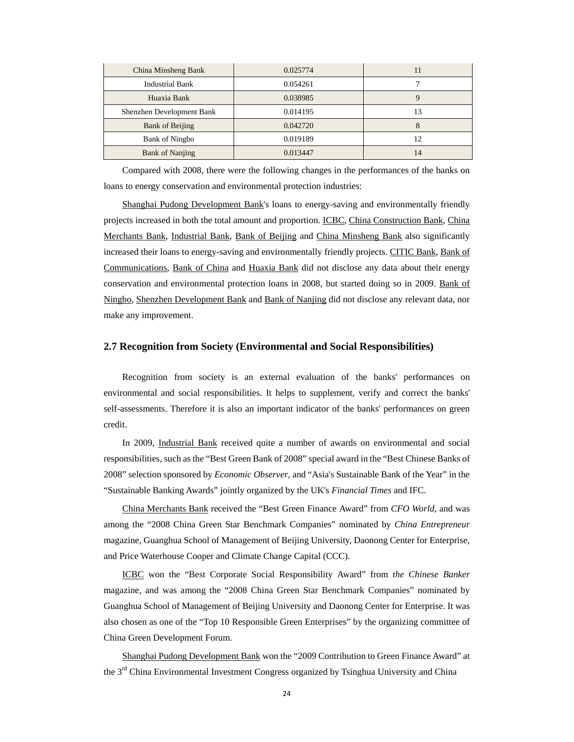| China Minsheng Bank | 0.025774 | 11 |
|---|---|---|
| Industrial Bank | 0.054261 | 7 |
| Huaxia Bank | 0.038985 | 9 |
| Shenzhen Development Bank | 0.014195 | 13 |
| Bank of Beijing | 0.042720 | 8 |
| Bank of Ningbo | 0.019189 | 12 |
| Bank of Nanjing | 0.013447 | 14 |

Compared with 2008, there were the following changes in the performances of the banks on loans to energy conservation and environmental protection industries:

Shanghai Pudong Development Bank's loans to energy-saving and environmentally friendly projects increased in both the total amount and proportion. ICBC, China Construction Bank, China Merchants Bank, Industrial Bank, Bank of Beijing and China Minsheng Bank also significantly increased their loans to energy-saving and environmentally friendly projects. CITIC Bank, Bank of Communications, Bank of China and Huaxia Bank did not disclose any data about their energy conservation and environmental protection loans in 2008, but started doing so in 2009. Bank of Ningbo, Shenzhen Development Bank and Bank of Nanjing did not disclose any relevant data, nor make any improvement.

## 2.7 Recognition from Society (Environmental and Social Responsibilities)

Recognition from society is an external evaluation of the banks' performances on environmental and social responsibilities. It helps to supplement, verify and correct the banks' self-assessments. Therefore it is also an important indicator of the banks' performances on green credit.

In 2009, Industrial Bank received quite a number of awards on environmental and social responsibilities, such as the “Best Green Bank of 2008” special award in the “Best Chinese Banks of 2008” selection sponsored by *Economic Observer*, and “Asia's Sustainable Bank of the Year” in the “Sustainable Banking Awards” jointly organized by the UK's *Financial Times* and IFC.

China Merchants Bank received the “Best Green Finance Award” from *CFO World*, and was among the “2008 China Green Star Benchmark Companies” nominated by *China Entrepreneur* magazine, Guanghua School of Management of Beijing University, Daonong Center for Enterprise, and Price Waterhouse Cooper and Climate Change Capital (CCC).

ICBC won the “Best Corporate Social Responsibility Award” from *the Chinese Banker* magazine, and was among the “2008 China Green Star Benchmark Companies” nominated by Guanghua School of Management of Beijing University and Daonong Center for Enterprise. It was also chosen as one of the “Top 10 Responsible Green Enterprises” by the organizing committee of China Green Development Forum.

Shanghai Pudong Development Bank won the “2009 Contribution to Green Finance Award” at the 3rd China Environmental Investment Congress organized by Tsinghua University and China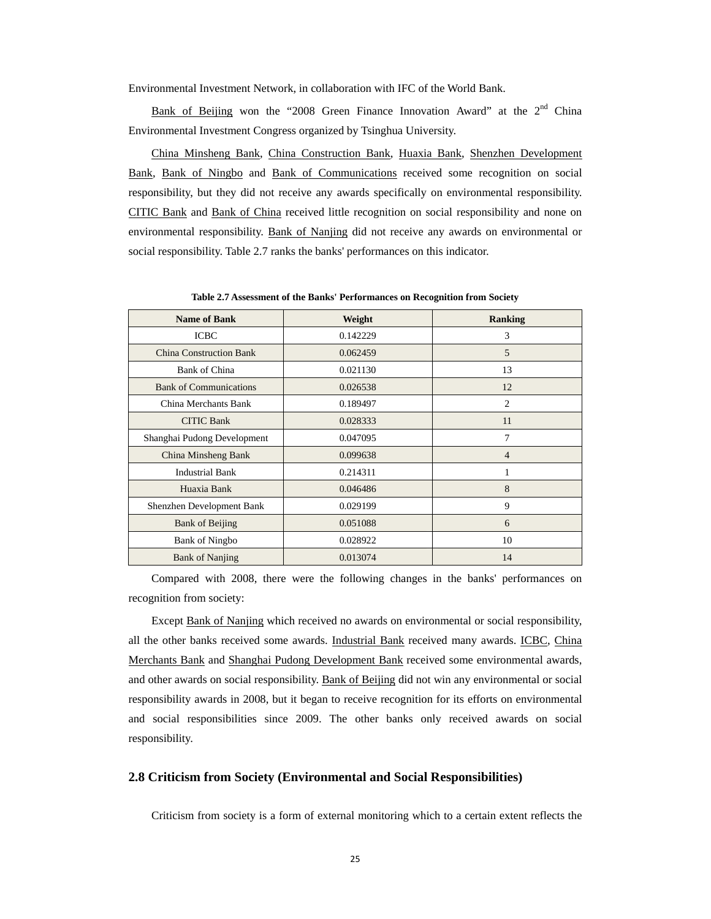Environmental Investment Network, in collaboration with IFC of the World Bank.

Bank of Beijing won the "2008 Green Finance Innovation Award" at the 2nd China Environmental Investment Congress organized by Tsinghua University.

China Minsheng Bank, China Construction Bank, Huaxia Bank, Shenzhen Development Bank, Bank of Ningbo and Bank of Communications received some recognition on social responsibility, but they did not receive any awards specifically on environmental responsibility. CITIC Bank and Bank of China received little recognition on social responsibility and none on environmental responsibility. Bank of Nanjing did not receive any awards on environmental or social responsibility. Table 2.7 ranks the banks' performances on this indicator.

**Table 2.7 Assessment of the Banks' Performances on Recognition from Society**

| Name of Bank | Weight | Ranking |
|---|---|---|
| ICBC | 0.142229 | 3 |
| China Construction Bank | 0.062459 | 5 |
| Bank of China | 0.021130 | 13 |
| Bank of Communications | 0.026538 | 12 |
| China Merchants Bank | 0.189497 | 2 |
| CITIC Bank | 0.028333 | 11 |
| Shanghai Pudong Development | 0.047095 | 7 |
| China Minsheng Bank | 0.099638 | 4 |
| Industrial Bank | 0.214311 | 1 |
| Huaxia Bank | 0.046486 | 8 |
| Shenzhen Development Bank | 0.029199 | 9 |
| Bank of Beijing | 0.051088 | 6 |
| Bank of Ningbo | 0.028922 | 10 |
| Bank of Nanjing | 0.013074 | 14 |

Compared with 2008, there were the following changes in the banks' performances on recognition from society:

Except Bank of Nanjing which received no awards on environmental or social responsibility, all the other banks received some awards. Industrial Bank received many awards. ICBC, China Merchants Bank and Shanghai Pudong Development Bank received some environmental awards, and other awards on social responsibility. Bank of Beijing did not win any environmental or social responsibility awards in 2008, but it began to receive recognition for its efforts on environmental and social responsibilities since 2009. The other banks only received awards on social responsibility.

## 2.8 Criticism from Society (Environmental and Social Responsibilities)

Criticism from society is a form of external monitoring which to a certain extent reflects the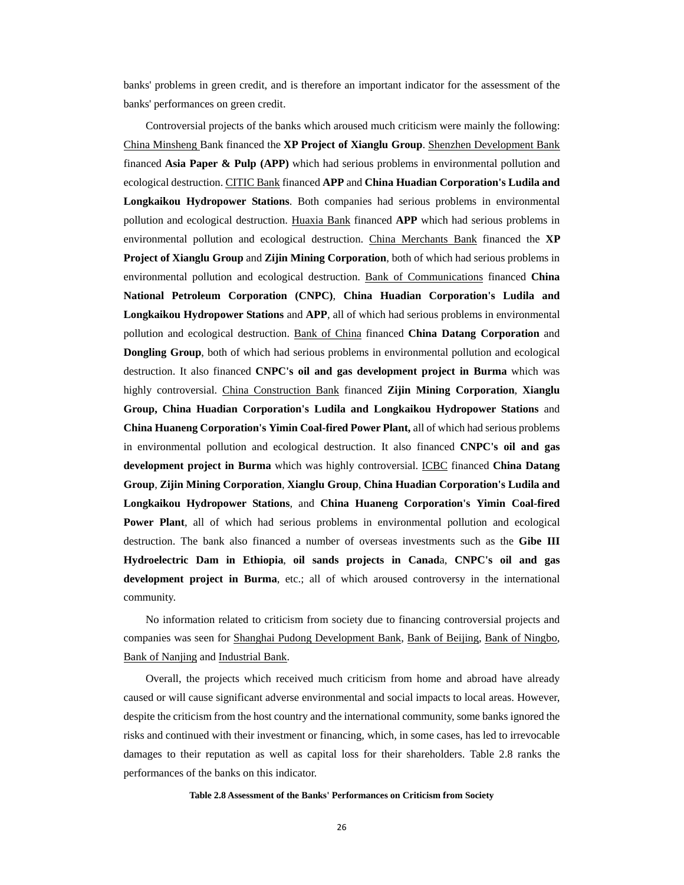banks' problems in green credit, and is therefore an important indicator for the assessment of the banks' performances on green credit.

Controversial projects of the banks which aroused much criticism were mainly the following: China Minsheng Bank financed the **XP Project of Xianglu Group**. Shenzhen Development Bank financed **Asia Paper & Pulp (APP)** which had serious problems in environmental pollution and ecological destruction. CITIC Bank financed **APP** and **China Huadian Corporation's Ludila and Longkaikou Hydropower Stations**. Both companies had serious problems in environmental pollution and ecological destruction. Huaxia Bank financed **APP** which had serious problems in environmental pollution and ecological destruction. China Merchants Bank financed the **XP Project of Xianglu Group** and **Zijin Mining Corporation**, both of which had serious problems in environmental pollution and ecological destruction. Bank of Communications financed **China National Petroleum Corporation (CNPC)**, **China Huadian Corporation's Ludila and Longkaikou Hydropower Stations** and **APP**, all of which had serious problems in environmental pollution and ecological destruction. Bank of China financed **China Datang Corporation** and **Dongling Group**, both of which had serious problems in environmental pollution and ecological destruction. It also financed **CNPC's oil and gas development project in Burma** which was highly controversial. China Construction Bank financed **Zijin Mining Corporation**, **Xianglu Group, China Huadian Corporation's Ludila and Longkaikou Hydropower Stations** and **China Huaneng Corporation's Yimin Coal-fired Power Plant,** all of which had serious problems in environmental pollution and ecological destruction. It also financed **CNPC's oil and gas development project in Burma** which was highly controversial. ICBC financed **China Datang Group**, **Zijin Mining Corporation**, **Xianglu Group**, **China Huadian Corporation's Ludila and Longkaikou Hydropower Stations**, and **China Huaneng Corporation's Yimin Coal-fired Power Plant**, all of which had serious problems in environmental pollution and ecological destruction. The bank also financed a number of overseas investments such as the **Gibe III Hydroelectric Dam in Ethiopia**, **oil sands projects in Canad**a, **CNPC's oil and gas development project in Burma**, etc.; all of which aroused controversy in the international community.

No information related to criticism from society due to financing controversial projects and companies was seen for Shanghai Pudong Development Bank, Bank of Beijing, Bank of Ningbo, Bank of Nanjing and Industrial Bank.

Overall, the projects which received much criticism from home and abroad have already caused or will cause significant adverse environmental and social impacts to local areas. However, despite the criticism from the host country and the international community, some banks ignored the risks and continued with their investment or financing, which, in some cases, has led to irrevocable damages to their reputation as well as capital loss for their shareholders. Table 2.8 ranks the performances of the banks on this indicator.

**Table 2.8 Assessment of the Banks' Performances on Criticism from Society**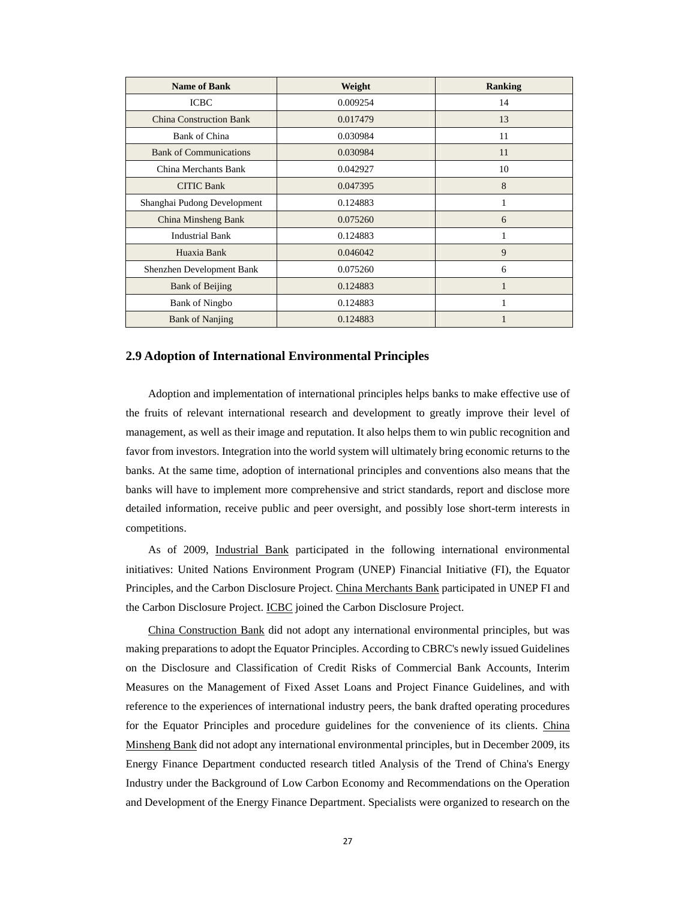| Name of Bank | Weight | Ranking |
| --- | --- | --- |
| ICBC | 0.009254 | 14 |
| China Construction Bank | 0.017479 | 13 |
| Bank of China | 0.030984 | 11 |
| Bank of Communications | 0.030984 | 11 |
| China Merchants Bank | 0.042927 | 10 |
| CITIC Bank | 0.047395 | 8 |
| Shanghai Pudong Development | 0.124883 | 1 |
| China Minsheng Bank | 0.075260 | 6 |
| Industrial Bank | 0.124883 | 1 |
| Huaxia Bank | 0.046042 | 9 |
| Shenzhen Development Bank | 0.075260 | 6 |
| Bank of Beijing | 0.124883 | 1 |
| Bank of Ningbo | 0.124883 | 1 |
| Bank of Nanjing | 0.124883 | 1 |

## 2.9 Adoption of International Environmental Principles

Adoption and implementation of international principles helps banks to make effective use of the fruits of relevant international research and development to greatly improve their level of management, as well as their image and reputation. It also helps them to win public recognition and favor from investors. Integration into the world system will ultimately bring economic returns to the banks. At the same time, adoption of international principles and conventions also means that the banks will have to implement more comprehensive and strict standards, report and disclose more detailed information, receive public and peer oversight, and possibly lose short-term interests in competitions.

As of 2009, Industrial Bank participated in the following international environmental initiatives: United Nations Environment Program (UNEP) Financial Initiative (FI), the Equator Principles, and the Carbon Disclosure Project. China Merchants Bank participated in UNEP FI and the Carbon Disclosure Project. ICBC joined the Carbon Disclosure Project.

China Construction Bank did not adopt any international environmental principles, but was making preparations to adopt the Equator Principles. According to CBRC's newly issued Guidelines on the Disclosure and Classification of Credit Risks of Commercial Bank Accounts, Interim Measures on the Management of Fixed Asset Loans and Project Finance Guidelines, and with reference to the experiences of international industry peers, the bank drafted operating procedures for the Equator Principles and procedure guidelines for the convenience of its clients. China Minsheng Bank did not adopt any international environmental principles, but in December 2009, its Energy Finance Department conducted research titled Analysis of the Trend of China's Energy Industry under the Background of Low Carbon Economy and Recommendations on the Operation and Development of the Energy Finance Department. Specialists were organized to research on the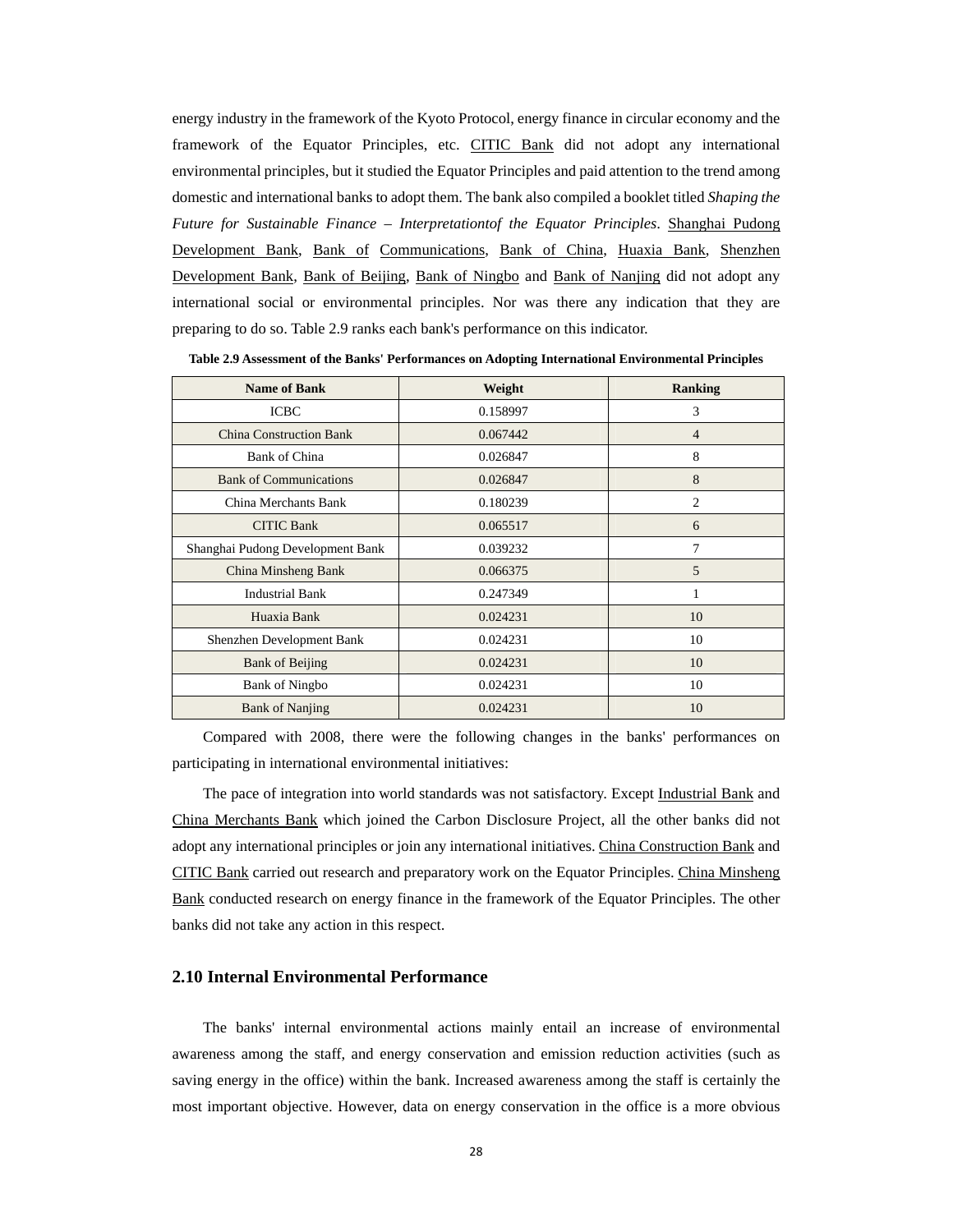energy industry in the framework of the Kyoto Protocol, energy finance in circular economy and the framework of the Equator Principles, etc. CITIC Bank did not adopt any international environmental principles, but it studied the Equator Principles and paid attention to the trend among domestic and international banks to adopt them. The bank also compiled a booklet titled *Shaping the Future for Sustainable Finance – Interpretationtof the Equator Principles*. Shanghai Pudong Development Bank, Bank of Communications, Bank of China, Huaxia Bank, Shenzhen Development Bank, Bank of Beijing, Bank of Ningbo and Bank of Nanjing did not adopt any international social or environmental principles. Nor was there any indication that they are preparing to do so. Table 2.9 ranks each bank's performance on this indicator.

**Table 2.9 Assessment of the Banks' Performances on Adopting International Environmental Principles**

| Name of Bank | Weight | Ranking |
|---|---|---|
| ICBC | 0.158997 | 3 |
| China Construction Bank | 0.067442 | 4 |
| Bank of China | 0.026847 | 8 |
| Bank of Communications | 0.026847 | 8 |
| China Merchants Bank | 0.180239 | 2 |
| CITIC Bank | 0.065517 | 6 |
| Shanghai Pudong Development Bank | 0.039232 | 7 |
| China Minsheng Bank | 0.066375 | 5 |
| Industrial Bank | 0.247349 | 1 |
| Huaxia Bank | 0.024231 | 10 |
| Shenzhen Development Bank | 0.024231 | 10 |
| Bank of Beijing | 0.024231 | 10 |
| Bank of Ningbo | 0.024231 | 10 |
| Bank of Nanjing | 0.024231 | 10 |

Compared with 2008, there were the following changes in the banks' performances on participating in international environmental initiatives:

The pace of integration into world standards was not satisfactory. Except Industrial Bank and China Merchants Bank which joined the Carbon Disclosure Project, all the other banks did not adopt any international principles or join any international initiatives. China Construction Bank and CITIC Bank carried out research and preparatory work on the Equator Principles. China Minsheng Bank conducted research on energy finance in the framework of the Equator Principles. The other banks did not take any action in this respect.

## 2.10 Internal Environmental Performance

The banks' internal environmental actions mainly entail an increase of environmental awareness among the staff, and energy conservation and emission reduction activities (such as saving energy in the office) within the bank. Increased awareness among the staff is certainly the most important objective. However, data on energy conservation in the office is a more obvious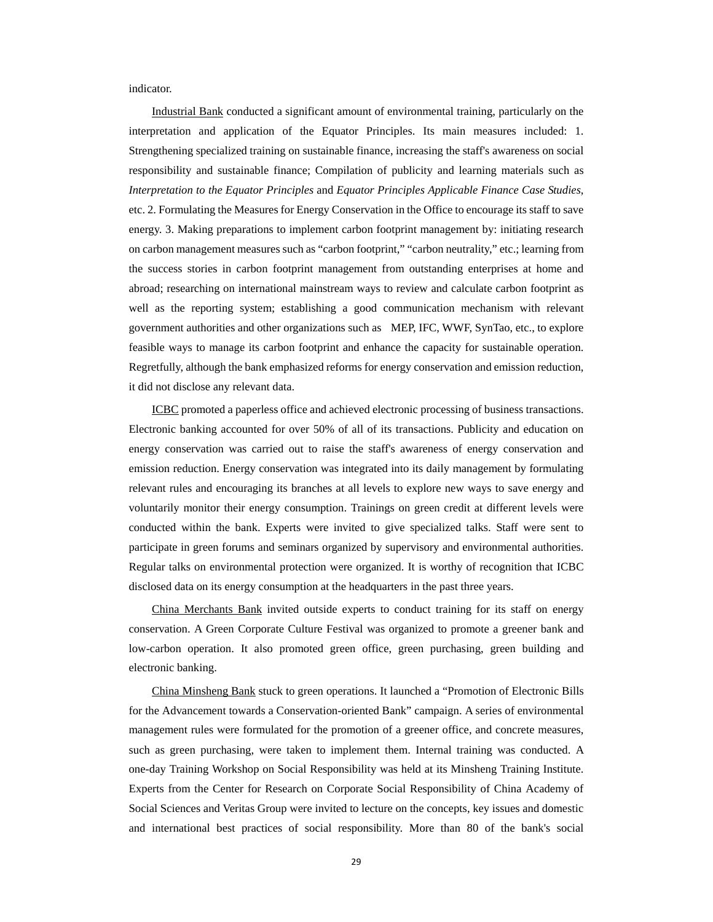indicator.

Industrial Bank conducted a significant amount of environmental training, particularly on the interpretation and application of the Equator Principles. Its main measures included: 1. Strengthening specialized training on sustainable finance, increasing the staff's awareness on social responsibility and sustainable finance; Compilation of publicity and learning materials such as *Interpretation to the Equator Principles* and *Equator Principles Applicable Finance Case Studies*, etc. 2. Formulating the Measures for Energy Conservation in the Office to encourage its staff to save energy. 3. Making preparations to implement carbon footprint management by: initiating research on carbon management measures such as "carbon footprint," "carbon neutrality," etc.; learning from the success stories in carbon footprint management from outstanding enterprises at home and abroad; researching on international mainstream ways to review and calculate carbon footprint as well as the reporting system; establishing a good communication mechanism with relevant government authorities and other organizations such as MEP, IFC, WWF, SynTao, etc., to explore feasible ways to manage its carbon footprint and enhance the capacity for sustainable operation. Regretfully, although the bank emphasized reforms for energy conservation and emission reduction, it did not disclose any relevant data.

ICBC promoted a paperless office and achieved electronic processing of business transactions. Electronic banking accounted for over 50% of all of its transactions. Publicity and education on energy conservation was carried out to raise the staff's awareness of energy conservation and emission reduction. Energy conservation was integrated into its daily management by formulating relevant rules and encouraging its branches at all levels to explore new ways to save energy and voluntarily monitor their energy consumption. Trainings on green credit at different levels were conducted within the bank. Experts were invited to give specialized talks. Staff were sent to participate in green forums and seminars organized by supervisory and environmental authorities. Regular talks on environmental protection were organized. It is worthy of recognition that ICBC disclosed data on its energy consumption at the headquarters in the past three years.

China Merchants Bank invited outside experts to conduct training for its staff on energy conservation. A Green Corporate Culture Festival was organized to promote a greener bank and low-carbon operation. It also promoted green office, green purchasing, green building and electronic banking.

China Minsheng Bank stuck to green operations. It launched a "Promotion of Electronic Bills for the Advancement towards a Conservation-oriented Bank" campaign. A series of environmental management rules were formulated for the promotion of a greener office, and concrete measures, such as green purchasing, were taken to implement them. Internal training was conducted. A one-day Training Workshop on Social Responsibility was held at its Minsheng Training Institute. Experts from the Center for Research on Corporate Social Responsibility of China Academy of Social Sciences and Veritas Group were invited to lecture on the concepts, key issues and domestic and international best practices of social responsibility. More than 80 of the bank's social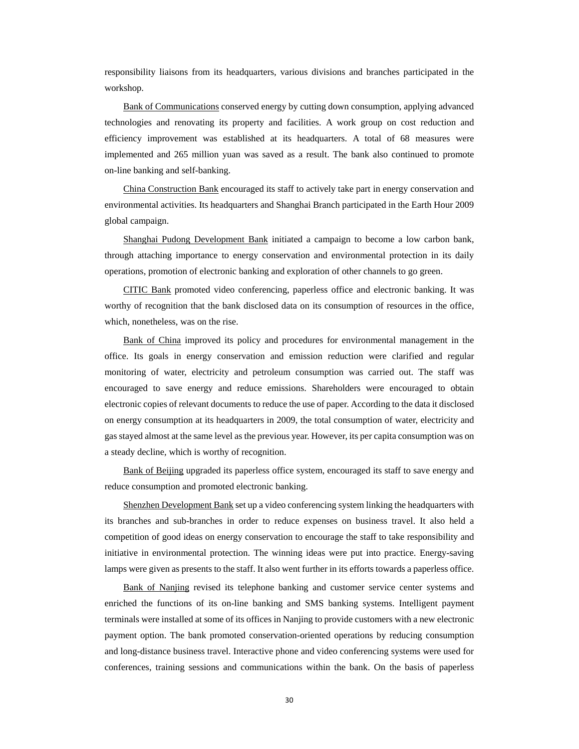responsibility liaisons from its headquarters, various divisions and branches participated in the workshop.

Bank of Communications conserved energy by cutting down consumption, applying advanced technologies and renovating its property and facilities. A work group on cost reduction and efficiency improvement was established at its headquarters. A total of 68 measures were implemented and 265 million yuan was saved as a result. The bank also continued to promote on-line banking and self-banking.

China Construction Bank encouraged its staff to actively take part in energy conservation and environmental activities. Its headquarters and Shanghai Branch participated in the Earth Hour 2009 global campaign.

Shanghai Pudong Development Bank initiated a campaign to become a low carbon bank, through attaching importance to energy conservation and environmental protection in its daily operations, promotion of electronic banking and exploration of other channels to go green.

CITIC Bank promoted video conferencing, paperless office and electronic banking. It was worthy of recognition that the bank disclosed data on its consumption of resources in the office, which, nonetheless, was on the rise.

Bank of China improved its policy and procedures for environmental management in the office. Its goals in energy conservation and emission reduction were clarified and regular monitoring of water, electricity and petroleum consumption was carried out. The staff was encouraged to save energy and reduce emissions. Shareholders were encouraged to obtain electronic copies of relevant documents to reduce the use of paper. According to the data it disclosed on energy consumption at its headquarters in 2009, the total consumption of water, electricity and gas stayed almost at the same level as the previous year. However, its per capita consumption was on a steady decline, which is worthy of recognition.

Bank of Beijing upgraded its paperless office system, encouraged its staff to save energy and reduce consumption and promoted electronic banking.

Shenzhen Development Bank set up a video conferencing system linking the headquarters with its branches and sub-branches in order to reduce expenses on business travel. It also held a competition of good ideas on energy conservation to encourage the staff to take responsibility and initiative in environmental protection. The winning ideas were put into practice. Energy-saving lamps were given as presents to the staff. It also went further in its efforts towards a paperless office.

Bank of Nanjing revised its telephone banking and customer service center systems and enriched the functions of its on-line banking and SMS banking systems. Intelligent payment terminals were installed at some of its offices in Nanjing to provide customers with a new electronic payment option. The bank promoted conservation-oriented operations by reducing consumption and long-distance business travel. Interactive phone and video conferencing systems were used for conferences, training sessions and communications within the bank. On the basis of paperless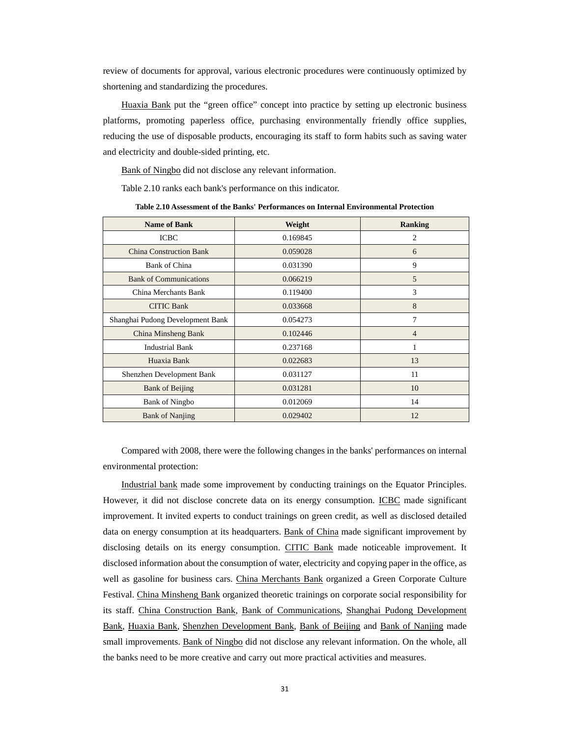review of documents for approval, various electronic procedures were continuously optimized by shortening and standardizing the procedures.

Huaxia Bank put the "green office" concept into practice by setting up electronic business platforms, promoting paperless office, purchasing environmentally friendly office supplies, reducing the use of disposable products, encouraging its staff to form habits such as saving water and electricity and double-sided printing, etc.

Bank of Ningbo did not disclose any relevant information.

Table 2.10 ranks each bank's performance on this indicator.

**Table 2.10 Assessment of the Banks' Performances on Internal Environmental Protection**

| Name of Bank | Weight | Ranking |
|---|---|---|
| ICBC | 0.169845 | 2 |
| China Construction Bank | 0.059028 | 6 |
| Bank of China | 0.031390 | 9 |
| Bank of Communications | 0.066219 | 5 |
| China Merchants Bank | 0.119400 | 3 |
| CITIC Bank | 0.033668 | 8 |
| Shanghai Pudong Development Bank | 0.054273 | 7 |
| China Minsheng Bank | 0.102446 | 4 |
| Industrial Bank | 0.237168 | 1 |
| Huaxia Bank | 0.022683 | 13 |
| Shenzhen Development Bank | 0.031127 | 11 |
| Bank of Beijing | 0.031281 | 10 |
| Bank of Ningbo | 0.012069 | 14 |
| Bank of Nanjing | 0.029402 | 12 |

Compared with 2008, there were the following changes in the banks' performances on internal environmental protection:

Industrial bank made some improvement by conducting trainings on the Equator Principles. However, it did not disclose concrete data on its energy consumption. ICBC made significant improvement. It invited experts to conduct trainings on green credit, as well as disclosed detailed data on energy consumption at its headquarters. Bank of China made significant improvement by disclosing details on its energy consumption. CITIC Bank made noticeable improvement. It disclosed information about the consumption of water, electricity and copying paper in the office, as well as gasoline for business cars. China Merchants Bank organized a Green Corporate Culture Festival. China Minsheng Bank organized theoretic trainings on corporate social responsibility for its staff. China Construction Bank, Bank of Communications, Shanghai Pudong Development Bank, Huaxia Bank, Shenzhen Development Bank, Bank of Beijing and Bank of Nanjing made small improvements. Bank of Ningbo did not disclose any relevant information. On the whole, all the banks need to be more creative and carry out more practical activities and measures.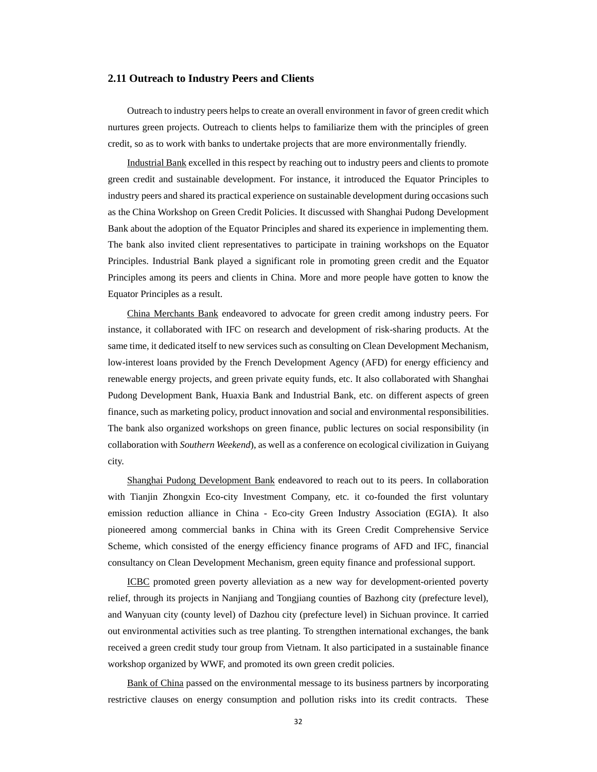## 2.11 Outreach to Industry Peers and Clients

Outreach to industry peers helps to create an overall environment in favor of green credit which nurtures green projects. Outreach to clients helps to familiarize them with the principles of green credit, so as to work with banks to undertake projects that are more environmentally friendly.

<u>Industrial Bank</u> excelled in this respect by reaching out to industry peers and clients to promote green credit and sustainable development. For instance, it introduced the Equator Principles to industry peers and shared its practical experience on sustainable development during occasions such as the China Workshop on Green Credit Policies. It discussed with Shanghai Pudong Development Bank about the adoption of the Equator Principles and shared its experience in implementing them. The bank also invited client representatives to participate in training workshops on the Equator Principles. Industrial Bank played a significant role in promoting green credit and the Equator Principles among its peers and clients in China. More and more people have gotten to know the Equator Principles as a result.

<u>China Merchants Bank</u> endeavored to advocate for green credit among industry peers. For instance, it collaborated with IFC on research and development of risk-sharing products. At the same time, it dedicated itself to new services such as consulting on Clean Development Mechanism, low-interest loans provided by the French Development Agency (AFD) for energy efficiency and renewable energy projects, and green private equity funds, etc. It also collaborated with Shanghai Pudong Development Bank, Huaxia Bank and Industrial Bank, etc. on different aspects of green finance, such as marketing policy, product innovation and social and environmental responsibilities. The bank also organized workshops on green finance, public lectures on social responsibility (in collaboration with *Southern Weekend*), as well as a conference on ecological civilization in Guiyang city.

<u>Shanghai Pudong Development Bank</u> endeavored to reach out to its peers. In collaboration with Tianjin Zhongxin Eco-city Investment Company, etc. it co-founded the first voluntary emission reduction alliance in China - Eco-city Green Industry Association (EGIA). It also pioneered among commercial banks in China with its Green Credit Comprehensive Service Scheme, which consisted of the energy efficiency finance programs of AFD and IFC, financial consultancy on Clean Development Mechanism, green equity finance and professional support.

<u>ICBC</u> promoted green poverty alleviation as a new way for development-oriented poverty relief, through its projects in Nanjiang and Tongjiang counties of Bazhong city (prefecture level), and Wanyuan city (county level) of Dazhou city (prefecture level) in Sichuan province. It carried out environmental activities such as tree planting. To strengthen international exchanges, the bank received a green credit study tour group from Vietnam. It also participated in a sustainable finance workshop organized by WWF, and promoted its own green credit policies.

<u>Bank of China</u> passed on the environmental message to its business partners by incorporating restrictive clauses on energy consumption and pollution risks into its credit contracts. These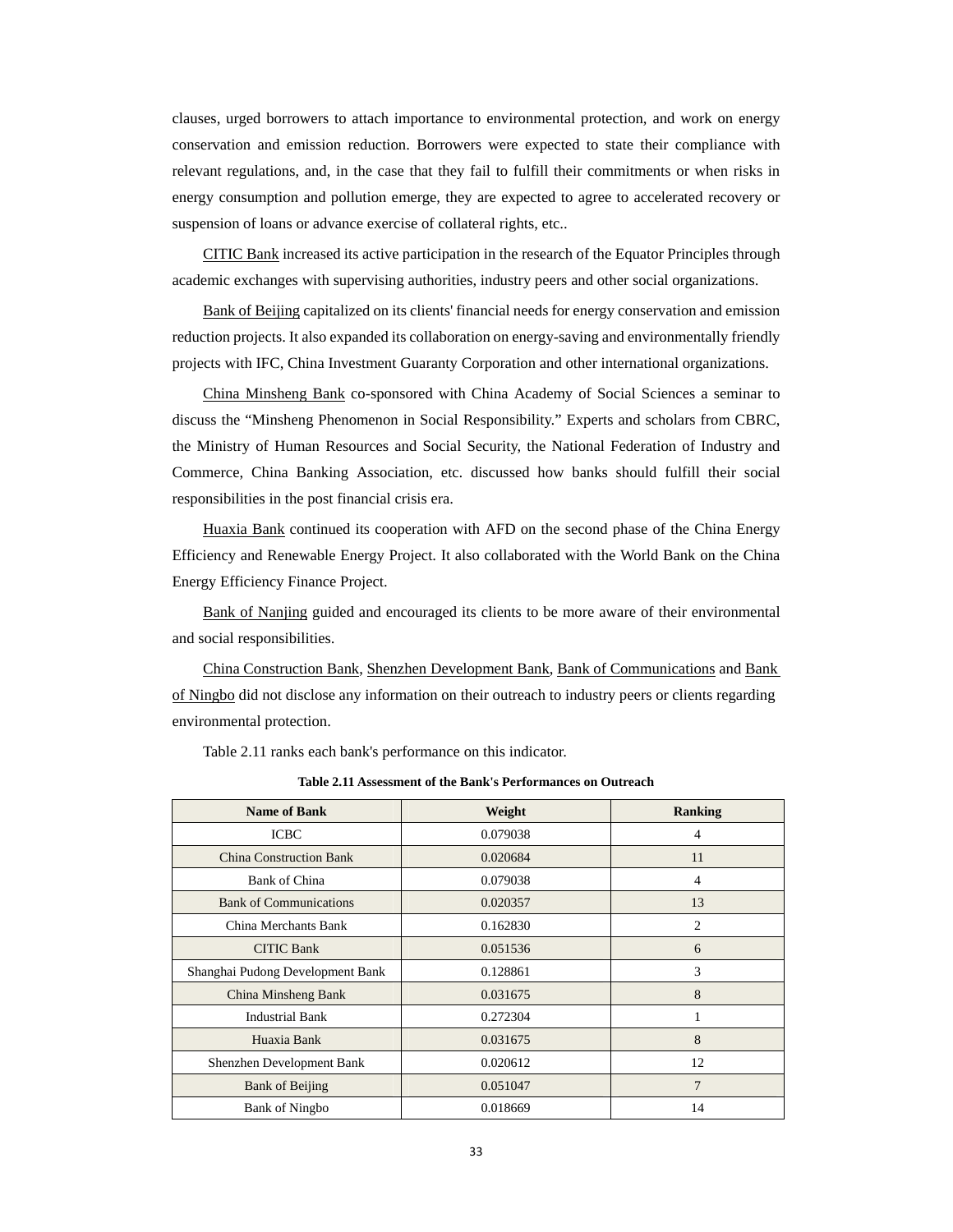clauses, urged borrowers to attach importance to environmental protection, and work on energy conservation and emission reduction. Borrowers were expected to state their compliance with relevant regulations, and, in the case that they fail to fulfill their commitments or when risks in energy consumption and pollution emerge, they are expected to agree to accelerated recovery or suspension of loans or advance exercise of collateral rights, etc..

CITIC Bank increased its active participation in the research of the Equator Principles through academic exchanges with supervising authorities, industry peers and other social organizations.

Bank of Beijing capitalized on its clients' financial needs for energy conservation and emission reduction projects. It also expanded its collaboration on energy-saving and environmentally friendly projects with IFC, China Investment Guaranty Corporation and other international organizations.

China Minsheng Bank co-sponsored with China Academy of Social Sciences a seminar to discuss the "Minsheng Phenomenon in Social Responsibility." Experts and scholars from CBRC, the Ministry of Human Resources and Social Security, the National Federation of Industry and Commerce, China Banking Association, etc. discussed how banks should fulfill their social responsibilities in the post financial crisis era.

Huaxia Bank continued its cooperation with AFD on the second phase of the China Energy Efficiency and Renewable Energy Project. It also collaborated with the World Bank on the China Energy Efficiency Finance Project.

Bank of Nanjing guided and encouraged its clients to be more aware of their environmental and social responsibilities.

China Construction Bank, Shenzhen Development Bank, Bank of Communications and Bank of Ningbo did not disclose any information on their outreach to industry peers or clients regarding environmental protection.

Table 2.11 ranks each bank's performance on this indicator.

**Table 2.11 Assessment of the Bank's Performances on Outreach**

| Name of Bank | Weight | Ranking |
|---|---|---|
| ICBC | 0.079038 | 4 |
| China Construction Bank | 0.020684 | 11 |
| Bank of China | 0.079038 | 4 |
| Bank of Communications | 0.020357 | 13 |
| China Merchants Bank | 0.162830 | 2 |
| CITIC Bank | 0.051536 | 6 |
| Shanghai Pudong Development Bank | 0.128861 | 3 |
| China Minsheng Bank | 0.031675 | 8 |
| Industrial Bank | 0.272304 | 1 |
| Huaxia Bank | 0.031675 | 8 |
| Shenzhen Development Bank | 0.020612 | 12 |
| Bank of Beijing | 0.051047 | 7 |
| Bank of Ningbo | 0.018669 | 14 |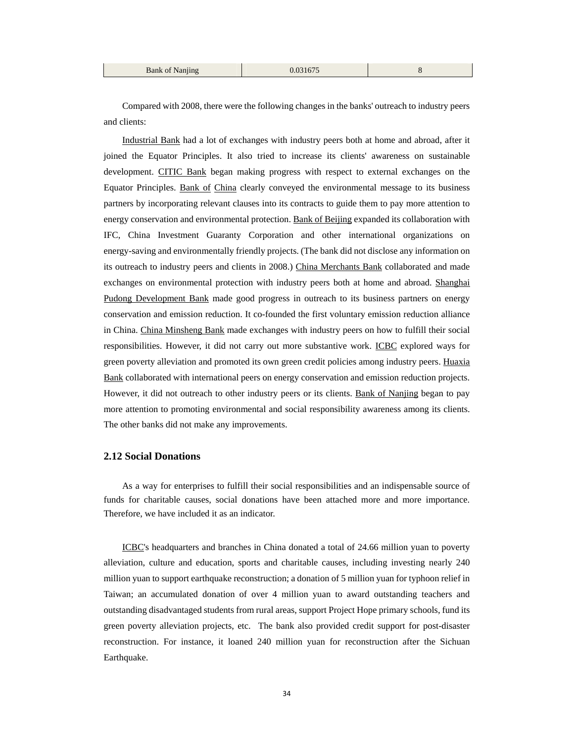| Bank of Nanjing | 0.031675 | 8 |
|---|---|---|

Compared with 2008, there were the following changes in the banks' outreach to industry peers and clients:

Industrial Bank had a lot of exchanges with industry peers both at home and abroad, after it joined the Equator Principles. It also tried to increase its clients' awareness on sustainable development. CITIC Bank began making progress with respect to external exchanges on the Equator Principles. Bank of China clearly conveyed the environmental message to its business partners by incorporating relevant clauses into its contracts to guide them to pay more attention to energy conservation and environmental protection. Bank of Beijing expanded its collaboration with IFC, China Investment Guaranty Corporation and other international organizations on energy-saving and environmentally friendly projects. (The bank did not disclose any information on its outreach to industry peers and clients in 2008.) China Merchants Bank collaborated and made exchanges on environmental protection with industry peers both at home and abroad. Shanghai Pudong Development Bank made good progress in outreach to its business partners on energy conservation and emission reduction. It co-founded the first voluntary emission reduction alliance in China. China Minsheng Bank made exchanges with industry peers on how to fulfill their social responsibilities. However, it did not carry out more substantive work. ICBC explored ways for green poverty alleviation and promoted its own green credit policies among industry peers. Huaxia Bank collaborated with international peers on energy conservation and emission reduction projects. However, it did not outreach to other industry peers or its clients. Bank of Nanjing began to pay more attention to promoting environmental and social responsibility awareness among its clients. The other banks did not make any improvements.

### 2.12 Social Donations

As a way for enterprises to fulfill their social responsibilities and an indispensable source of funds for charitable causes, social donations have been attached more and more importance. Therefore, we have included it as an indicator.

ICBC's headquarters and branches in China donated a total of 24.66 million yuan to poverty alleviation, culture and education, sports and charitable causes, including investing nearly 240 million yuan to support earthquake reconstruction; a donation of 5 million yuan for typhoon relief in Taiwan; an accumulated donation of over 4 million yuan to award outstanding teachers and outstanding disadvantaged students from rural areas, support Project Hope primary schools, fund its green poverty alleviation projects, etc. The bank also provided credit support for post-disaster reconstruction. For instance, it loaned 240 million yuan for reconstruction after the Sichuan Earthquake.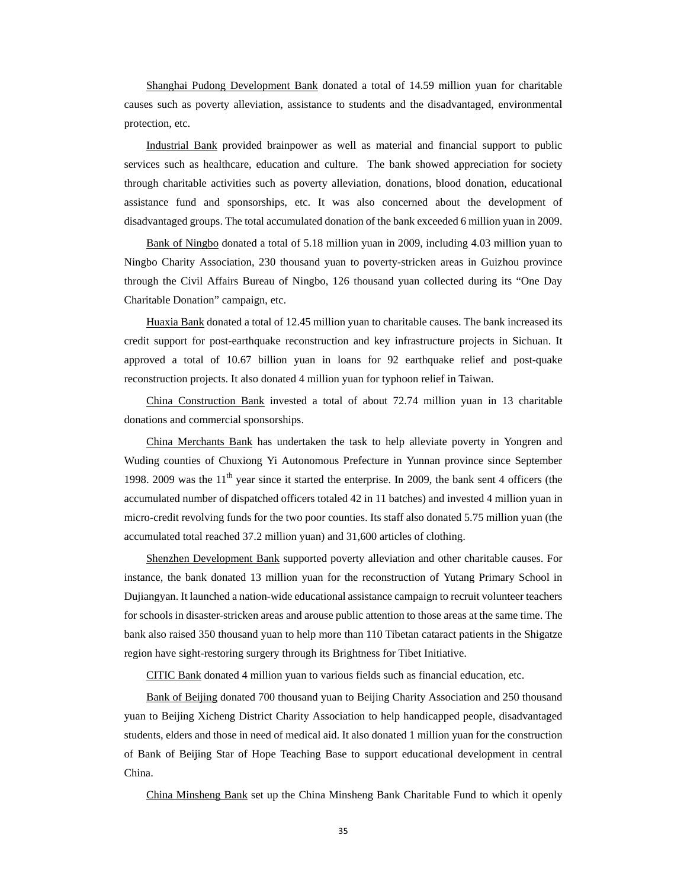Shanghai Pudong Development Bank donated a total of 14.59 million yuan for charitable causes such as poverty alleviation, assistance to students and the disadvantaged, environmental protection, etc.

Industrial Bank provided brainpower as well as material and financial support to public services such as healthcare, education and culture. The bank showed appreciation for society through charitable activities such as poverty alleviation, donations, blood donation, educational assistance fund and sponsorships, etc. It was also concerned about the development of disadvantaged groups. The total accumulated donation of the bank exceeded 6 million yuan in 2009.

Bank of Ningbo donated a total of 5.18 million yuan in 2009, including 4.03 million yuan to Ningbo Charity Association, 230 thousand yuan to poverty-stricken areas in Guizhou province through the Civil Affairs Bureau of Ningbo, 126 thousand yuan collected during its "One Day Charitable Donation" campaign, etc.

Huaxia Bank donated a total of 12.45 million yuan to charitable causes. The bank increased its credit support for post-earthquake reconstruction and key infrastructure projects in Sichuan. It approved a total of 10.67 billion yuan in loans for 92 earthquake relief and post-quake reconstruction projects. It also donated 4 million yuan for typhoon relief in Taiwan.

China Construction Bank invested a total of about 72.74 million yuan in 13 charitable donations and commercial sponsorships.

China Merchants Bank has undertaken the task to help alleviate poverty in Yongren and Wuding counties of Chuxiong Yi Autonomous Prefecture in Yunnan province since September 1998. 2009 was the 11th year since it started the enterprise. In 2009, the bank sent 4 officers (the accumulated number of dispatched officers totaled 42 in 11 batches) and invested 4 million yuan in micro-credit revolving funds for the two poor counties. Its staff also donated 5.75 million yuan (the accumulated total reached 37.2 million yuan) and 31,600 articles of clothing.

Shenzhen Development Bank supported poverty alleviation and other charitable causes. For instance, the bank donated 13 million yuan for the reconstruction of Yutang Primary School in Dujiangyan. It launched a nation-wide educational assistance campaign to recruit volunteer teachers for schools in disaster-stricken areas and arouse public attention to those areas at the same time. The bank also raised 350 thousand yuan to help more than 110 Tibetan cataract patients in the Shigatze region have sight-restoring surgery through its Brightness for Tibet Initiative.

CITIC Bank donated 4 million yuan to various fields such as financial education, etc.

Bank of Beijing donated 700 thousand yuan to Beijing Charity Association and 250 thousand yuan to Beijing Xicheng District Charity Association to help handicapped people, disadvantaged students, elders and those in need of medical aid. It also donated 1 million yuan for the construction of Bank of Beijing Star of Hope Teaching Base to support educational development in central China.

China Minsheng Bank set up the China Minsheng Bank Charitable Fund to which it openly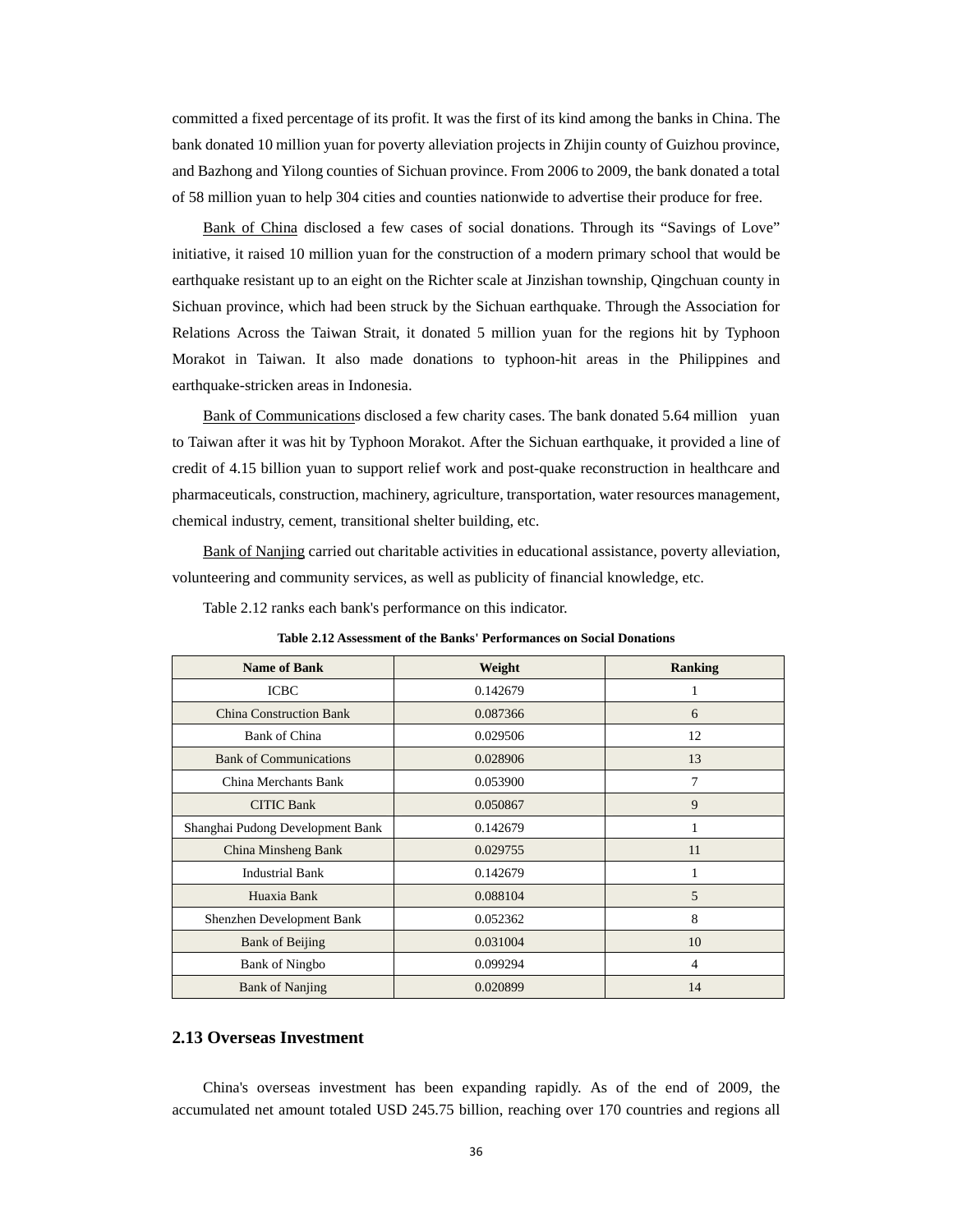committed a fixed percentage of its profit. It was the first of its kind among the banks in China. The bank donated 10 million yuan for poverty alleviation projects in Zhijin county of Guizhou province, and Bazhong and Yilong counties of Sichuan province. From 2006 to 2009, the bank donated a total of 58 million yuan to help 304 cities and counties nationwide to advertise their produce for free.

Bank of China disclosed a few cases of social donations. Through its "Savings of Love" initiative, it raised 10 million yuan for the construction of a modern primary school that would be earthquake resistant up to an eight on the Richter scale at Jinzishan township, Qingchuan county in Sichuan province, which had been struck by the Sichuan earthquake. Through the Association for Relations Across the Taiwan Strait, it donated 5 million yuan for the regions hit by Typhoon Morakot in Taiwan. It also made donations to typhoon-hit areas in the Philippines and earthquake-stricken areas in Indonesia.

Bank of Communications disclosed a few charity cases. The bank donated 5.64 million yuan to Taiwan after it was hit by Typhoon Morakot. After the Sichuan earthquake, it provided a line of credit of 4.15 billion yuan to support relief work and post-quake reconstruction in healthcare and pharmaceuticals, construction, machinery, agriculture, transportation, water resources management, chemical industry, cement, transitional shelter building, etc.

Bank of Nanjing carried out charitable activities in educational assistance, poverty alleviation, volunteering and community services, as well as publicity of financial knowledge, etc.

Table 2.12 ranks each bank's performance on this indicator.

**Table 2.12 Assessment of the Banks' Performances on Social Donations**

| Name of Bank | Weight | Ranking |
|---|---|---|
| ICBC | 0.142679 | 1 |
| China Construction Bank | 0.087366 | 6 |
| Bank of China | 0.029506 | 12 |
| Bank of Communications | 0.028906 | 13 |
| China Merchants Bank | 0.053900 | 7 |
| CITIC Bank | 0.050867 | 9 |
| Shanghai Pudong Development Bank | 0.142679 | 1 |
| China Minsheng Bank | 0.029755 | 11 |
| Industrial Bank | 0.142679 | 1 |
| Huaxia Bank | 0.088104 | 5 |
| Shenzhen Development Bank | 0.052362 | 8 |
| Bank of Beijing | 0.031004 | 10 |
| Bank of Ningbo | 0.099294 | 4 |
| Bank of Nanjing | 0.020899 | 14 |

## 2.13 Overseas Investment

China's overseas investment has been expanding rapidly. As of the end of 2009, the accumulated net amount totaled USD 245.75 billion, reaching over 170 countries and regions all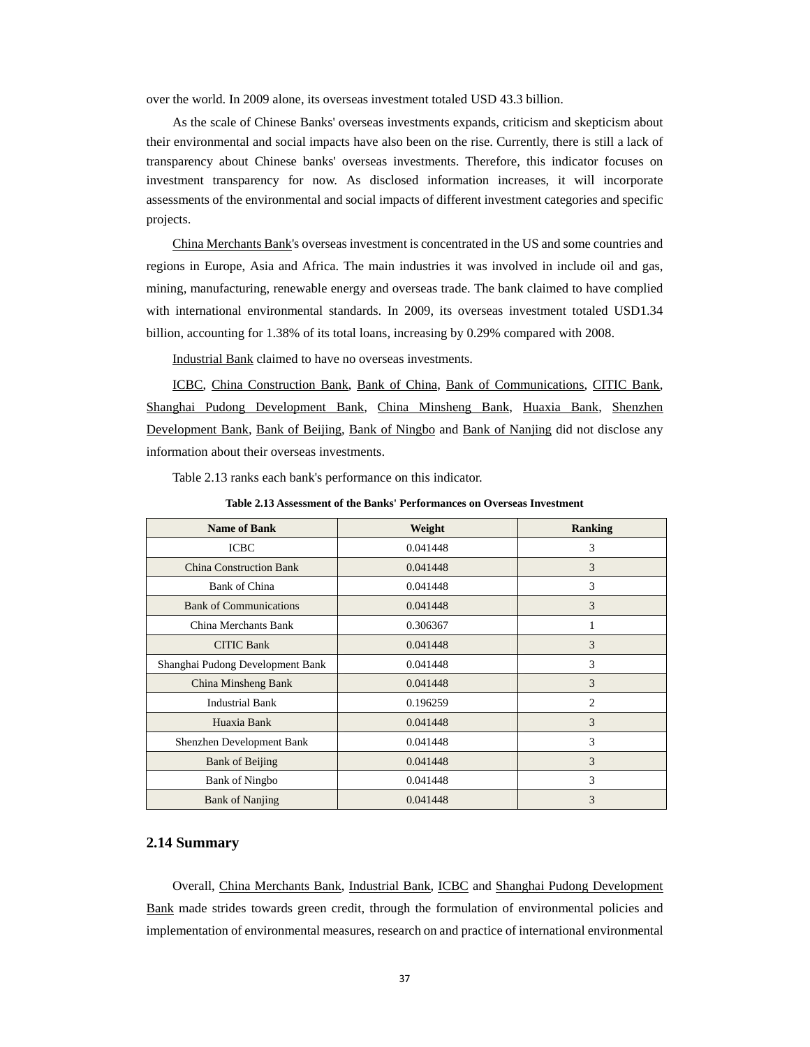over the world. In 2009 alone, its overseas investment totaled USD 43.3 billion.

As the scale of Chinese Banks' overseas investments expands, criticism and skepticism about their environmental and social impacts have also been on the rise. Currently, there is still a lack of transparency about Chinese banks' overseas investments. Therefore, this indicator focuses on investment transparency for now. As disclosed information increases, it will incorporate assessments of the environmental and social impacts of different investment categories and specific projects.

China Merchants Bank's overseas investment is concentrated in the US and some countries and regions in Europe, Asia and Africa. The main industries it was involved in include oil and gas, mining, manufacturing, renewable energy and overseas trade. The bank claimed to have complied with international environmental standards. In 2009, its overseas investment totaled USD1.34 billion, accounting for 1.38% of its total loans, increasing by 0.29% compared with 2008.

Industrial Bank claimed to have no overseas investments.

ICBC, China Construction Bank, Bank of China, Bank of Communications, CITIC Bank, Shanghai Pudong Development Bank, China Minsheng Bank, Huaxia Bank, Shenzhen Development Bank, Bank of Beijing, Bank of Ningbo and Bank of Nanjing did not disclose any information about their overseas investments.

Table 2.13 ranks each bank's performance on this indicator.

**Table 2.13 Assessment of the Banks' Performances on Overseas Investment**

| Name of Bank | Weight | Ranking |
|---|---|---|
| ICBC | 0.041448 | 3 |
| China Construction Bank | 0.041448 | 3 |
| Bank of China | 0.041448 | 3 |
| Bank of Communications | 0.041448 | 3 |
| China Merchants Bank | 0.306367 | 1 |
| CITIC Bank | 0.041448 | 3 |
| Shanghai Pudong Development Bank | 0.041448 | 3 |
| China Minsheng Bank | 0.041448 | 3 |
| Industrial Bank | 0.196259 | 2 |
| Huaxia Bank | 0.041448 | 3 |
| Shenzhen Development Bank | 0.041448 | 3 |
| Bank of Beijing | 0.041448 | 3 |
| Bank of Ningbo | 0.041448 | 3 |
| Bank of Nanjing | 0.041448 | 3 |

## 2.14 Summary

Overall, China Merchants Bank, Industrial Bank, ICBC and Shanghai Pudong Development Bank made strides towards green credit, through the formulation of environmental policies and implementation of environmental measures, research on and practice of international environmental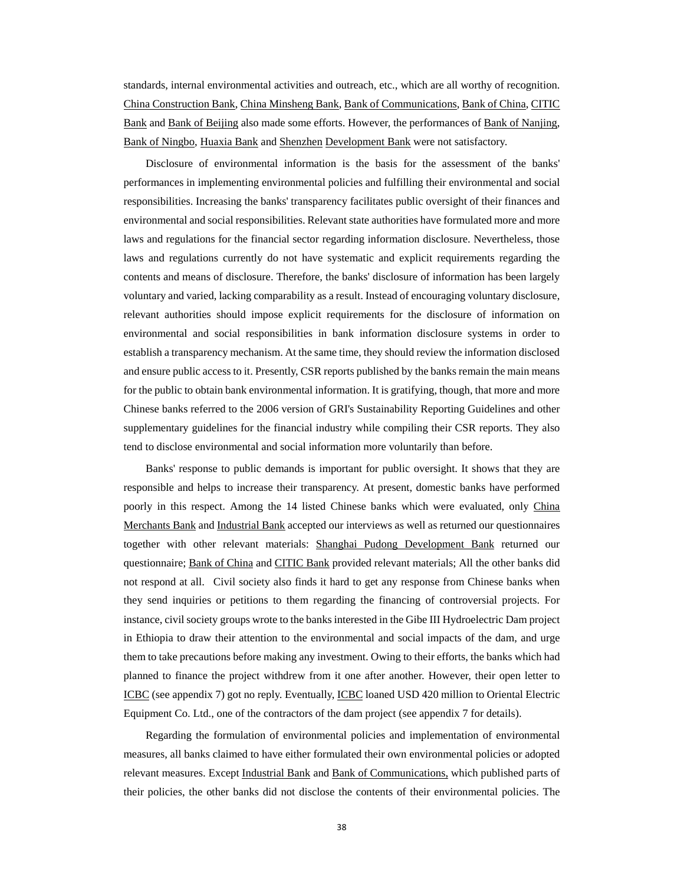standards, internal environmental activities and outreach, etc., which are all worthy of recognition. China Construction Bank, China Minsheng Bank, Bank of Communications, Bank of China, CITIC Bank and Bank of Beijing also made some efforts. However, the performances of Bank of Nanjing, Bank of Ningbo, Huaxia Bank and Shenzhen Development Bank were not satisfactory.

Disclosure of environmental information is the basis for the assessment of the banks' performances in implementing environmental policies and fulfilling their environmental and social responsibilities. Increasing the banks' transparency facilitates public oversight of their finances and environmental and social responsibilities. Relevant state authorities have formulated more and more laws and regulations for the financial sector regarding information disclosure. Nevertheless, those laws and regulations currently do not have systematic and explicit requirements regarding the contents and means of disclosure. Therefore, the banks' disclosure of information has been largely voluntary and varied, lacking comparability as a result. Instead of encouraging voluntary disclosure, relevant authorities should impose explicit requirements for the disclosure of information on environmental and social responsibilities in bank information disclosure systems in order to establish a transparency mechanism. At the same time, they should review the information disclosed and ensure public access to it. Presently, CSR reports published by the banks remain the main means for the public to obtain bank environmental information. It is gratifying, though, that more and more Chinese banks referred to the 2006 version of GRI's Sustainability Reporting Guidelines and other supplementary guidelines for the financial industry while compiling their CSR reports. They also tend to disclose environmental and social information more voluntarily than before.

Banks' response to public demands is important for public oversight. It shows that they are responsible and helps to increase their transparency. At present, domestic banks have performed poorly in this respect. Among the 14 listed Chinese banks which were evaluated, only China Merchants Bank and Industrial Bank accepted our interviews as well as returned our questionnaires together with other relevant materials: Shanghai Pudong Development Bank returned our questionnaire; Bank of China and CITIC Bank provided relevant materials; All the other banks did not respond at all. Civil society also finds it hard to get any response from Chinese banks when they send inquiries or petitions to them regarding the financing of controversial projects. For instance, civil society groups wrote to the banks interested in the Gibe III Hydroelectric Dam project in Ethiopia to draw their attention to the environmental and social impacts of the dam, and urge them to take precautions before making any investment. Owing to their efforts, the banks which had planned to finance the project withdrew from it one after another. However, their open letter to ICBC (see appendix 7) got no reply. Eventually, ICBC loaned USD 420 million to Oriental Electric Equipment Co. Ltd., one of the contractors of the dam project (see appendix 7 for details).

Regarding the formulation of environmental policies and implementation of environmental measures, all banks claimed to have either formulated their own environmental policies or adopted relevant measures. Except Industrial Bank and Bank of Communications, which published parts of their policies, the other banks did not disclose the contents of their environmental policies. The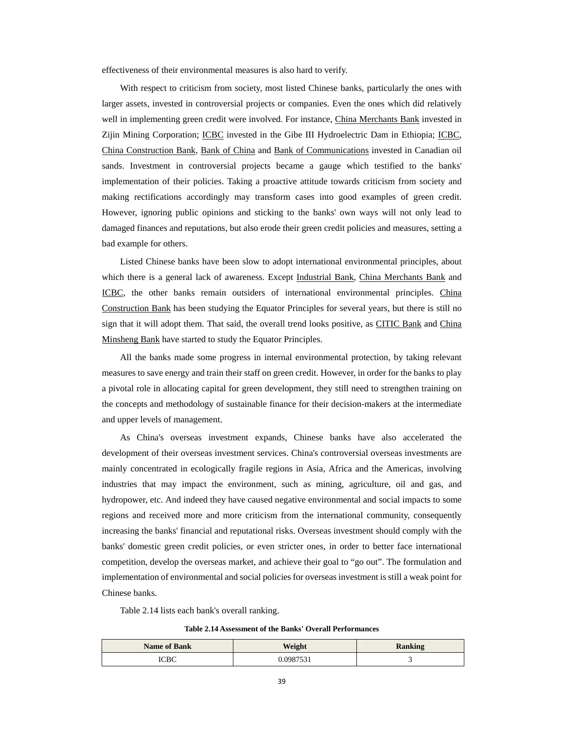effectiveness of their environmental measures is also hard to verify.

With respect to criticism from society, most listed Chinese banks, particularly the ones with larger assets, invested in controversial projects or companies. Even the ones which did relatively well in implementing green credit were involved. For instance, China Merchants Bank invested in Zijin Mining Corporation; ICBC invested in the Gibe III Hydroelectric Dam in Ethiopia; ICBC, China Construction Bank, Bank of China and Bank of Communications invested in Canadian oil sands. Investment in controversial projects became a gauge which testified to the banks' implementation of their policies. Taking a proactive attitude towards criticism from society and making rectifications accordingly may transform cases into good examples of green credit. However, ignoring public opinions and sticking to the banks' own ways will not only lead to damaged finances and reputations, but also erode their green credit policies and measures, setting a bad example for others.

Listed Chinese banks have been slow to adopt international environmental principles, about which there is a general lack of awareness. Except Industrial Bank, China Merchants Bank and ICBC, the other banks remain outsiders of international environmental principles. China Construction Bank has been studying the Equator Principles for several years, but there is still no sign that it will adopt them. That said, the overall trend looks positive, as CITIC Bank and China Minsheng Bank have started to study the Equator Principles.

All the banks made some progress in internal environmental protection, by taking relevant measures to save energy and train their staff on green credit. However, in order for the banks to play a pivotal role in allocating capital for green development, they still need to strengthen training on the concepts and methodology of sustainable finance for their decision-makers at the intermediate and upper levels of management.

As China's overseas investment expands, Chinese banks have also accelerated the development of their overseas investment services. China's controversial overseas investments are mainly concentrated in ecologically fragile regions in Asia, Africa and the Americas, involving industries that may impact the environment, such as mining, agriculture, oil and gas, and hydropower, etc. And indeed they have caused negative environmental and social impacts to some regions and received more and more criticism from the international community, consequently increasing the banks' financial and reputational risks. Overseas investment should comply with the banks' domestic green credit policies, or even stricter ones, in order to better face international competition, develop the overseas market, and achieve their goal to "go out". The formulation and implementation of environmental and social policies for overseas investment is still a weak point for Chinese banks.

Table 2.14 lists each bank's overall ranking.

**Table 2.14 Assessment of the Banks' Overall Performances**

| Name of Bank | Weight | Ranking |
|---|---|---|
| ICBC | 0.0987531 | 3 |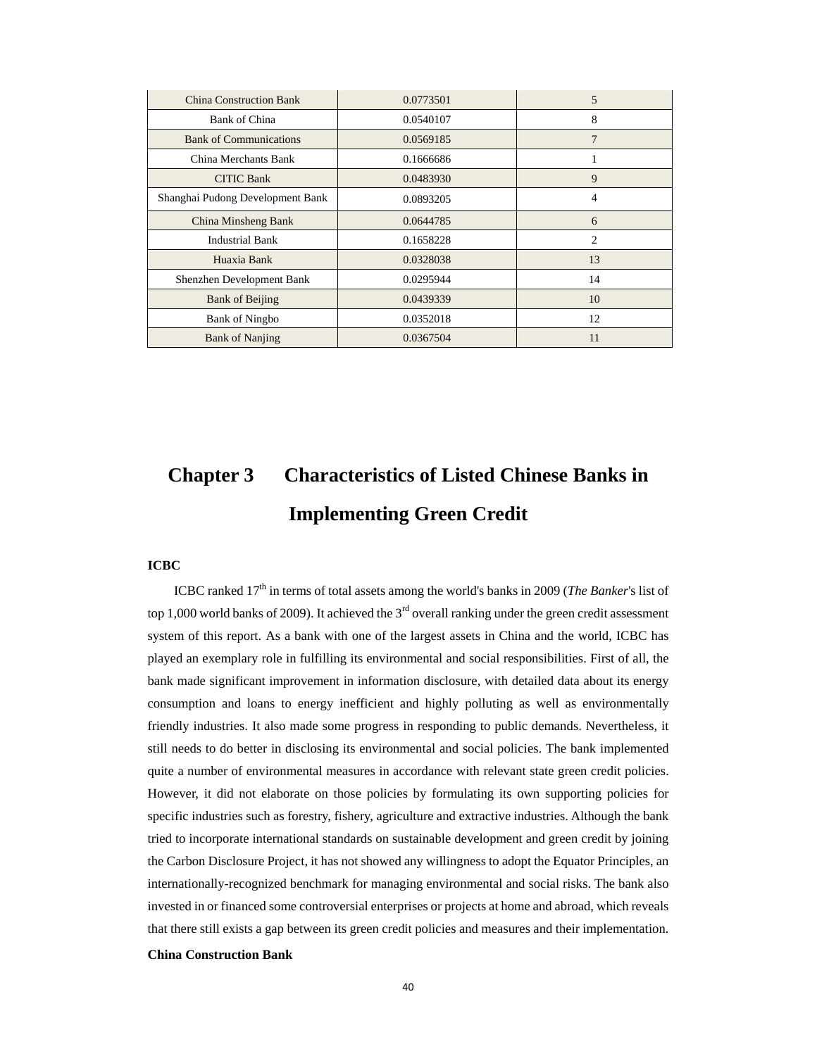| | | |
|---|---|---|
| China Construction Bank | 0.0773501 | 5 |
| Bank of China | 0.0540107 | 8 |
| Bank of Communications | 0.0569185 | 7 |
| China Merchants Bank | 0.1666686 | 1 |
| CITIC Bank | 0.0483930 | 9 |
| Shanghai Pudong Development Bank | 0.0893205 | 4 |
| China Minsheng Bank | 0.0644785 | 6 |
| Industrial Bank | 0.1658228 | 2 |
| Huaxia Bank | 0.0328038 | 13 |
| Shenzhen Development Bank | 0.0295944 | 14 |
| Bank of Beijing | 0.0439339 | 10 |
| Bank of Ningbo | 0.0352018 | 12 |
| Bank of Nanjing | 0.0367504 | 11 |

# Chapter 3 Characteristics of Listed Chinese Banks in Implementing Green Credit

**ICBC**

ICBC ranked 17th in terms of total assets among the world's banks in 2009 (*The Banker*'s list of top 1,000 world banks of 2009). It achieved the 3rd overall ranking under the green credit assessment system of this report. As a bank with one of the largest assets in China and the world, ICBC has played an exemplary role in fulfilling its environmental and social responsibilities. First of all, the bank made significant improvement in information disclosure, with detailed data about its energy consumption and loans to energy inefficient and highly polluting as well as environmentally friendly industries. It also made some progress in responding to public demands. Nevertheless, it still needs to do better in disclosing its environmental and social policies. The bank implemented quite a number of environmental measures in accordance with relevant state green credit policies. However, it did not elaborate on those policies by formulating its own supporting policies for specific industries such as forestry, fishery, agriculture and extractive industries. Although the bank tried to incorporate international standards on sustainable development and green credit by joining the Carbon Disclosure Project, it has not showed any willingness to adopt the Equator Principles, an internationally-recognized benchmark for managing environmental and social risks. The bank also invested in or financed some controversial enterprises or projects at home and abroad, which reveals that there still exists a gap between its green credit policies and measures and their implementation.

**China Construction Bank**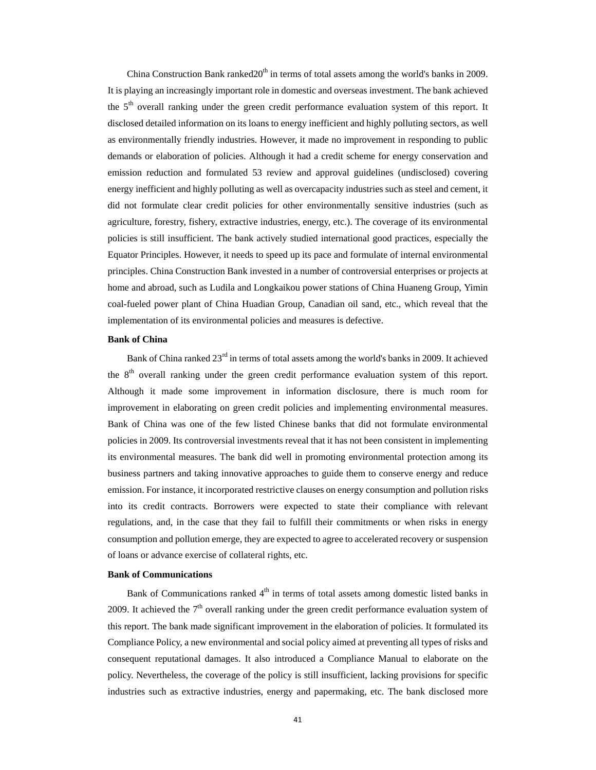China Construction Bank ranked20th in terms of total assets among the world's banks in 2009. It is playing an increasingly important role in domestic and overseas investment. The bank achieved the 5th overall ranking under the green credit performance evaluation system of this report. It disclosed detailed information on its loans to energy inefficient and highly polluting sectors, as well as environmentally friendly industries. However, it made no improvement in responding to public demands or elaboration of policies. Although it had a credit scheme for energy conservation and emission reduction and formulated 53 review and approval guidelines (undisclosed) covering energy inefficient and highly polluting as well as overcapacity industries such as steel and cement, it did not formulate clear credit policies for other environmentally sensitive industries (such as agriculture, forestry, fishery, extractive industries, energy, etc.). The coverage of its environmental policies is still insufficient. The bank actively studied international good practices, especially the Equator Principles. However, it needs to speed up its pace and formulate of internal environmental principles. China Construction Bank invested in a number of controversial enterprises or projects at home and abroad, such as Ludila and Longkaikou power stations of China Huaneng Group, Yimin coal-fueled power plant of China Huadian Group, Canadian oil sand, etc., which reveal that the implementation of its environmental policies and measures is defective.

**Bank of China**

Bank of China ranked 23rd in terms of total assets among the world's banks in 2009. It achieved the 8th overall ranking under the green credit performance evaluation system of this report. Although it made some improvement in information disclosure, there is much room for improvement in elaborating on green credit policies and implementing environmental measures. Bank of China was one of the few listed Chinese banks that did not formulate environmental policies in 2009. Its controversial investments reveal that it has not been consistent in implementing its environmental measures. The bank did well in promoting environmental protection among its business partners and taking innovative approaches to guide them to conserve energy and reduce emission. For instance, it incorporated restrictive clauses on energy consumption and pollution risks into its credit contracts. Borrowers were expected to state their compliance with relevant regulations, and, in the case that they fail to fulfill their commitments or when risks in energy consumption and pollution emerge, they are expected to agree to accelerated recovery or suspension of loans or advance exercise of collateral rights, etc.

**Bank of Communications**

Bank of Communications ranked 4th in terms of total assets among domestic listed banks in 2009. It achieved the 7th overall ranking under the green credit performance evaluation system of this report. The bank made significant improvement in the elaboration of policies. It formulated its Compliance Policy, a new environmental and social policy aimed at preventing all types of risks and consequent reputational damages. It also introduced a Compliance Manual to elaborate on the policy. Nevertheless, the coverage of the policy is still insufficient, lacking provisions for specific industries such as extractive industries, energy and papermaking, etc. The bank disclosed more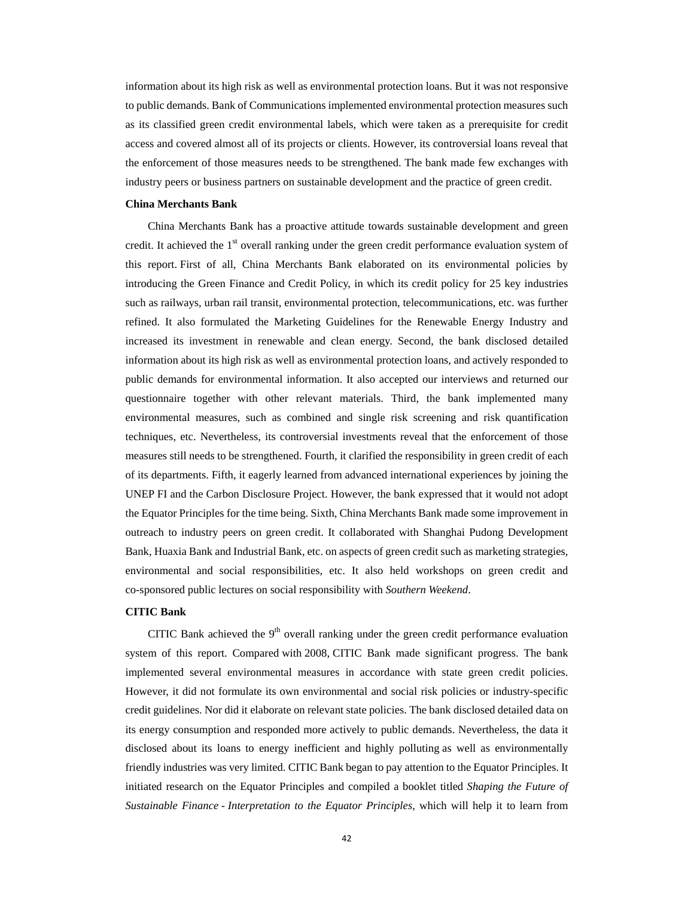information about its high risk as well as environmental protection loans. But it was not responsive to public demands. Bank of Communications implemented environmental protection measures such as its classified green credit environmental labels, which were taken as a prerequisite for credit access and covered almost all of its projects or clients. However, its controversial loans reveal that the enforcement of those measures needs to be strengthened. The bank made few exchanges with industry peers or business partners on sustainable development and the practice of green credit.

**China Merchants Bank**

China Merchants Bank has a proactive attitude towards sustainable development and green credit. It achieved the 1st overall ranking under the green credit performance evaluation system of this report. First of all, China Merchants Bank elaborated on its environmental policies by introducing the Green Finance and Credit Policy, in which its credit policy for 25 key industries such as railways, urban rail transit, environmental protection, telecommunications, etc. was further refined. It also formulated the Marketing Guidelines for the Renewable Energy Industry and increased its investment in renewable and clean energy. Second, the bank disclosed detailed information about its high risk as well as environmental protection loans, and actively responded to public demands for environmental information. It also accepted our interviews and returned our questionnaire together with other relevant materials. Third, the bank implemented many environmental measures, such as combined and single risk screening and risk quantification techniques, etc. Nevertheless, its controversial investments reveal that the enforcement of those measures still needs to be strengthened. Fourth, it clarified the responsibility in green credit of each of its departments. Fifth, it eagerly learned from advanced international experiences by joining the UNEP FI and the Carbon Disclosure Project. However, the bank expressed that it would not adopt the Equator Principles for the time being. Sixth, China Merchants Bank made some improvement in outreach to industry peers on green credit. It collaborated with Shanghai Pudong Development Bank, Huaxia Bank and Industrial Bank, etc. on aspects of green credit such as marketing strategies, environmental and social responsibilities, etc. It also held workshops on green credit and co-sponsored public lectures on social responsibility with *Southern Weekend*.

**CITIC Bank**

CITIC Bank achieved the 9th overall ranking under the green credit performance evaluation system of this report. Compared with 2008, CITIC Bank made significant progress. The bank implemented several environmental measures in accordance with state green credit policies. However, it did not formulate its own environmental and social risk policies or industry-specific credit guidelines. Nor did it elaborate on relevant state policies. The bank disclosed detailed data on its energy consumption and responded more actively to public demands. Nevertheless, the data it disclosed about its loans to energy inefficient and highly polluting as well as environmentally friendly industries was very limited. CITIC Bank began to pay attention to the Equator Principles. It initiated research on the Equator Principles and compiled a booklet titled *Shaping the Future of Sustainable Finance - Interpretation to the Equator Principles*, which will help it to learn from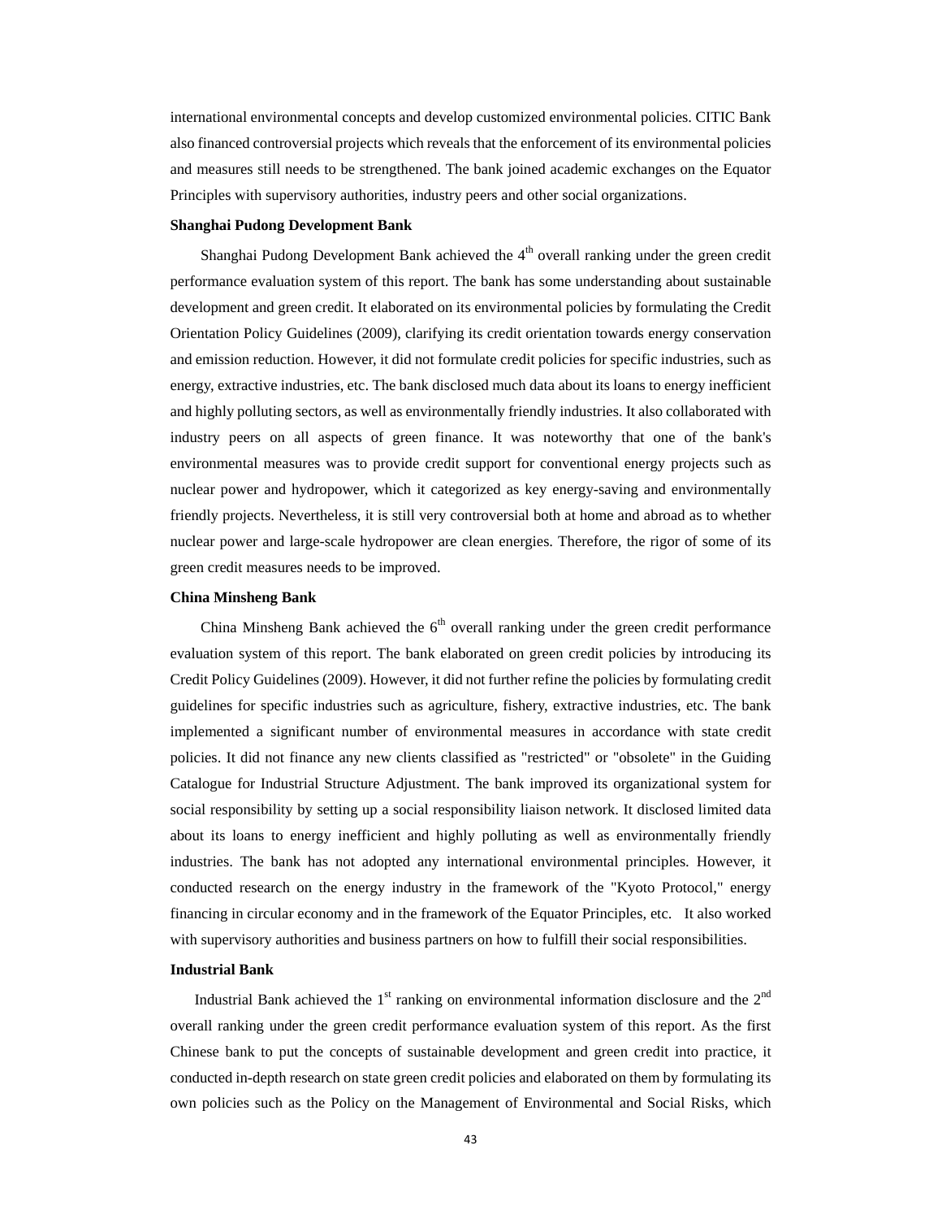international environmental concepts and develop customized environmental policies. CITIC Bank also financed controversial projects which reveals that the enforcement of its environmental policies and measures still needs to be strengthened. The bank joined academic exchanges on the Equator Principles with supervisory authorities, industry peers and other social organizations.

**Shanghai Pudong Development Bank**

Shanghai Pudong Development Bank achieved the 4th overall ranking under the green credit performance evaluation system of this report. The bank has some understanding about sustainable development and green credit. It elaborated on its environmental policies by formulating the Credit Orientation Policy Guidelines (2009), clarifying its credit orientation towards energy conservation and emission reduction. However, it did not formulate credit policies for specific industries, such as energy, extractive industries, etc. The bank disclosed much data about its loans to energy inefficient and highly polluting sectors, as well as environmentally friendly industries. It also collaborated with industry peers on all aspects of green finance. It was noteworthy that one of the bank's environmental measures was to provide credit support for conventional energy projects such as nuclear power and hydropower, which it categorized as key energy-saving and environmentally friendly projects. Nevertheless, it is still very controversial both at home and abroad as to whether nuclear power and large-scale hydropower are clean energies. Therefore, the rigor of some of its green credit measures needs to be improved.

**China Minsheng Bank**

China Minsheng Bank achieved the 6th overall ranking under the green credit performance evaluation system of this report. The bank elaborated on green credit policies by introducing its Credit Policy Guidelines (2009). However, it did not further refine the policies by formulating credit guidelines for specific industries such as agriculture, fishery, extractive industries, etc. The bank implemented a significant number of environmental measures in accordance with state credit policies. It did not finance any new clients classified as "restricted" or "obsolete" in the Guiding Catalogue for Industrial Structure Adjustment. The bank improved its organizational system for social responsibility by setting up a social responsibility liaison network. It disclosed limited data about its loans to energy inefficient and highly polluting as well as environmentally friendly industries. The bank has not adopted any international environmental principles. However, it conducted research on the energy industry in the framework of the "Kyoto Protocol," energy financing in circular economy and in the framework of the Equator Principles, etc. It also worked with supervisory authorities and business partners on how to fulfill their social responsibilities.

**Industrial Bank**

Industrial Bank achieved the 1st ranking on environmental information disclosure and the 2nd overall ranking under the green credit performance evaluation system of this report. As the first Chinese bank to put the concepts of sustainable development and green credit into practice, it conducted in-depth research on state green credit policies and elaborated on them by formulating its own policies such as the Policy on the Management of Environmental and Social Risks, which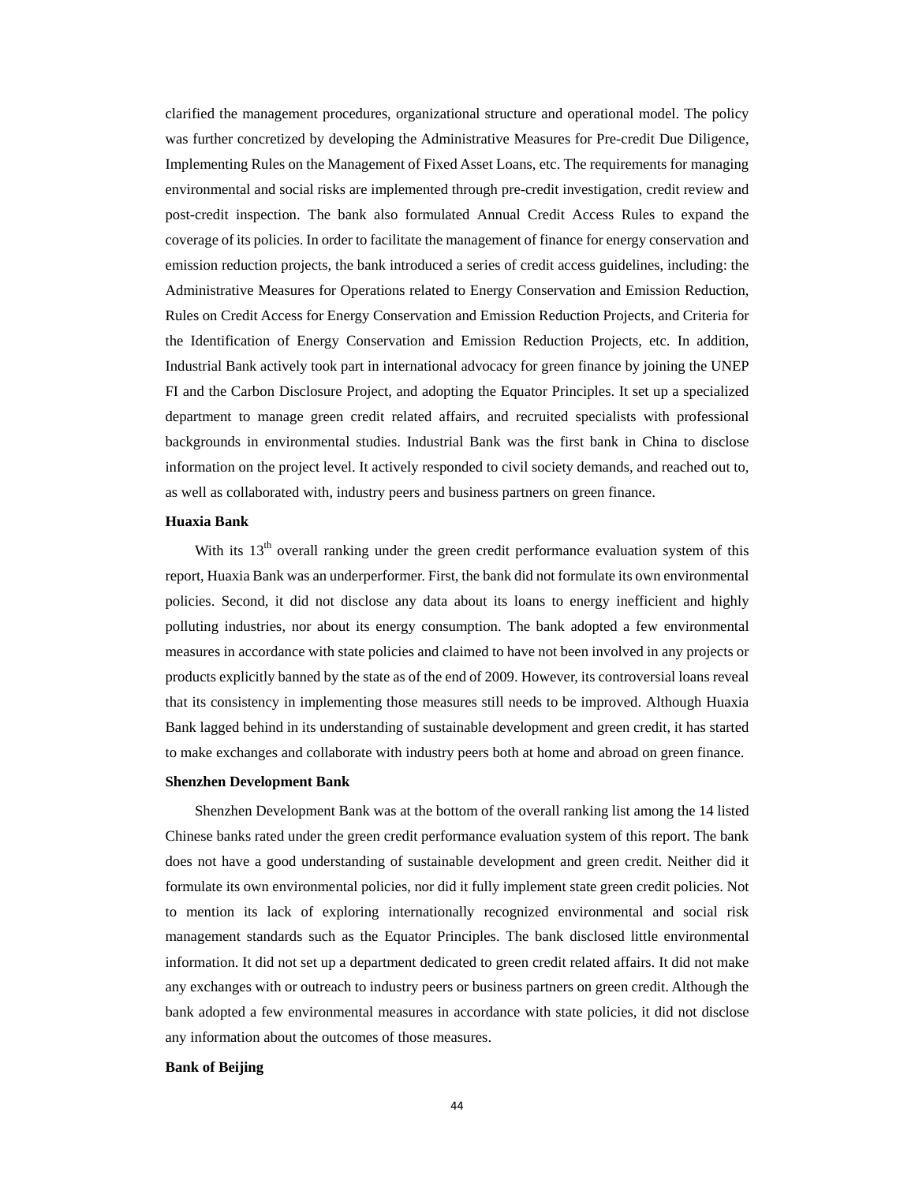clarified the management procedures, organizational structure and operational model. The policy was further concretized by developing the Administrative Measures for Pre-credit Due Diligence, Implementing Rules on the Management of Fixed Asset Loans, etc. The requirements for managing environmental and social risks are implemented through pre-credit investigation, credit review and post-credit inspection. The bank also formulated Annual Credit Access Rules to expand the coverage of its policies. In order to facilitate the management of finance for energy conservation and emission reduction projects, the bank introduced a series of credit access guidelines, including: the Administrative Measures for Operations related to Energy Conservation and Emission Reduction, Rules on Credit Access for Energy Conservation and Emission Reduction Projects, and Criteria for the Identification of Energy Conservation and Emission Reduction Projects, etc. In addition, Industrial Bank actively took part in international advocacy for green finance by joining the UNEP FI and the Carbon Disclosure Project, and adopting the Equator Principles. It set up a specialized department to manage green credit related affairs, and recruited specialists with professional backgrounds in environmental studies. Industrial Bank was the first bank in China to disclose information on the project level. It actively responded to civil society demands, and reached out to, as well as collaborated with, industry peers and business partners on green finance.

**Huaxia Bank**

With its 13th overall ranking under the green credit performance evaluation system of this report, Huaxia Bank was an underperformer. First, the bank did not formulate its own environmental policies. Second, it did not disclose any data about its loans to energy inefficient and highly polluting industries, nor about its energy consumption. The bank adopted a few environmental measures in accordance with state policies and claimed to have not been involved in any projects or products explicitly banned by the state as of the end of 2009. However, its controversial loans reveal that its consistency in implementing those measures still needs to be improved. Although Huaxia Bank lagged behind in its understanding of sustainable development and green credit, it has started to make exchanges and collaborate with industry peers both at home and abroad on green finance.

**Shenzhen Development Bank**

Shenzhen Development Bank was at the bottom of the overall ranking list among the 14 listed Chinese banks rated under the green credit performance evaluation system of this report. The bank does not have a good understanding of sustainable development and green credit. Neither did it formulate its own environmental policies, nor did it fully implement state green credit policies. Not to mention its lack of exploring internationally recognized environmental and social risk management standards such as the Equator Principles. The bank disclosed little environmental information. It did not set up a department dedicated to green credit related affairs. It did not make any exchanges with or outreach to industry peers or business partners on green credit. Although the bank adopted a few environmental measures in accordance with state policies, it did not disclose any information about the outcomes of those measures.

**Bank of Beijing**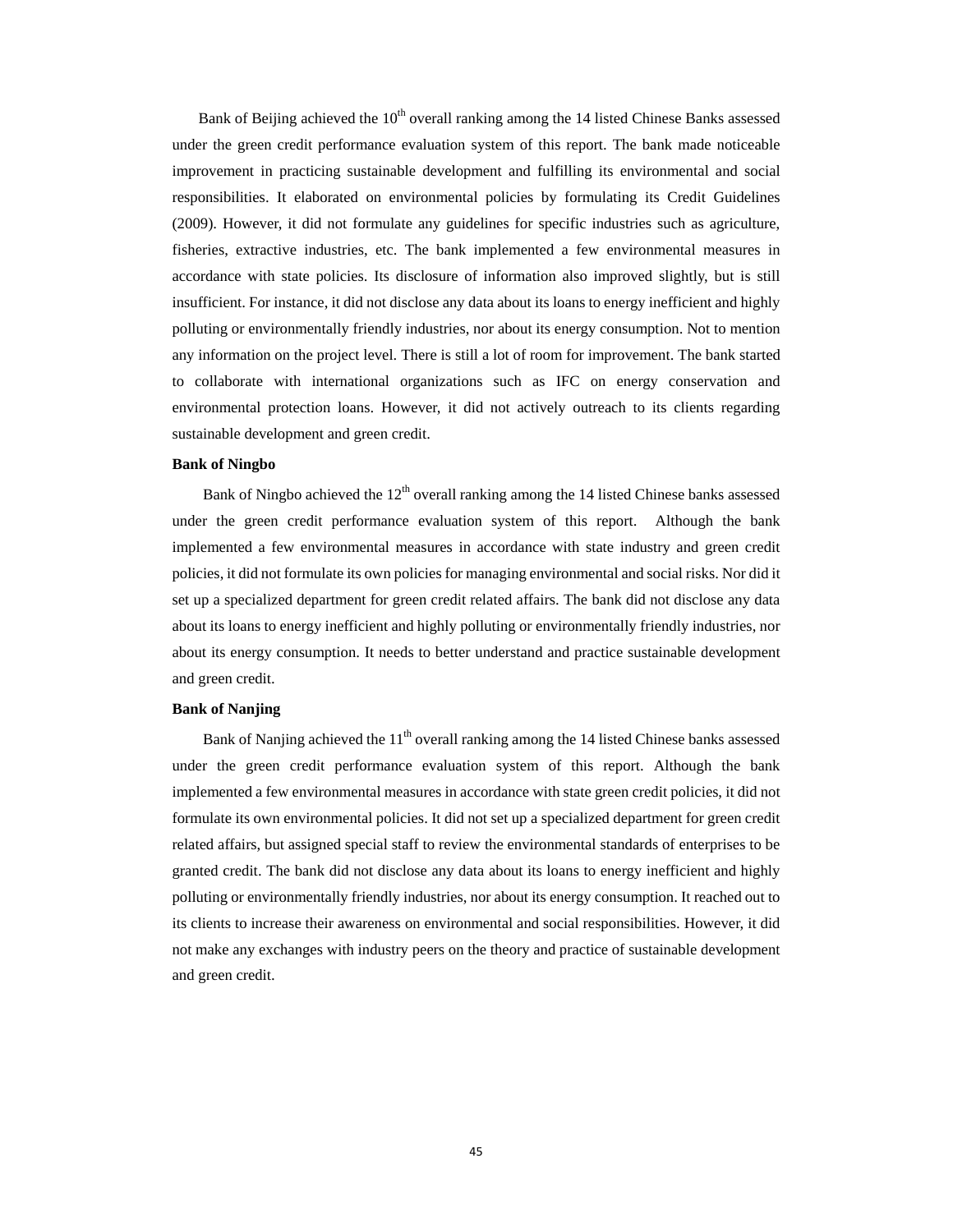Bank of Beijing achieved the 10th overall ranking among the 14 listed Chinese Banks assessed under the green credit performance evaluation system of this report. The bank made noticeable improvement in practicing sustainable development and fulfilling its environmental and social responsibilities. It elaborated on environmental policies by formulating its Credit Guidelines (2009). However, it did not formulate any guidelines for specific industries such as agriculture, fisheries, extractive industries, etc. The bank implemented a few environmental measures in accordance with state policies. Its disclosure of information also improved slightly, but is still insufficient. For instance, it did not disclose any data about its loans to energy inefficient and highly polluting or environmentally friendly industries, nor about its energy consumption. Not to mention any information on the project level. There is still a lot of room for improvement. The bank started to collaborate with international organizations such as IFC on energy conservation and environmental protection loans. However, it did not actively outreach to its clients regarding sustainable development and green credit.

**Bank of Ningbo**

Bank of Ningbo achieved the 12th overall ranking among the 14 listed Chinese banks assessed under the green credit performance evaluation system of this report. Although the bank implemented a few environmental measures in accordance with state industry and green credit policies, it did not formulate its own policies for managing environmental and social risks. Nor did it set up a specialized department for green credit related affairs. The bank did not disclose any data about its loans to energy inefficient and highly polluting or environmentally friendly industries, nor about its energy consumption. It needs to better understand and practice sustainable development and green credit.

**Bank of Nanjing**

Bank of Nanjing achieved the 11th overall ranking among the 14 listed Chinese banks assessed under the green credit performance evaluation system of this report. Although the bank implemented a few environmental measures in accordance with state green credit policies, it did not formulate its own environmental policies. It did not set up a specialized department for green credit related affairs, but assigned special staff to review the environmental standards of enterprises to be granted credit. The bank did not disclose any data about its loans to energy inefficient and highly polluting or environmentally friendly industries, nor about its energy consumption. It reached out to its clients to increase their awareness on environmental and social responsibilities. However, it did not make any exchanges with industry peers on the theory and practice of sustainable development and green credit.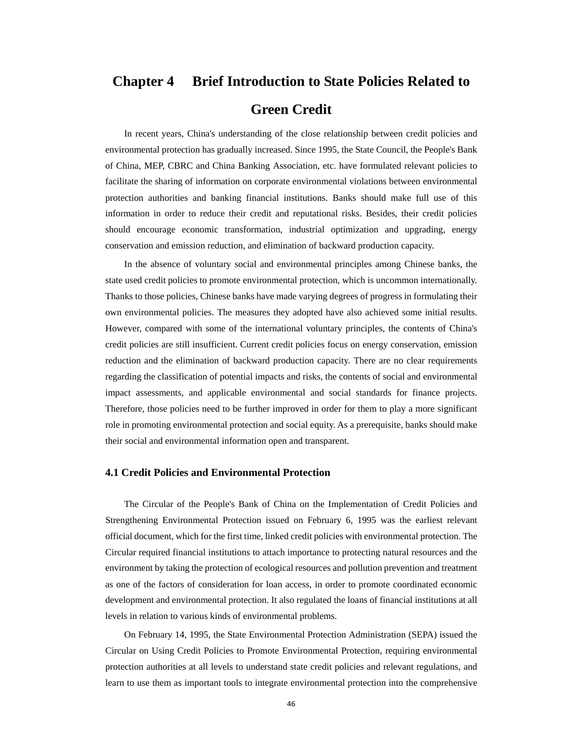# Chapter 4 Brief Introduction to State Policies Related to Green Credit

In recent years, China's understanding of the close relationship between credit policies and environmental protection has gradually increased. Since 1995, the State Council, the People's Bank of China, MEP, CBRC and China Banking Association, etc. have formulated relevant policies to facilitate the sharing of information on corporate environmental violations between environmental protection authorities and banking financial institutions. Banks should make full use of this information in order to reduce their credit and reputational risks. Besides, their credit policies should encourage economic transformation, industrial optimization and upgrading, energy conservation and emission reduction, and elimination of backward production capacity.

In the absence of voluntary social and environmental principles among Chinese banks, the state used credit policies to promote environmental protection, which is uncommon internationally. Thanks to those policies, Chinese banks have made varying degrees of progress in formulating their own environmental policies. The measures they adopted have also achieved some initial results. However, compared with some of the international voluntary principles, the contents of China's credit policies are still insufficient. Current credit policies focus on energy conservation, emission reduction and the elimination of backward production capacity. There are no clear requirements regarding the classification of potential impacts and risks, the contents of social and environmental impact assessments, and applicable environmental and social standards for finance projects. Therefore, those policies need to be further improved in order for them to play a more significant role in promoting environmental protection and social equity. As a prerequisite, banks should make their social and environmental information open and transparent.

## 4.1 Credit Policies and Environmental Protection

The Circular of the People's Bank of China on the Implementation of Credit Policies and Strengthening Environmental Protection issued on February 6, 1995 was the earliest relevant official document, which for the first time, linked credit policies with environmental protection. The Circular required financial institutions to attach importance to protecting natural resources and the environment by taking the protection of ecological resources and pollution prevention and treatment as one of the factors of consideration for loan access, in order to promote coordinated economic development and environmental protection. It also regulated the loans of financial institutions at all levels in relation to various kinds of environmental problems.

On February 14, 1995, the State Environmental Protection Administration (SEPA) issued the Circular on Using Credit Policies to Promote Environmental Protection, requiring environmental protection authorities at all levels to understand state credit policies and relevant regulations, and learn to use them as important tools to integrate environmental protection into the comprehensive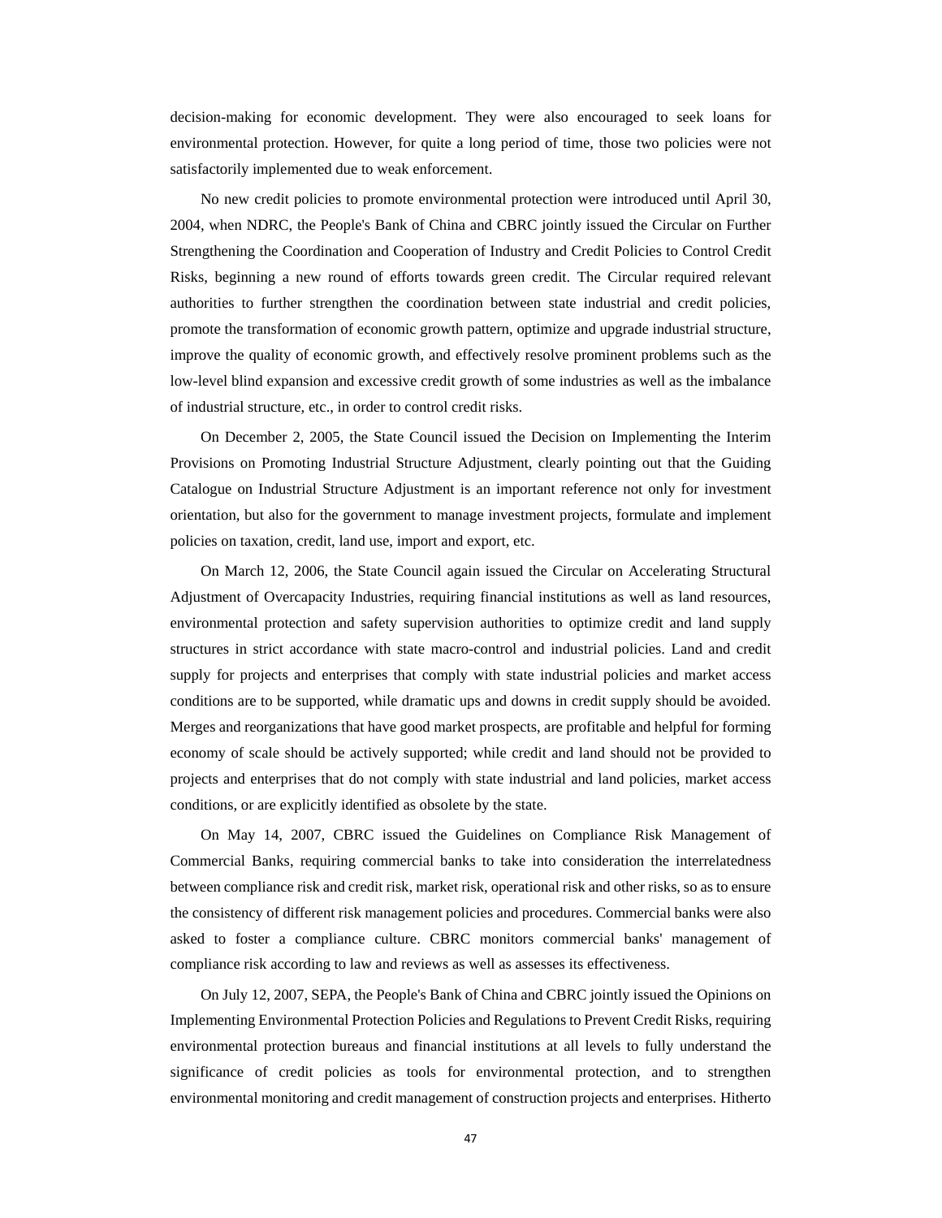decision-making for economic development. They were also encouraged to seek loans for environmental protection. However, for quite a long period of time, those two policies were not satisfactorily implemented due to weak enforcement.

No new credit policies to promote environmental protection were introduced until April 30, 2004, when NDRC, the People's Bank of China and CBRC jointly issued the Circular on Further Strengthening the Coordination and Cooperation of Industry and Credit Policies to Control Credit Risks, beginning a new round of efforts towards green credit. The Circular required relevant authorities to further strengthen the coordination between state industrial and credit policies, promote the transformation of economic growth pattern, optimize and upgrade industrial structure, improve the quality of economic growth, and effectively resolve prominent problems such as the low-level blind expansion and excessive credit growth of some industries as well as the imbalance of industrial structure, etc., in order to control credit risks.

On December 2, 2005, the State Council issued the Decision on Implementing the Interim Provisions on Promoting Industrial Structure Adjustment, clearly pointing out that the Guiding Catalogue on Industrial Structure Adjustment is an important reference not only for investment orientation, but also for the government to manage investment projects, formulate and implement policies on taxation, credit, land use, import and export, etc.

On March 12, 2006, the State Council again issued the Circular on Accelerating Structural Adjustment of Overcapacity Industries, requiring financial institutions as well as land resources, environmental protection and safety supervision authorities to optimize credit and land supply structures in strict accordance with state macro-control and industrial policies. Land and credit supply for projects and enterprises that comply with state industrial policies and market access conditions are to be supported, while dramatic ups and downs in credit supply should be avoided. Merges and reorganizations that have good market prospects, are profitable and helpful for forming economy of scale should be actively supported; while credit and land should not be provided to projects and enterprises that do not comply with state industrial and land policies, market access conditions, or are explicitly identified as obsolete by the state.

On May 14, 2007, CBRC issued the Guidelines on Compliance Risk Management of Commercial Banks, requiring commercial banks to take into consideration the interrelatedness between compliance risk and credit risk, market risk, operational risk and other risks, so as to ensure the consistency of different risk management policies and procedures. Commercial banks were also asked to foster a compliance culture. CBRC monitors commercial banks' management of compliance risk according to law and reviews as well as assesses its effectiveness.

On July 12, 2007, SEPA, the People's Bank of China and CBRC jointly issued the Opinions on Implementing Environmental Protection Policies and Regulations to Prevent Credit Risks, requiring environmental protection bureaus and financial institutions at all levels to fully understand the significance of credit policies as tools for environmental protection, and to strengthen environmental monitoring and credit management of construction projects and enterprises. Hitherto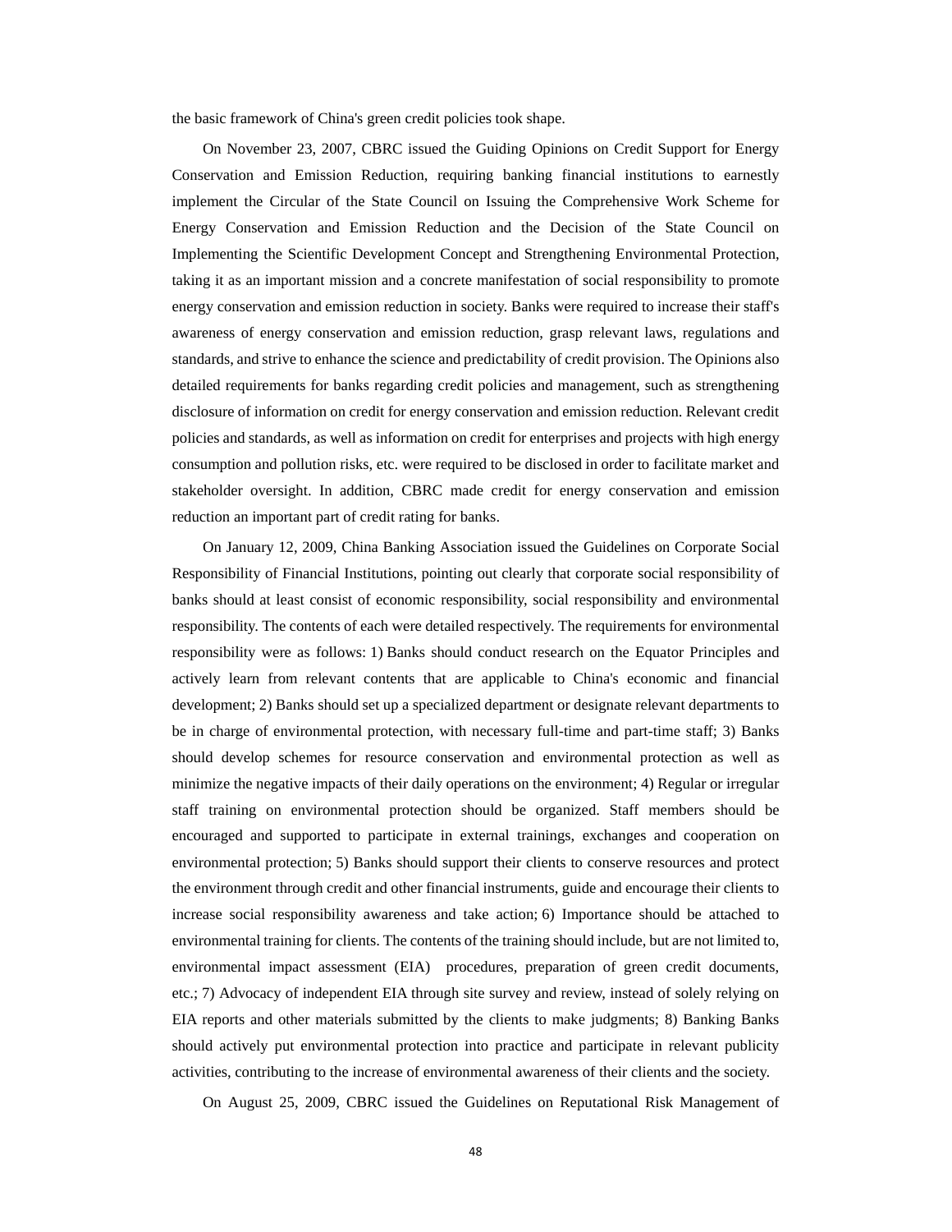the basic framework of China's green credit policies took shape.

On November 23, 2007, CBRC issued the Guiding Opinions on Credit Support for Energy Conservation and Emission Reduction, requiring banking financial institutions to earnestly implement the Circular of the State Council on Issuing the Comprehensive Work Scheme for Energy Conservation and Emission Reduction and the Decision of the State Council on Implementing the Scientific Development Concept and Strengthening Environmental Protection, taking it as an important mission and a concrete manifestation of social responsibility to promote energy conservation and emission reduction in society. Banks were required to increase their staff's awareness of energy conservation and emission reduction, grasp relevant laws, regulations and standards, and strive to enhance the science and predictability of credit provision. The Opinions also detailed requirements for banks regarding credit policies and management, such as strengthening disclosure of information on credit for energy conservation and emission reduction. Relevant credit policies and standards, as well as information on credit for enterprises and projects with high energy consumption and pollution risks, etc. were required to be disclosed in order to facilitate market and stakeholder oversight. In addition, CBRC made credit for energy conservation and emission reduction an important part of credit rating for banks.

On January 12, 2009, China Banking Association issued the Guidelines on Corporate Social Responsibility of Financial Institutions, pointing out clearly that corporate social responsibility of banks should at least consist of economic responsibility, social responsibility and environmental responsibility. The contents of each were detailed respectively. The requirements for environmental responsibility were as follows: 1) Banks should conduct research on the Equator Principles and actively learn from relevant contents that are applicable to China's economic and financial development; 2) Banks should set up a specialized department or designate relevant departments to be in charge of environmental protection, with necessary full-time and part-time staff; 3) Banks should develop schemes for resource conservation and environmental protection as well as minimize the negative impacts of their daily operations on the environment; 4) Regular or irregular staff training on environmental protection should be organized. Staff members should be encouraged and supported to participate in external trainings, exchanges and cooperation on environmental protection; 5) Banks should support their clients to conserve resources and protect the environment through credit and other financial instruments, guide and encourage their clients to increase social responsibility awareness and take action; 6) Importance should be attached to environmental training for clients. The contents of the training should include, but are not limited to, environmental impact assessment (EIA) procedures, preparation of green credit documents, etc.; 7) Advocacy of independent EIA through site survey and review, instead of solely relying on EIA reports and other materials submitted by the clients to make judgments; 8) Banking Banks should actively put environmental protection into practice and participate in relevant publicity activities, contributing to the increase of environmental awareness of their clients and the society.

On August 25, 2009, CBRC issued the Guidelines on Reputational Risk Management of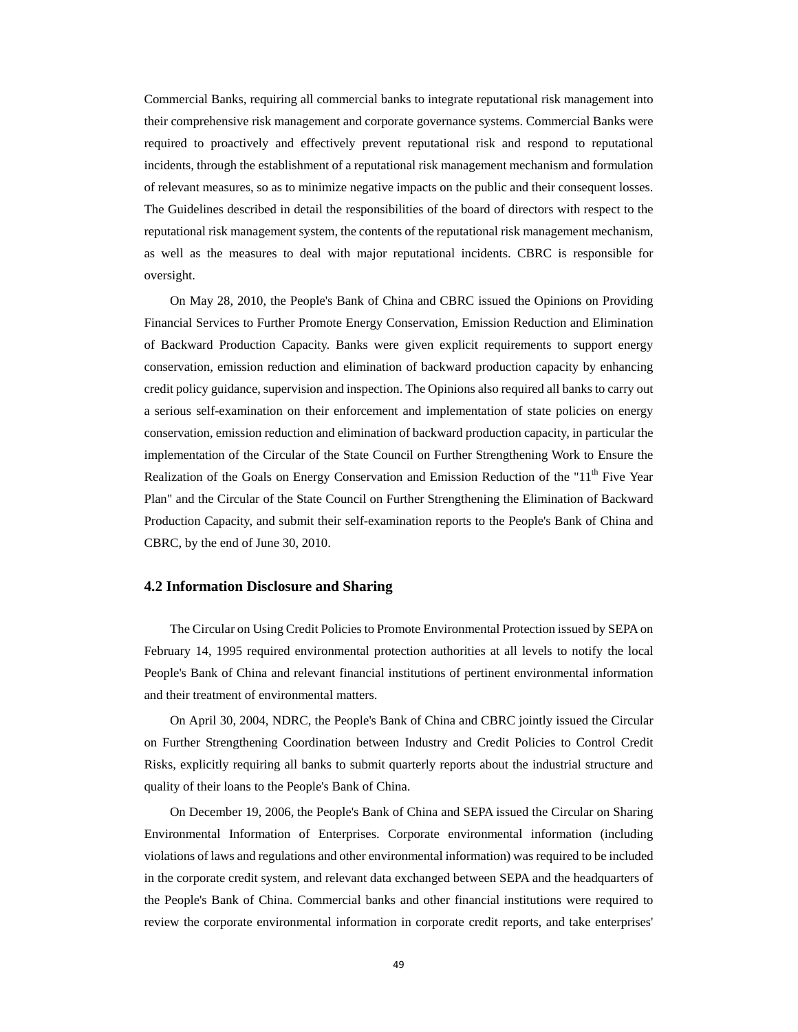Commercial Banks, requiring all commercial banks to integrate reputational risk management into their comprehensive risk management and corporate governance systems. Commercial Banks were required to proactively and effectively prevent reputational risk and respond to reputational incidents, through the establishment of a reputational risk management mechanism and formulation of relevant measures, so as to minimize negative impacts on the public and their consequent losses. The Guidelines described in detail the responsibilities of the board of directors with respect to the reputational risk management system, the contents of the reputational risk management mechanism, as well as the measures to deal with major reputational incidents. CBRC is responsible for oversight.

On May 28, 2010, the People's Bank of China and CBRC issued the Opinions on Providing Financial Services to Further Promote Energy Conservation, Emission Reduction and Elimination of Backward Production Capacity. Banks were given explicit requirements to support energy conservation, emission reduction and elimination of backward production capacity by enhancing credit policy guidance, supervision and inspection. The Opinions also required all banks to carry out a serious self-examination on their enforcement and implementation of state policies on energy conservation, emission reduction and elimination of backward production capacity, in particular the implementation of the Circular of the State Council on Further Strengthening Work to Ensure the Realization of the Goals on Energy Conservation and Emission Reduction of the "11th Five Year Plan" and the Circular of the State Council on Further Strengthening the Elimination of Backward Production Capacity, and submit their self-examination reports to the People's Bank of China and CBRC, by the end of June 30, 2010.

### 4.2 Information Disclosure and Sharing

The Circular on Using Credit Policies to Promote Environmental Protection issued by SEPA on February 14, 1995 required environmental protection authorities at all levels to notify the local People's Bank of China and relevant financial institutions of pertinent environmental information and their treatment of environmental matters.

On April 30, 2004, NDRC, the People's Bank of China and CBRC jointly issued the Circular on Further Strengthening Coordination between Industry and Credit Policies to Control Credit Risks, explicitly requiring all banks to submit quarterly reports about the industrial structure and quality of their loans to the People's Bank of China.

On December 19, 2006, the People's Bank of China and SEPA issued the Circular on Sharing Environmental Information of Enterprises. Corporate environmental information (including violations of laws and regulations and other environmental information) was required to be included in the corporate credit system, and relevant data exchanged between SEPA and the headquarters of the People's Bank of China. Commercial banks and other financial institutions were required to review the corporate environmental information in corporate credit reports, and take enterprises'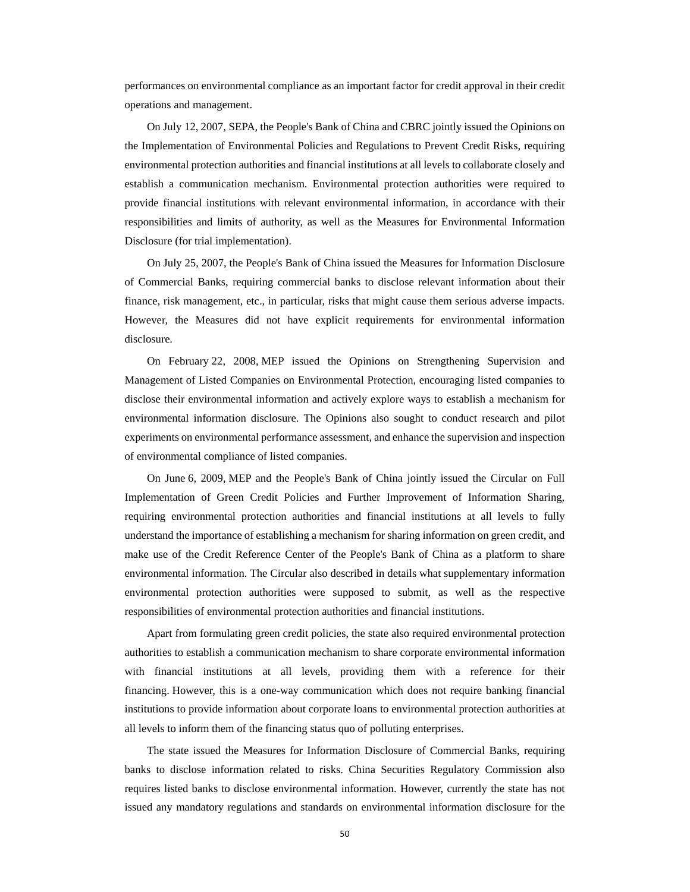performances on environmental compliance as an important factor for credit approval in their credit operations and management.

On July 12, 2007, SEPA, the People's Bank of China and CBRC jointly issued the Opinions on the Implementation of Environmental Policies and Regulations to Prevent Credit Risks, requiring environmental protection authorities and financial institutions at all levels to collaborate closely and establish a communication mechanism. Environmental protection authorities were required to provide financial institutions with relevant environmental information, in accordance with their responsibilities and limits of authority, as well as the Measures for Environmental Information Disclosure (for trial implementation).

On July 25, 2007, the People's Bank of China issued the Measures for Information Disclosure of Commercial Banks, requiring commercial banks to disclose relevant information about their finance, risk management, etc., in particular, risks that might cause them serious adverse impacts. However, the Measures did not have explicit requirements for environmental information disclosure.

On February 22, 2008, MEP issued the Opinions on Strengthening Supervision and Management of Listed Companies on Environmental Protection, encouraging listed companies to disclose their environmental information and actively explore ways to establish a mechanism for environmental information disclosure. The Opinions also sought to conduct research and pilot experiments on environmental performance assessment, and enhance the supervision and inspection of environmental compliance of listed companies.

On June 6, 2009, MEP and the People's Bank of China jointly issued the Circular on Full Implementation of Green Credit Policies and Further Improvement of Information Sharing, requiring environmental protection authorities and financial institutions at all levels to fully understand the importance of establishing a mechanism for sharing information on green credit, and make use of the Credit Reference Center of the People's Bank of China as a platform to share environmental information. The Circular also described in details what supplementary information environmental protection authorities were supposed to submit, as well as the respective responsibilities of environmental protection authorities and financial institutions.

Apart from formulating green credit policies, the state also required environmental protection authorities to establish a communication mechanism to share corporate environmental information with financial institutions at all levels, providing them with a reference for their financing. However, this is a one-way communication which does not require banking financial institutions to provide information about corporate loans to environmental protection authorities at all levels to inform them of the financing status quo of polluting enterprises.

The state issued the Measures for Information Disclosure of Commercial Banks, requiring banks to disclose information related to risks. China Securities Regulatory Commission also requires listed banks to disclose environmental information. However, currently the state has not issued any mandatory regulations and standards on environmental information disclosure for the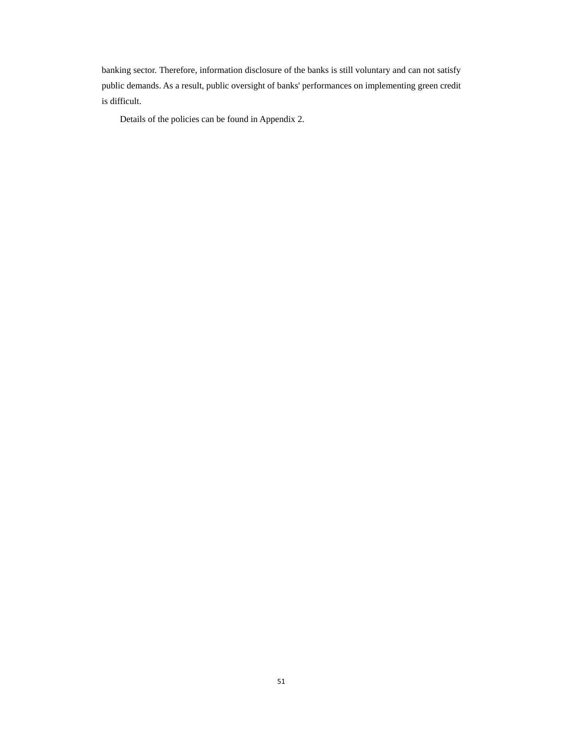banking sector. Therefore, information disclosure of the banks is still voluntary and can not satisfy public demands. As a result, public oversight of banks' performances on implementing green credit is difficult.

Details of the policies can be found in Appendix 2.